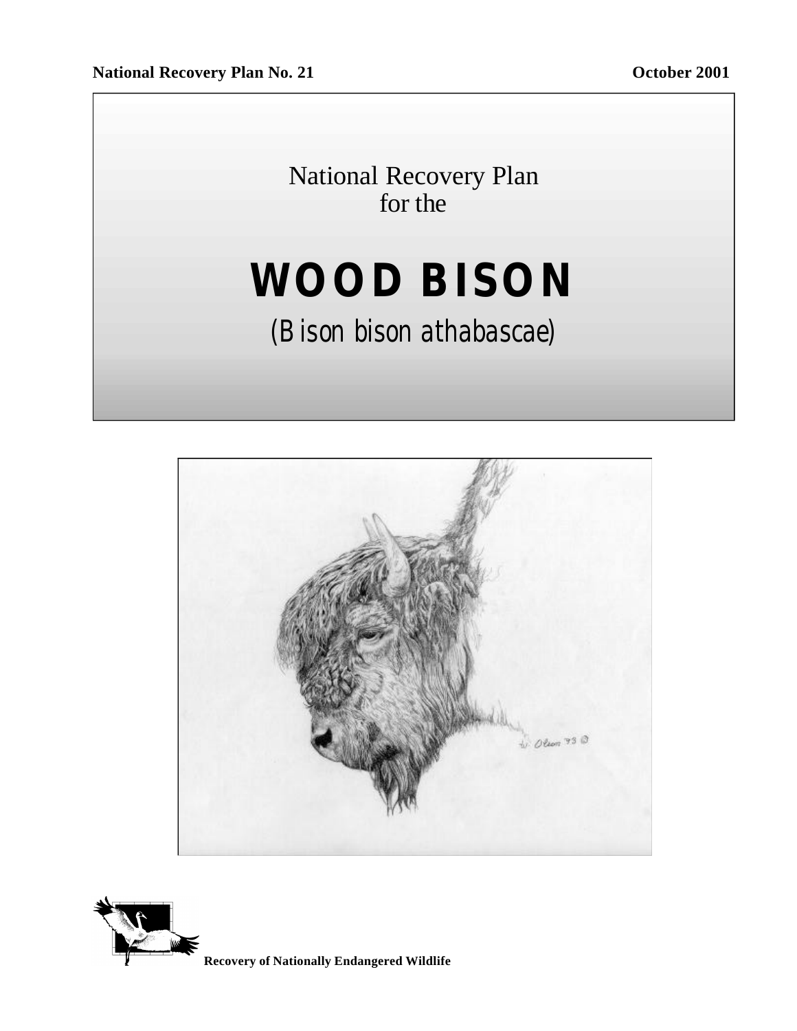**National Recovery Plan No. 21** **October 2001**

National Recovery Plan
for the

# WOOD BISON

*(Bison bison athabascae)*

**Recovery of Nationally Endangered Wildlife**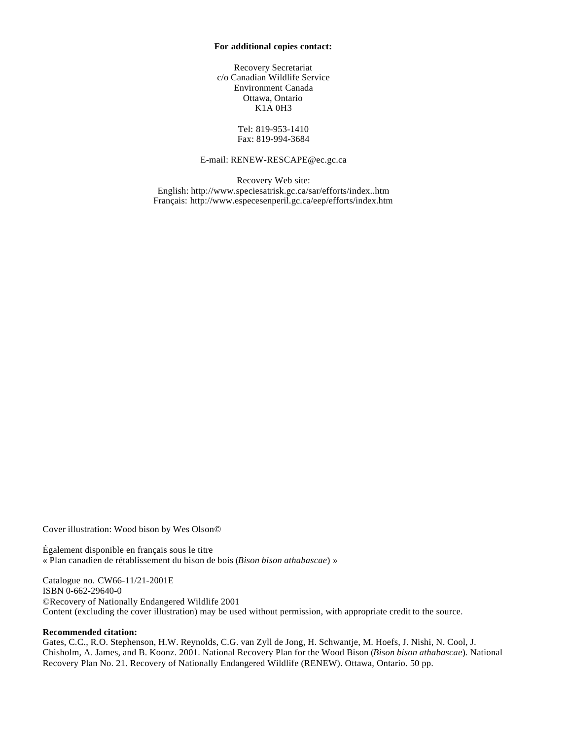**For additional copies contact:**

Recovery Secretariat
c/o Canadian Wildlife Service
Environment Canada
Ottawa, Ontario
K1A 0H3

Tel: 819-953-1410
Fax: 819-994-3684

E-mail: RENEW-RESCAPE@ec.gc.ca

Recovery Web site:
English: http://www.speciesatrisk.gc.ca/sar/efforts/index..htm
Français: http://www.especesenperil.gc.ca/eep/efforts/index.htm

Cover illustration: Wood bison by Wes Olson©

Également disponible en français sous le titre
« Plan canadien de rétablissement du bison de bois (*Bison bison athabascae*) »

Catalogue no. CW66-11/21-2001E
ISBN 0-662-29640-0
©Recovery of Nationally Endangered Wildlife 2001
Content (excluding the cover illustration) may be used without permission, with appropriate credit to the source.

**Recommended citation:**
Gates, C.C., R.O. Stephenson, H.W. Reynolds, C.G. van Zyll de Jong, H. Schwantje, M. Hoefs, J. Nishi, N. Cool, J. Chisholm, A. James, and B. Koonz. 2001. National Recovery Plan for the Wood Bison (*Bison bison athabascae*). National Recovery Plan No. 21. Recovery of Nationally Endangered Wildlife (RENEW). Ottawa, Ontario. 50 pp.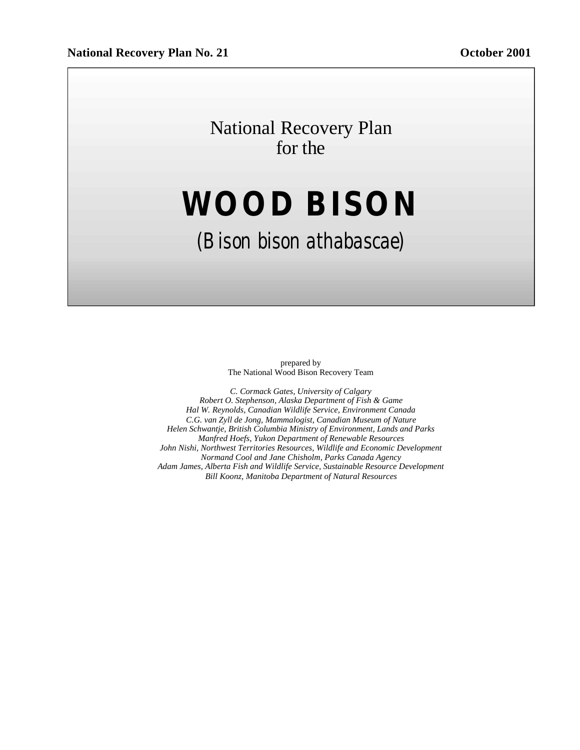**National Recovery Plan No. 21** **October 2001**

# National Recovery Plan for the

# WOOD BISON

## (*Bison bison athabascae*)

prepared by
The National Wood Bison Recovery Team

*C. Cormack Gates, University of Calgary*
*Robert O. Stephenson, Alaska Department of Fish & Game*
*Hal W. Reynolds, Canadian Wildlife Service, Environment Canada*
*C.G. van Zyll de Jong, Mammalogist, Canadian Museum of Nature*
*Helen Schwantje, British Columbia Ministry of Environment, Lands and Parks*
*Manfred Hoefs, Yukon Department of Renewable Resources*
*John Nishi, Northwest Territories Resources, Wildlife and Economic Development*
*Normand Cool and Jane Chisholm, Parks Canada Agency*
*Adam James, Alberta Fish and Wildlife Service, Sustainable Resource Development*
*Bill Koonz, Manitoba Department of Natural Resources*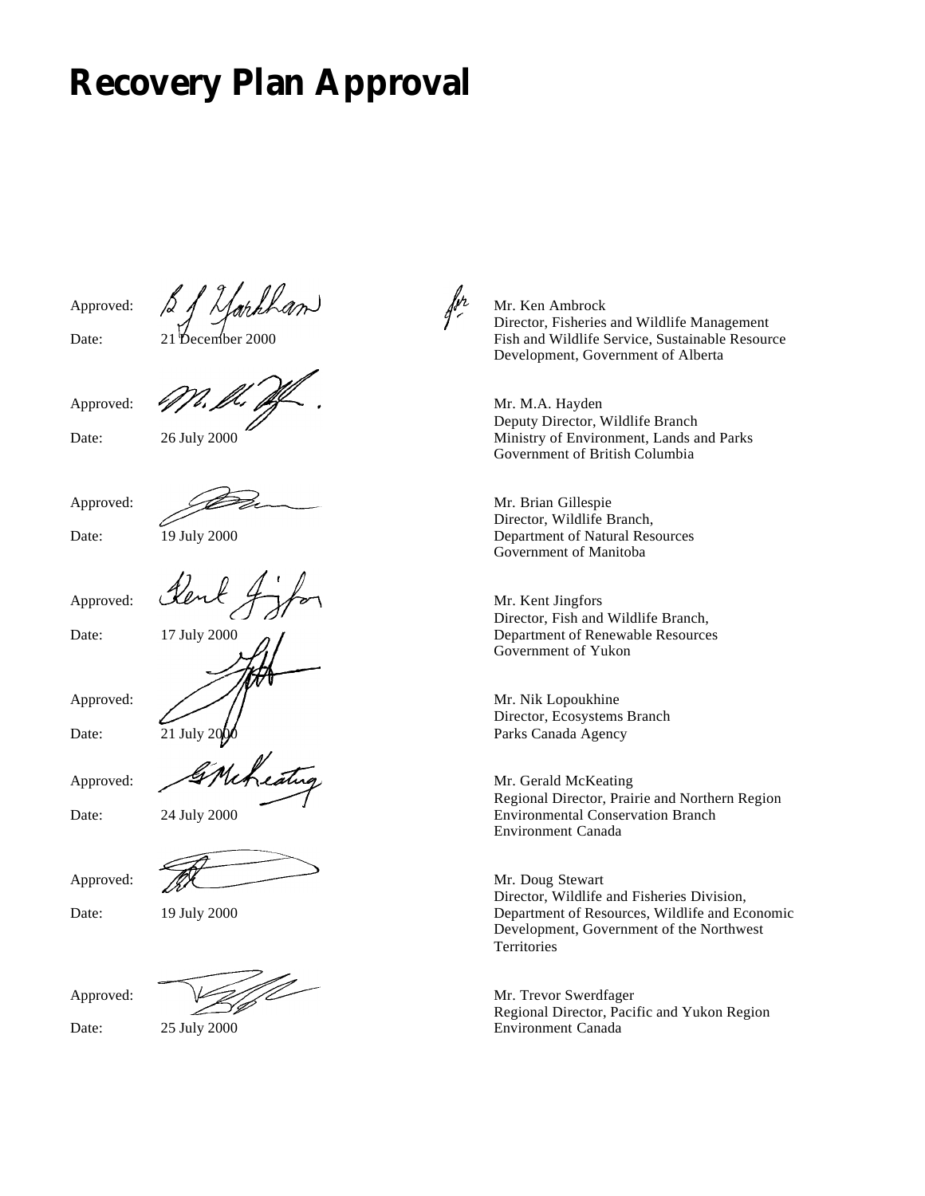# Recovery Plan Approval

Approved: for Mr. Ken Ambrock
Director, Fisheries and Wildlife Management
Fish and Wildlife Service, Sustainable Resource Development, Government of Alberta
Date: 21 December 2000

Approved: Mr. M.A. Hayden
Deputy Director, Wildlife Branch
Ministry of Environment, Lands and Parks
Government of British Columbia
Date: 26 July 2000

Approved: Mr. Brian Gillespie
Director, Wildlife Branch,
Department of Natural Resources
Government of Manitoba
Date: 19 July 2000

Approved: Mr. Kent Jingfors
Director, Fish and Wildlife Branch,
Department of Renewable Resources
Government of Yukon
Date: 17 July 2000

Approved: Mr. Nik Lopoukhine
Director, Ecosystems Branch
Parks Canada Agency
Date: 21 July 2000

Approved: Mr. Gerald McKeating
Regional Director, Prairie and Northern Region
Environmental Conservation Branch
Environment Canada
Date: 24 July 2000

Approved: Mr. Doug Stewart
Director, Wildlife and Fisheries Division,
Department of Resources, Wildlife and Economic Development, Government of the Northwest Territories
Date: 19 July 2000

Approved: Mr. Trevor Swerdfager
Regional Director, Pacific and Yukon Region
Environment Canada
Date: 25 July 2000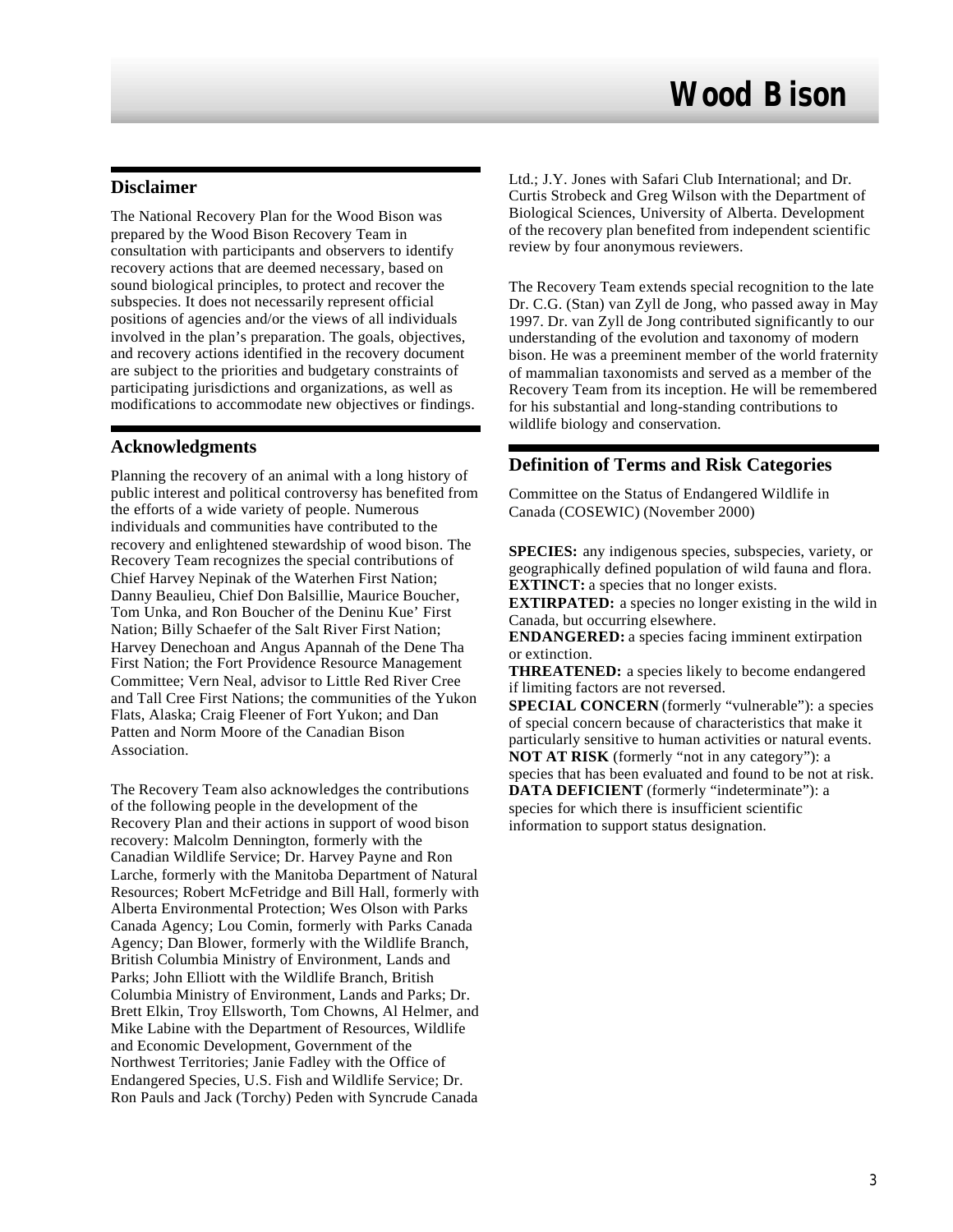## Disclaimer

The National Recovery Plan for the Wood Bison was prepared by the Wood Bison Recovery Team in consultation with participants and observers to identify recovery actions that are deemed necessary, based on sound biological principles, to protect and recover the subspecies. It does not necessarily represent official positions of agencies and/or the views of all individuals involved in the plan's preparation. The goals, objectives, and recovery actions identified in the recovery document are subject to the priorities and budgetary constraints of participating jurisdictions and organizations, as well as modifications to accommodate new objectives or findings.

## Acknowledgments

Planning the recovery of an animal with a long history of public interest and political controversy has benefited from the efforts of a wide variety of people. Numerous individuals and communities have contributed to the recovery and enlightened stewardship of wood bison. The Recovery Team recognizes the special contributions of Chief Harvey Nepinak of the Waterhen First Nation; Danny Beaulieu, Chief Don Balsillie, Maurice Boucher, Tom Unka, and Ron Boucher of the Deninu Kue' First Nation; Billy Schaefer of the Salt River First Nation; Harvey Denechoan and Angus Apannah of the Dene Tha First Nation; the Fort Providence Resource Management Committee; Vern Neal, advisor to Little Red River Cree and Tall Cree First Nations; the communities of the Yukon Flats, Alaska; Craig Fleener of Fort Yukon; and Dan Patten and Norm Moore of the Canadian Bison Association.

The Recovery Team also acknowledges the contributions of the following people in the development of the Recovery Plan and their actions in support of wood bison recovery: Malcolm Dennington, formerly with the Canadian Wildlife Service; Dr. Harvey Payne and Ron Larche, formerly with the Manitoba Department of Natural Resources; Robert McFetridge and Bill Hall, formerly with Alberta Environmental Protection; Wes Olson with Parks Canada Agency; Lou Comin, formerly with Parks Canada Agency; Dan Blower, formerly with the Wildlife Branch, British Columbia Ministry of Environment, Lands and Parks; John Elliott with the Wildlife Branch, British Columbia Ministry of Environment, Lands and Parks; Dr. Brett Elkin, Troy Ellsworth, Tom Chowns, Al Helmer, and Mike Labine with the Department of Resources, Wildlife and Economic Development, Government of the Northwest Territories; Janie Fadley with the Office of Endangered Species, U.S. Fish and Wildlife Service; Dr. Ron Pauls and Jack (Torchy) Peden with Syncrude Canada Ltd.; J.Y. Jones with Safari Club International; and Dr. Curtis Strobeck and Greg Wilson with the Department of Biological Sciences, University of Alberta. Development of the recovery plan benefited from independent scientific review by four anonymous reviewers.

The Recovery Team extends special recognition to the late Dr. C.G. (Stan) van Zyll de Jong, who passed away in May 1997. Dr. van Zyll de Jong contributed significantly to our understanding of the evolution and taxonomy of modern bison. He was a preeminent member of the world fraternity of mammalian taxonomists and served as a member of the Recovery Team from its inception. He will be remembered for his substantial and long-standing contributions to wildlife biology and conservation.

## Definition of Terms and Risk Categories

Committee on the Status of Endangered Wildlife in Canada (COSEWIC) (November 2000)

**SPECIES:** any indigenous species, subspecies, variety, or geographically defined population of wild fauna and flora.
**EXTINCT:** a species that no longer exists.
**EXTIRPATED:** a species no longer existing in the wild in Canada, but occurring elsewhere.
**ENDANGERED:** a species facing imminent extirpation or extinction.
**THREATENED:** a species likely to become endangered if limiting factors are not reversed.
**SPECIAL CONCERN** (formerly "vulnerable"): a species of special concern because of characteristics that make it particularly sensitive to human activities or natural events.
**NOT AT RISK** (formerly "not in any category"): a species that has been evaluated and found to be not at risk.
**DATA DEFICIENT** (formerly "indeterminate"): a species for which there is insufficient scientific information to support status designation.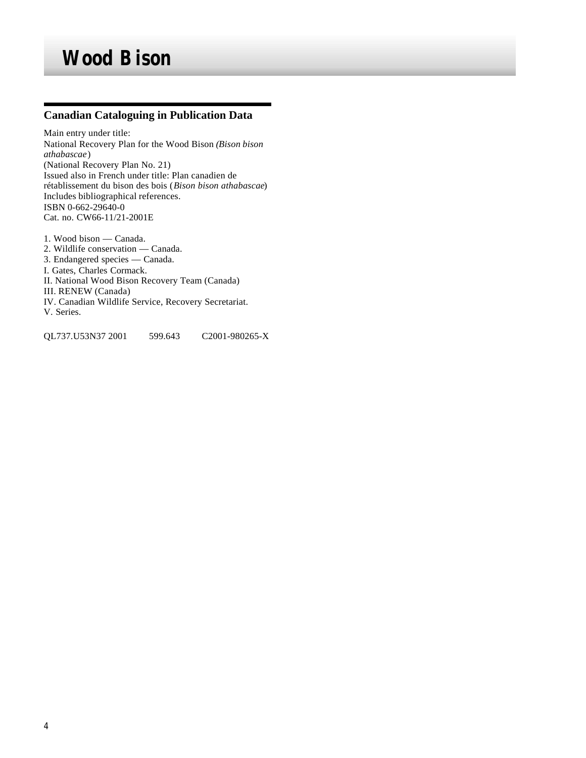## Canadian Cataloguing in Publication Data

Main entry under title:
National Recovery Plan for the Wood Bison *(Bison bison athabascae)*
(National Recovery Plan No. 21)
Issued also in French under title: Plan canadien de rétablissement du bison des bois (*Bison bison athabascae*)
Includes bibliographical references.
ISBN 0-662-29640-0
Cat. no. CW66-11/21-2001E

1. Wood bison — Canada.
2. Wildlife conservation — Canada.
3. Endangered species — Canada.

I. Gates, Charles Cormack.
II. National Wood Bison Recovery Team (Canada)
III. RENEW (Canada)
IV. Canadian Wildlife Service, Recovery Secretariat.
V. Series.

QL737.U53N37 2001 599.643 C2001-980265-X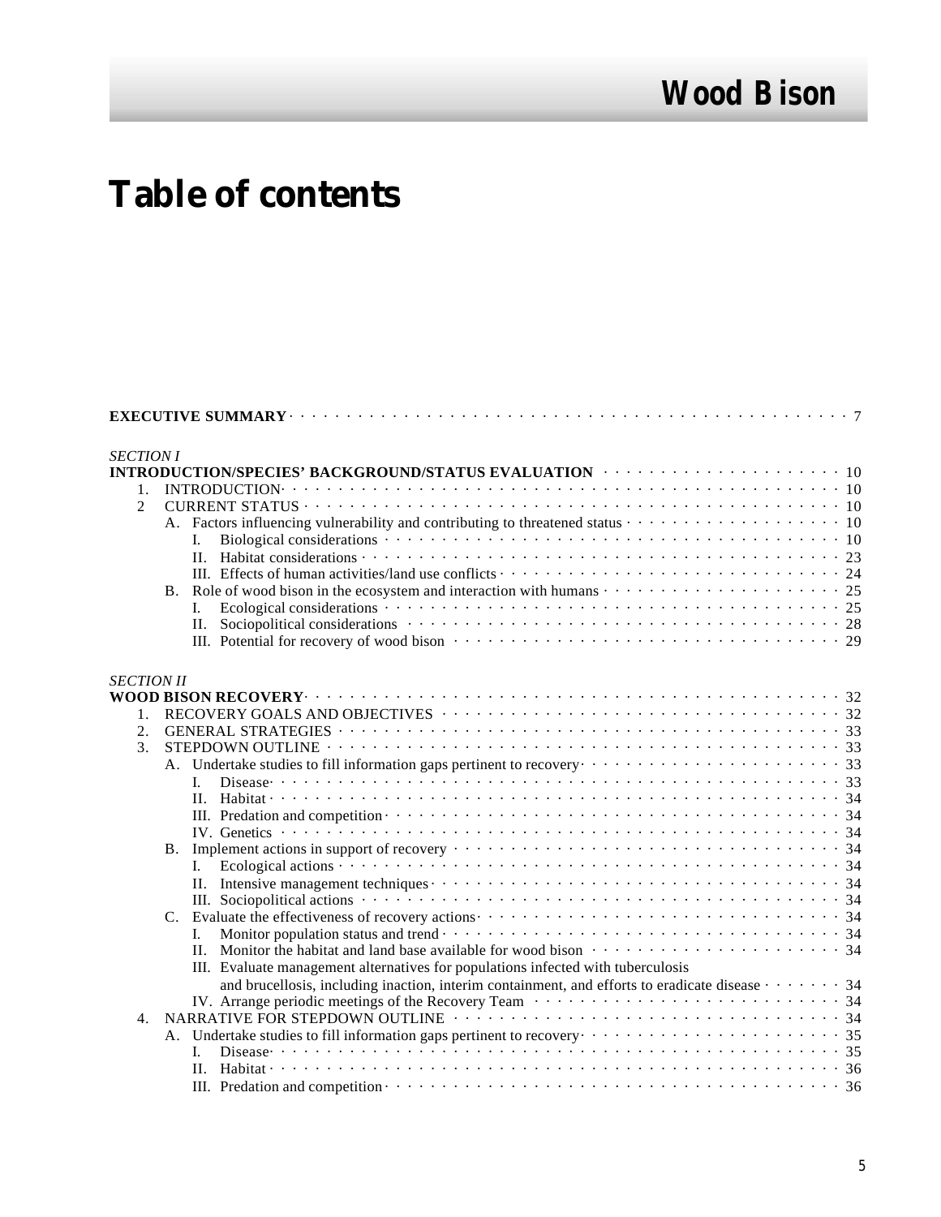# Table of contents

**EXECUTIVE SUMMARY** · · · · · 7

*SECTION I*

**INTRODUCTION/SPECIES' BACKGROUND/STATUS EVALUATION** · · · · · 10

1. INTRODUCTION · · · · · 10
2. CURRENT STATUS · · · · · 10
   - A. Factors influencing vulnerability and contributing to threatened status · · · · · 10
     - I. Biological considerations · · · · · 10
     - II. Habitat considerations · · · · · 23
     - III. Effects of human activities/land use conflicts · · · · · 24
   - B. Role of wood bison in the ecosystem and interaction with humans · · · · · 25
     - I. Ecological considerations · · · · · 25
     - II. Sociopolitical considerations · · · · · 28
     - III. Potential for recovery of wood bison · · · · · 29

*SECTION II*

**WOOD BISON RECOVERY** · · · · · 32

1. RECOVERY GOALS AND OBJECTIVES · · · · · 32
2. GENERAL STRATEGIES · · · · · 33
3. STEPDOWN OUTLINE · · · · · 33
   - A. Undertake studies to fill information gaps pertinent to recovery · · · · · 33
     - I. Disease · · · · · 33
     - II. Habitat · · · · · 34
     - III. Predation and competition · · · · · 34
     - IV. Genetics · · · · · 34
   - B. Implement actions in support of recovery · · · · · 34
     - I. Ecological actions · · · · · 34
     - II. Intensive management techniques · · · · · 34
     - III. Sociopolitical actions · · · · · 34
   - C. Evaluate the effectiveness of recovery actions · · · · · 34
     - I. Monitor population status and trend · · · · · 34
     - II. Monitor the habitat and land base available for wood bison · · · · · 34
     - III. Evaluate management alternatives for populations infected with tuberculosis and brucellosis, including inaction, interim containment, and efforts to eradicate disease · · · · · 34
     - IV. Arrange periodic meetings of the Recovery Team · · · · · 34
4. NARRATIVE FOR STEPDOWN OUTLINE · · · · · 34
   - A. Undertake studies to fill information gaps pertinent to recovery · · · · · 35
     - I. Disease · · · · · 35
     - II. Habitat · · · · · 36
     - III. Predation and competition · · · · · 36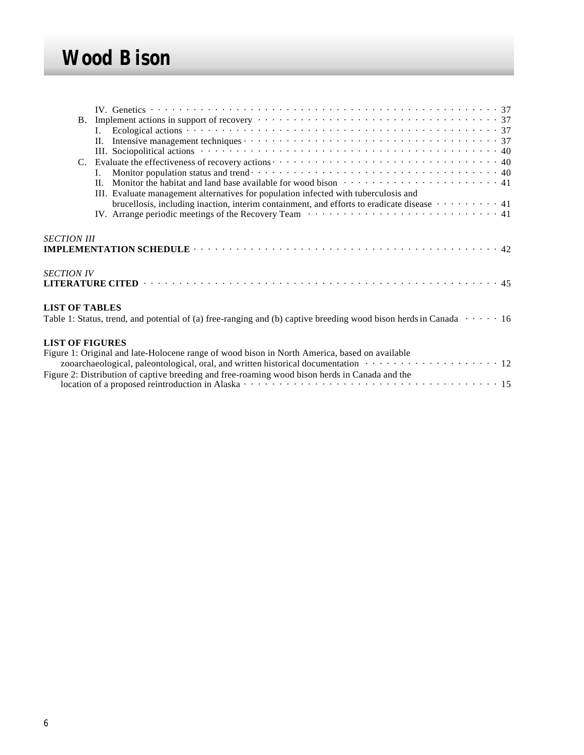IV. Genetics . . . . . . . . . . . . . . . . . . . . . . . . . . . . . . . . . . . . . . . . . . . . . . . . . . . 37

B. Implement actions in support of recovery . . . . . . . . . . . . . . . . . . . . . . . . . . . . . . . . . . 37

I. Ecological actions . . . . . . . . . . . . . . . . . . . . . . . . . . . . . . . . . . . . . . . . . . . . . . 37

II. Intensive management techniques . . . . . . . . . . . . . . . . . . . . . . . . . . . . . . . . . . . 37

III. Sociopolitical actions . . . . . . . . . . . . . . . . . . . . . . . . . . . . . . . . . . . . . . . . . . . 40

C. Evaluate the effectiveness of recovery actions . . . . . . . . . . . . . . . . . . . . . . . . . . . . . . 40

I. Monitor population status and trend . . . . . . . . . . . . . . . . . . . . . . . . . . . . . . . . . . 40

II. Monitor the habitat and land base available for wood bison . . . . . . . . . . . . . . . . . . . . 41

III. Evaluate management alternatives for population infected with tuberculosis and brucellosis, including inaction, interim containment, and efforts to eradicate disease . . . . . . . . . 41

IV. Arrange periodic meetings of the Recovery Team . . . . . . . . . . . . . . . . . . . . . . . . . . 41

*SECTION III*

**IMPLEMENTATION SCHEDULE** . . . . . . . . . . . . . . . . . . . . . . . . . . . . . . . . . . . . . . . . . 42

*SECTION IV*

**LITERATURE CITED** . . . . . . . . . . . . . . . . . . . . . . . . . . . . . . . . . . . . . . . . . . . . . . . 45

**LIST OF TABLES**

Table 1: Status, trend, and potential of (a) free-ranging and (b) captive breeding wood bison herds in Canada . . . . . 16

**LIST OF FIGURES**

Figure 1: Original and late-Holocene range of wood bison in North America, based on available zooarchaeological, paleontological, oral, and written historical documentation . . . . . . . . . . . . . . . . . . . . 12

Figure 2: Distribution of captive breeding and free-roaming wood bison herds in Canada and the location of a proposed reintroduction in Alaska . . . . . . . . . . . . . . . . . . . . . . . . . . . . . . . . . . . . . . . 15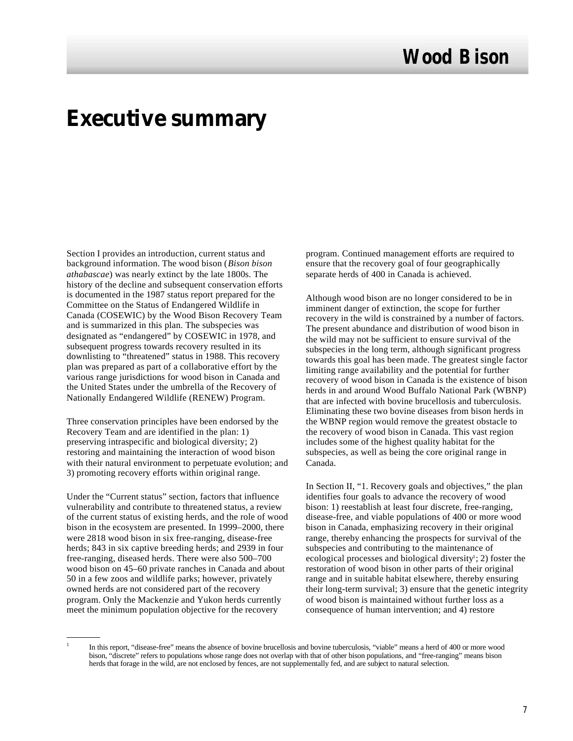# Executive summary

Section I provides an introduction, current status and background information. The wood bison (*Bison bison athabascae*) was nearly extinct by the late 1800s. The history of the decline and subsequent conservation efforts is documented in the 1987 status report prepared for the Committee on the Status of Endangered Wildlife in Canada (COSEWIC) by the Wood Bison Recovery Team and is summarized in this plan. The subspecies was designated as "endangered" by COSEWIC in 1978, and subsequent progress towards recovery resulted in its downlisting to "threatened" status in 1988. This recovery plan was prepared as part of a collaborative effort by the various range jurisdictions for wood bison in Canada and the United States under the umbrella of the Recovery of Nationally Endangered Wildlife (RENEW) Program.

Three conservation principles have been endorsed by the Recovery Team and are identified in the plan: 1) preserving intraspecific and biological diversity; 2) restoring and maintaining the interaction of wood bison with their natural environment to perpetuate evolution; and 3) promoting recovery efforts within original range.

Under the "Current status" section, factors that influence vulnerability and contribute to threatened status, a review of the current status of existing herds, and the role of wood bison in the ecosystem are presented. In 1999–2000, there were 2818 wood bison in six free-ranging, disease-free herds; 843 in six captive breeding herds; and 2939 in four free-ranging, diseased herds. There were also 500–700 wood bison on 45–60 private ranches in Canada and about 50 in a few zoos and wildlife parks; however, privately owned herds are not considered part of the recovery program. Only the Mackenzie and Yukon herds currently meet the minimum population objective for the recovery program. Continued management efforts are required to ensure that the recovery goal of four geographically separate herds of 400 in Canada is achieved.

Although wood bison are no longer considered to be in imminent danger of extinction, the scope for further recovery in the wild is constrained by a number of factors. The present abundance and distribution of wood bison in the wild may not be sufficient to ensure survival of the subspecies in the long term, although significant progress towards this goal has been made. The greatest single factor limiting range availability and the potential for further recovery of wood bison in Canada is the existence of bison herds in and around Wood Buffalo National Park (WBNP) that are infected with bovine brucellosis and tuberculosis. Eliminating these two bovine diseases from bison herds in the WBNP region would remove the greatest obstacle to the recovery of wood bison in Canada. This vast region includes some of the highest quality habitat for the subspecies, as well as being the core original range in Canada.

In Section II, "1. Recovery goals and objectives," the plan identifies four goals to advance the recovery of wood bison: 1) reestablish at least four discrete, free-ranging, disease-free, and viable populations of 400 or more wood bison in Canada, emphasizing recovery in their original range, thereby enhancing the prospects for survival of the subspecies and contributing to the maintenance of ecological processes and biological diversity[1]; 2) foster the restoration of wood bison in other parts of their original range and in suitable habitat elsewhere, thereby ensuring their long-term survival; 3) ensure that the genetic integrity of wood bison is maintained without further loss as a consequence of human intervention; and 4) restore

[1] In this report, "disease-free" means the absence of bovine brucellosis and bovine tuberculosis, "viable" means a herd of 400 or more wood bison, "discrete" refers to populations whose range does not overlap with that of other bison populations, and "free-ranging" means bison herds that forage in the wild, are not enclosed by fences, are not supplementally fed, and are subject to natural selection.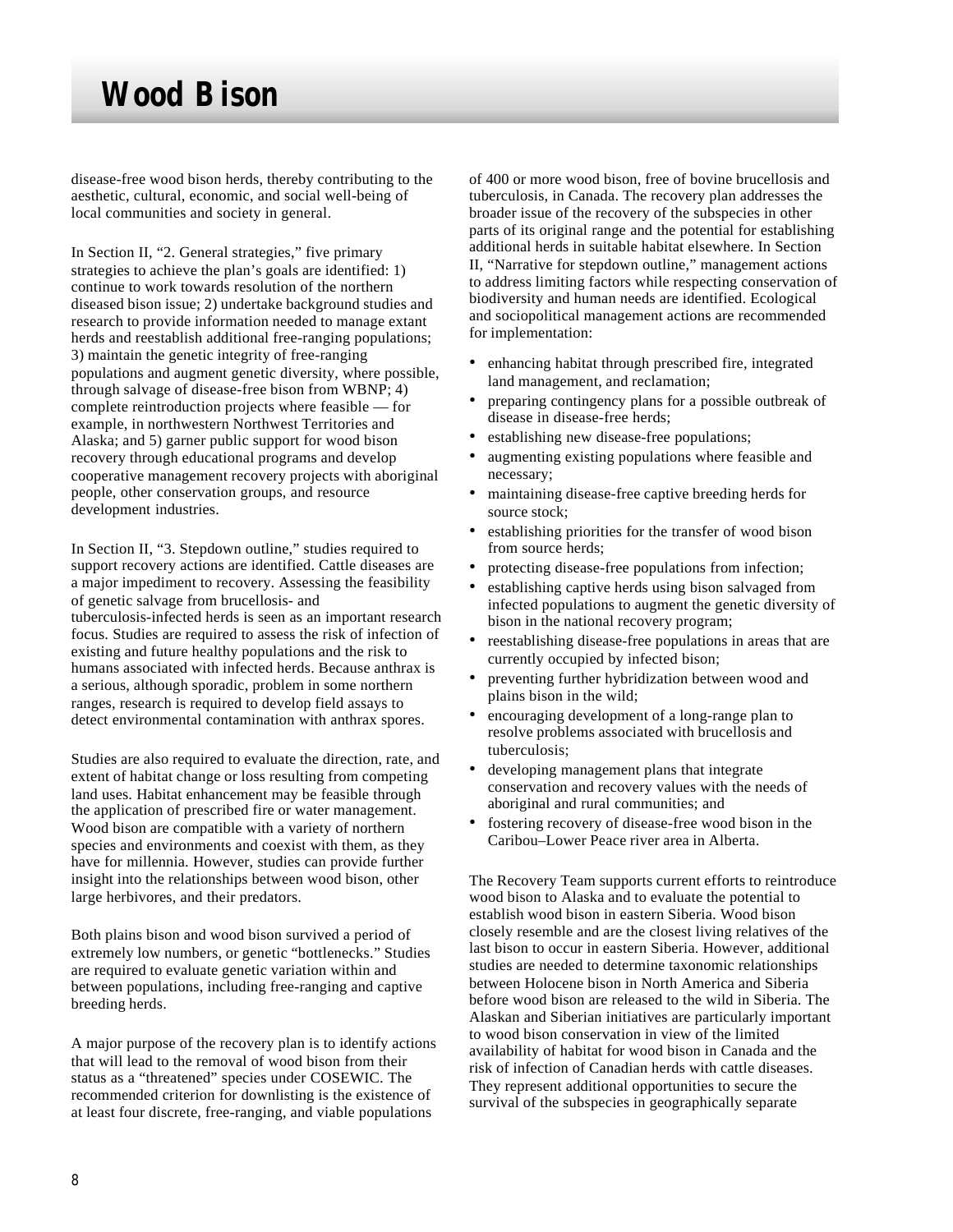disease-free wood bison herds, thereby contributing to the aesthetic, cultural, economic, and social well-being of local communities and society in general.

In Section II, "2. General strategies," five primary strategies to achieve the plan's goals are identified: 1) continue to work towards resolution of the northern diseased bison issue; 2) undertake background studies and research to provide information needed to manage extant herds and reestablish additional free-ranging populations; 3) maintain the genetic integrity of free-ranging populations and augment genetic diversity, where possible, through salvage of disease-free bison from WBNP; 4) complete reintroduction projects where feasible — for example, in northwestern Northwest Territories and Alaska; and 5) garner public support for wood bison recovery through educational programs and develop cooperative management recovery projects with aboriginal people, other conservation groups, and resource development industries.

In Section II, "3. Stepdown outline," studies required to support recovery actions are identified. Cattle diseases are a major impediment to recovery. Assessing the feasibility of genetic salvage from brucellosis- and tuberculosis-infected herds is seen as an important research focus. Studies are required to assess the risk of infection of existing and future healthy populations and the risk to humans associated with infected herds. Because anthrax is a serious, although sporadic, problem in some northern ranges, research is required to develop field assays to detect environmental contamination with anthrax spores.

Studies are also required to evaluate the direction, rate, and extent of habitat change or loss resulting from competing land uses. Habitat enhancement may be feasible through the application of prescribed fire or water management. Wood bison are compatible with a variety of northern species and environments and coexist with them, as they have for millennia. However, studies can provide further insight into the relationships between wood bison, other large herbivores, and their predators.

Both plains bison and wood bison survived a period of extremely low numbers, or genetic "bottlenecks." Studies are required to evaluate genetic variation within and between populations, including free-ranging and captive breeding herds.

A major purpose of the recovery plan is to identify actions that will lead to the removal of wood bison from their status as a "threatened" species under COSEWIC. The recommended criterion for downlisting is the existence of at least four discrete, free-ranging, and viable populations of 400 or more wood bison, free of bovine brucellosis and tuberculosis, in Canada. The recovery plan addresses the broader issue of the recovery of the subspecies in other parts of its original range and the potential for establishing additional herds in suitable habitat elsewhere. In Section II, "Narrative for stepdown outline," management actions to address limiting factors while respecting conservation of biodiversity and human needs are identified. Ecological and sociopolitical management actions are recommended for implementation:

- enhancing habitat through prescribed fire, integrated land management, and reclamation;
- preparing contingency plans for a possible outbreak of disease in disease-free herds;
- establishing new disease-free populations;
- augmenting existing populations where feasible and necessary;
- maintaining disease-free captive breeding herds for source stock;
- establishing priorities for the transfer of wood bison from source herds;
- protecting disease-free populations from infection;
- establishing captive herds using bison salvaged from infected populations to augment the genetic diversity of bison in the national recovery program;
- reestablishing disease-free populations in areas that are currently occupied by infected bison;
- preventing further hybridization between wood and plains bison in the wild;
- encouraging development of a long-range plan to resolve problems associated with brucellosis and tuberculosis;
- developing management plans that integrate conservation and recovery values with the needs of aboriginal and rural communities; and
- fostering recovery of disease-free wood bison in the Caribou–Lower Peace river area in Alberta.

The Recovery Team supports current efforts to reintroduce wood bison to Alaska and to evaluate the potential to establish wood bison in eastern Siberia. Wood bison closely resemble and are the closest living relatives of the last bison to occur in eastern Siberia. However, additional studies are needed to determine taxonomic relationships between Holocene bison in North America and Siberia before wood bison are released to the wild in Siberia. The Alaskan and Siberian initiatives are particularly important to wood bison conservation in view of the limited availability of habitat for wood bison in Canada and the risk of infection of Canadian herds with cattle diseases. They represent additional opportunities to secure the survival of the subspecies in geographically separate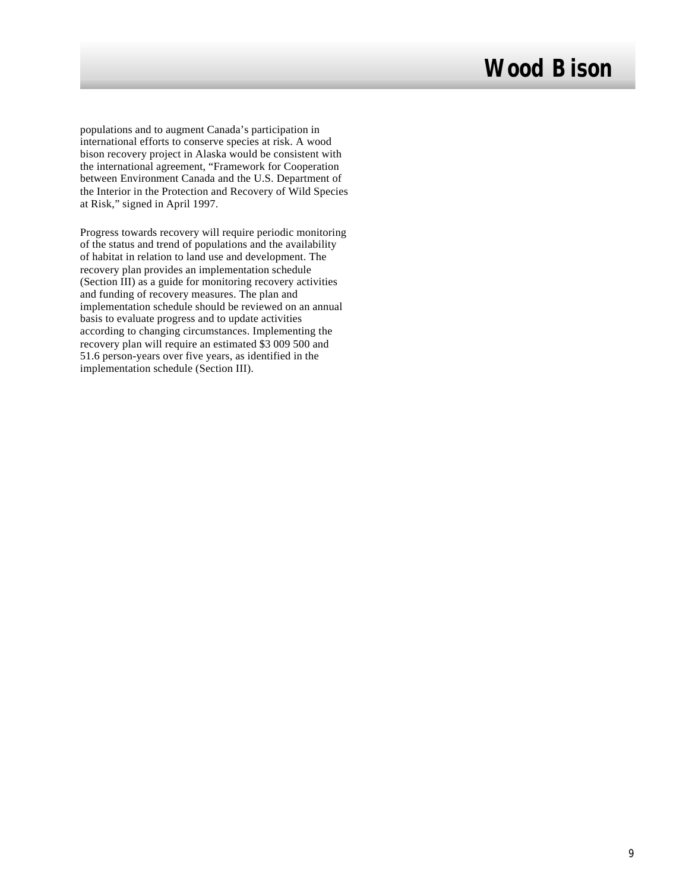populations and to augment Canada's participation in international efforts to conserve species at risk. A wood bison recovery project in Alaska would be consistent with the international agreement, "Framework for Cooperation between Environment Canada and the U.S. Department of the Interior in the Protection and Recovery of Wild Species at Risk," signed in April 1997.

Progress towards recovery will require periodic monitoring of the status and trend of populations and the availability of habitat in relation to land use and development. The recovery plan provides an implementation schedule (Section III) as a guide for monitoring recovery activities and funding of recovery measures. The plan and implementation schedule should be reviewed on an annual basis to evaluate progress and to update activities according to changing circumstances. Implementing the recovery plan will require an estimated $3 009 500 and 51.6 person-years over five years, as identified in the implementation schedule (Section III).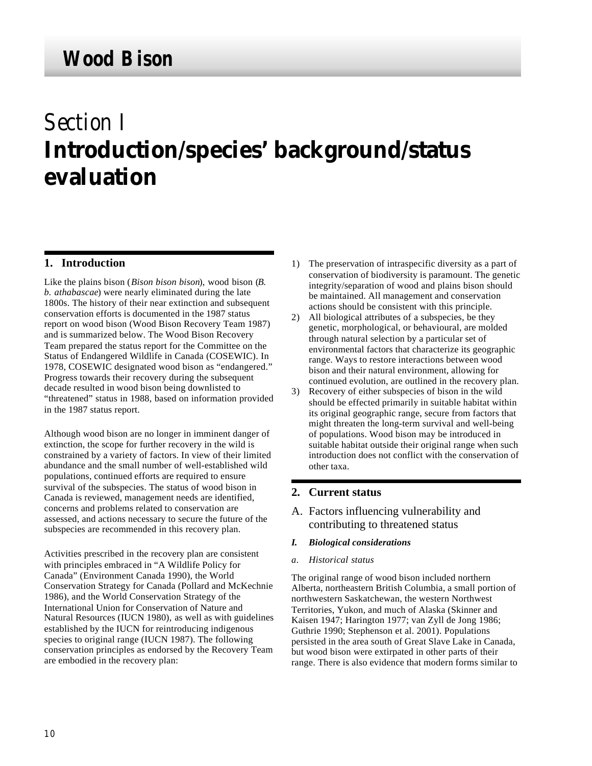# Wood Bison

# Section I
# Introduction/species' background/status evaluation

## 1. Introduction

Like the plains bison (*Bison bison bison*), wood bison (*B. b. athabascae*) were nearly eliminated during the late 1800s. The history of their near extinction and subsequent conservation efforts is documented in the 1987 status report on wood bison (Wood Bison Recovery Team 1987) and is summarized below. The Wood Bison Recovery Team prepared the status report for the Committee on the Status of Endangered Wildlife in Canada (COSEWIC). In 1978, COSEWIC designated wood bison as "endangered." Progress towards their recovery during the subsequent decade resulted in wood bison being downlisted to "threatened" status in 1988, based on information provided in the 1987 status report.

Although wood bison are no longer in imminent danger of extinction, the scope for further recovery in the wild is constrained by a variety of factors. In view of their limited abundance and the small number of well-established wild populations, continued efforts are required to ensure survival of the subspecies. The status of wood bison in Canada is reviewed, management needs are identified, concerns and problems related to conservation are assessed, and actions necessary to secure the future of the subspecies are recommended in this recovery plan.

Activities prescribed in the recovery plan are consistent with principles embraced in "A Wildlife Policy for Canada" (Environment Canada 1990), the World Conservation Strategy for Canada (Pollard and McKechnie 1986), and the World Conservation Strategy of the International Union for Conservation of Nature and Natural Resources (IUCN 1980), as well as with guidelines established by the IUCN for reintroducing indigenous species to original range (IUCN 1987). The following conservation principles as endorsed by the Recovery Team are embodied in the recovery plan:

1) The preservation of intraspecific diversity as a part of conservation of biodiversity is paramount. The genetic integrity/separation of wood and plains bison should be maintained. All management and conservation actions should be consistent with this principle.
2) All biological attributes of a subspecies, be they genetic, morphological, or behavioural, are molded through natural selection by a particular set of environmental factors that characterize its geographic range. Ways to restore interactions between wood bison and their natural environment, allowing for continued evolution, are outlined in the recovery plan.
3) Recovery of either subspecies of bison in the wild should be effected primarily in suitable habitat within its original geographic range, secure from factors that might threaten the long-term survival and well-being of populations. Wood bison may be introduced in suitable habitat outside their original range when such introduction does not conflict with the conservation of other taxa.

## 2. Current status

### A. Factors influencing vulnerability and contributing to threatened status

#### *I. Biological considerations*

*a. Historical status*

The original range of wood bison included northern Alberta, northeastern British Columbia, a small portion of northwestern Saskatchewan, the western Northwest Territories, Yukon, and much of Alaska (Skinner and Kaisen 1947; Harington 1977; van Zyll de Jong 1986; Guthrie 1990; Stephenson et al. 2001). Populations persisted in the area south of Great Slave Lake in Canada, but wood bison were extirpated in other parts of their range. There is also evidence that modern forms similar to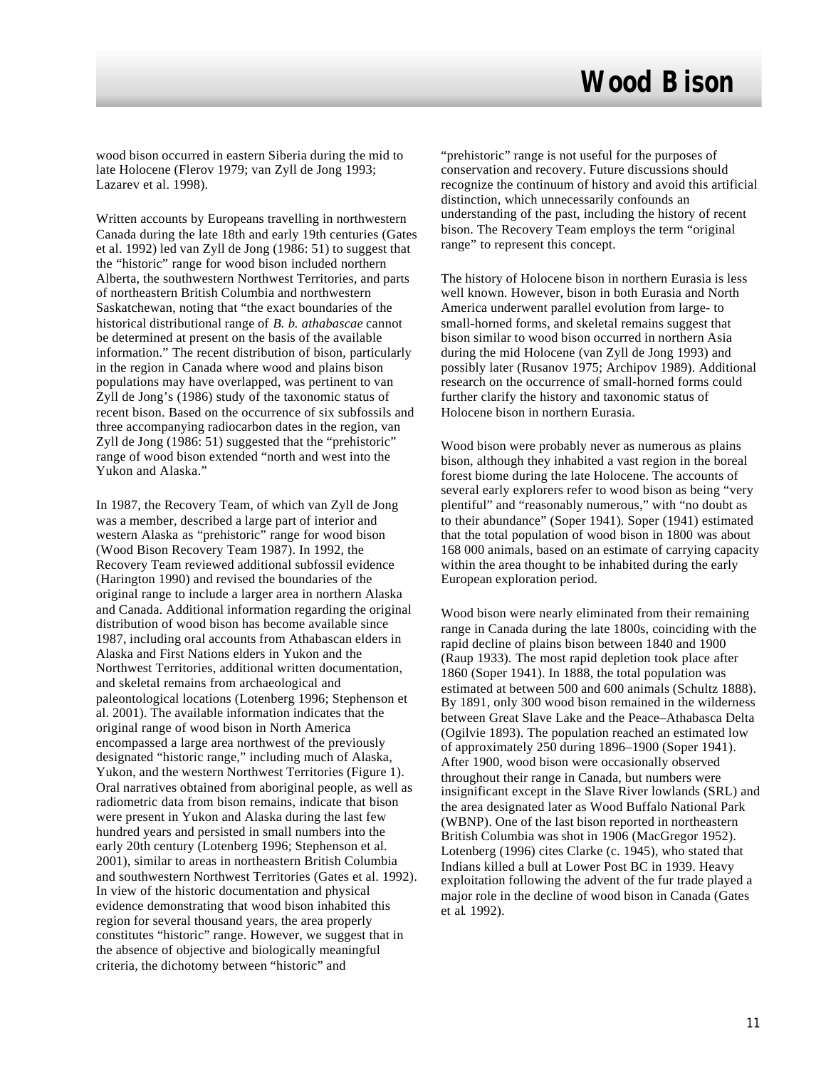wood bison occurred in eastern Siberia during the mid to late Holocene (Flerov 1979; van Zyll de Jong 1993; Lazarev et al. 1998).

Written accounts by Europeans travelling in northwestern Canada during the late 18th and early 19th centuries (Gates et al. 1992) led van Zyll de Jong (1986: 51) to suggest that the "historic" range for wood bison included northern Alberta, the southwestern Northwest Territories, and parts of northeastern British Columbia and northwestern Saskatchewan, noting that "the exact boundaries of the historical distributional range of *B. b. athabascae* cannot be determined at present on the basis of the available information." The recent distribution of bison, particularly in the region in Canada where wood and plains bison populations may have overlapped, was pertinent to van Zyll de Jong's (1986) study of the taxonomic status of recent bison. Based on the occurrence of six subfossils and three accompanying radiocarbon dates in the region, van Zyll de Jong (1986: 51) suggested that the "prehistoric" range of wood bison extended "north and west into the Yukon and Alaska."

In 1987, the Recovery Team, of which van Zyll de Jong was a member, described a large part of interior and western Alaska as "prehistoric" range for wood bison (Wood Bison Recovery Team 1987). In 1992, the Recovery Team reviewed additional subfossil evidence (Harington 1990) and revised the boundaries of the original range to include a larger area in northern Alaska and Canada. Additional information regarding the original distribution of wood bison has become available since 1987, including oral accounts from Athabascan elders in Alaska and First Nations elders in Yukon and the Northwest Territories, additional written documentation, and skeletal remains from archaeological and paleontological locations (Lotenberg 1996; Stephenson et al. 2001). The available information indicates that the original range of wood bison in North America encompassed a large area northwest of the previously designated "historic range," including much of Alaska, Yukon, and the western Northwest Territories (Figure 1). Oral narratives obtained from aboriginal people, as well as radiometric data from bison remains, indicate that bison were present in Yukon and Alaska during the last few hundred years and persisted in small numbers into the early 20th century (Lotenberg 1996; Stephenson et al. 2001), similar to areas in northeastern British Columbia and southwestern Northwest Territories (Gates et al. 1992). In view of the historic documentation and physical evidence demonstrating that wood bison inhabited this region for several thousand years, the area properly constitutes "historic" range. However, we suggest that in the absence of objective and biologically meaningful criteria, the dichotomy between "historic" and "prehistoric" range is not useful for the purposes of conservation and recovery. Future discussions should recognize the continuum of history and avoid this artificial distinction, which unnecessarily confounds an understanding of the past, including the history of recent bison. The Recovery Team employs the term "original range" to represent this concept.

The history of Holocene bison in northern Eurasia is less well known. However, bison in both Eurasia and North America underwent parallel evolution from large- to small-horned forms, and skeletal remains suggest that bison similar to wood bison occurred in northern Asia during the mid Holocene (van Zyll de Jong 1993) and possibly later (Rusanov 1975; Archipov 1989). Additional research on the occurrence of small-horned forms could further clarify the history and taxonomic status of Holocene bison in northern Eurasia.

Wood bison were probably never as numerous as plains bison, although they inhabited a vast region in the boreal forest biome during the late Holocene. The accounts of several early explorers refer to wood bison as being "very plentiful" and "reasonably numerous," with "no doubt as to their abundance" (Soper 1941). Soper (1941) estimated that the total population of wood bison in 1800 was about 168 000 animals, based on an estimate of carrying capacity within the area thought to be inhabited during the early European exploration period.

Wood bison were nearly eliminated from their remaining range in Canada during the late 1800s, coinciding with the rapid decline of plains bison between 1840 and 1900 (Raup 1933). The most rapid depletion took place after 1860 (Soper 1941). In 1888, the total population was estimated at between 500 and 600 animals (Schultz 1888). By 1891, only 300 wood bison remained in the wilderness between Great Slave Lake and the Peace–Athabasca Delta (Ogilvie 1893). The population reached an estimated low of approximately 250 during 1896–1900 (Soper 1941). After 1900, wood bison were occasionally observed throughout their range in Canada, but numbers were insignificant except in the Slave River lowlands (SRL) and the area designated later as Wood Buffalo National Park (WBNP). One of the last bison reported in northeastern British Columbia was shot in 1906 (MacGregor 1952). Lotenberg (1996) cites Clarke (c. 1945), who stated that Indians killed a bull at Lower Post BC in 1939. Heavy exploitation following the advent of the fur trade played a major role in the decline of wood bison in Canada (Gates et al. 1992).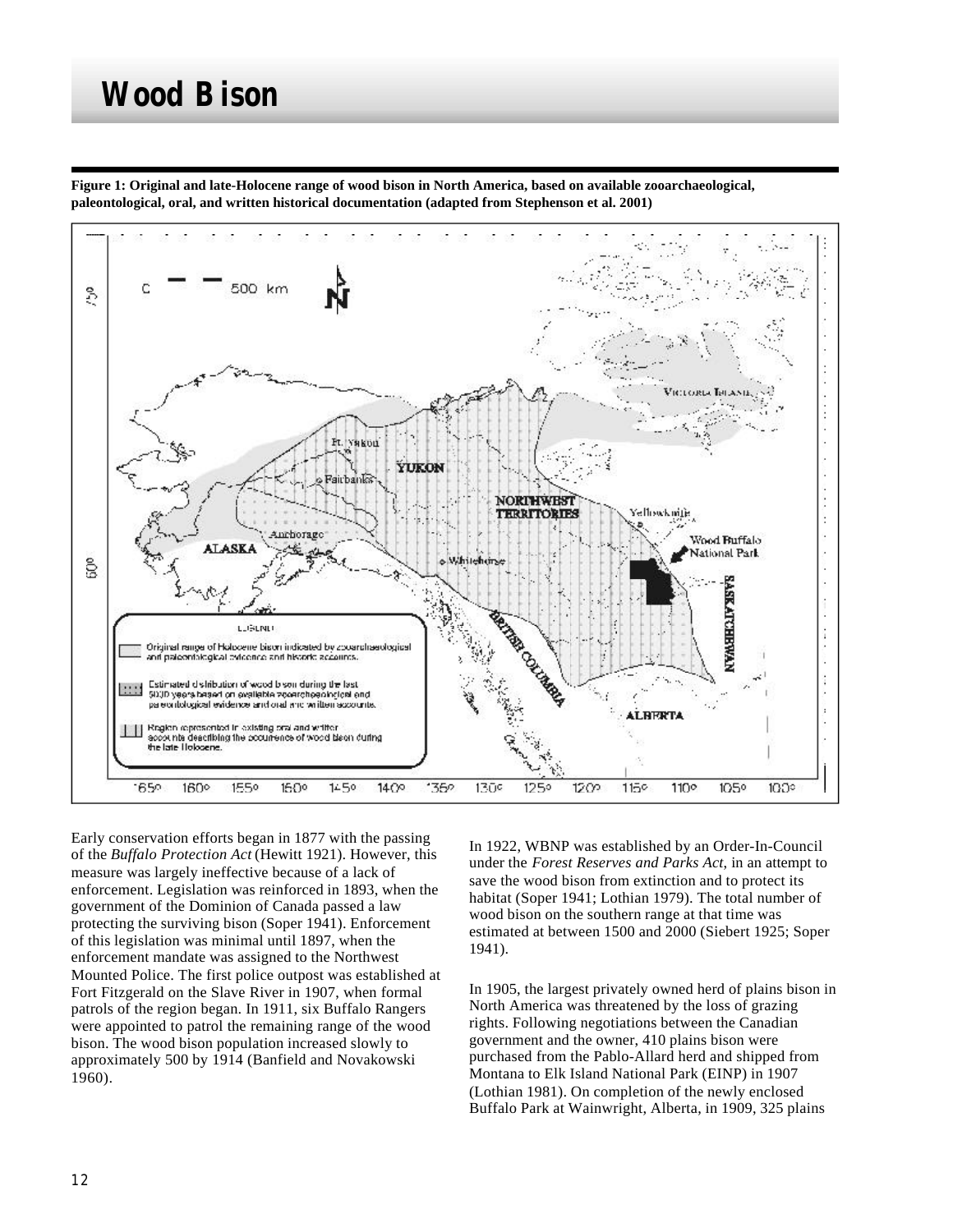# Wood Bison

**Figure 1: Original and late-Holocene range of wood bison in North America, based on available zooarchaeological, paleontological, oral, and written historical documentation (adapted from Stephenson et al. 2001)**

Early conservation efforts began in 1877 with the passing of the *Buffalo Protection Act* (Hewitt 1921). However, this measure was largely ineffective because of a lack of enforcement. Legislation was reinforced in 1893, when the government of the Dominion of Canada passed a law protecting the surviving bison (Soper 1941). Enforcement of this legislation was minimal until 1897, when the enforcement mandate was assigned to the Northwest Mounted Police. The first police outpost was established at Fort Fitzgerald on the Slave River in 1907, when formal patrols of the region began. In 1911, six Buffalo Rangers were appointed to patrol the remaining range of the wood bison. The wood bison population increased slowly to approximately 500 by 1914 (Banfield and Novakowski 1960).

In 1922, WBNP was established by an Order-In-Council under the *Forest Reserves and Parks Act,* in an attempt to save the wood bison from extinction and to protect its habitat (Soper 1941; Lothian 1979). The total number of wood bison on the southern range at that time was estimated at between 1500 and 2000 (Siebert 1925; Soper 1941).

In 1905, the largest privately owned herd of plains bison in North America was threatened by the loss of grazing rights. Following negotiations between the Canadian government and the owner, 410 plains bison were purchased from the Pablo-Allard herd and shipped from Montana to Elk Island National Park (EINP) in 1907 (Lothian 1981). On completion of the newly enclosed Buffalo Park at Wainwright, Alberta, in 1909, 325 plains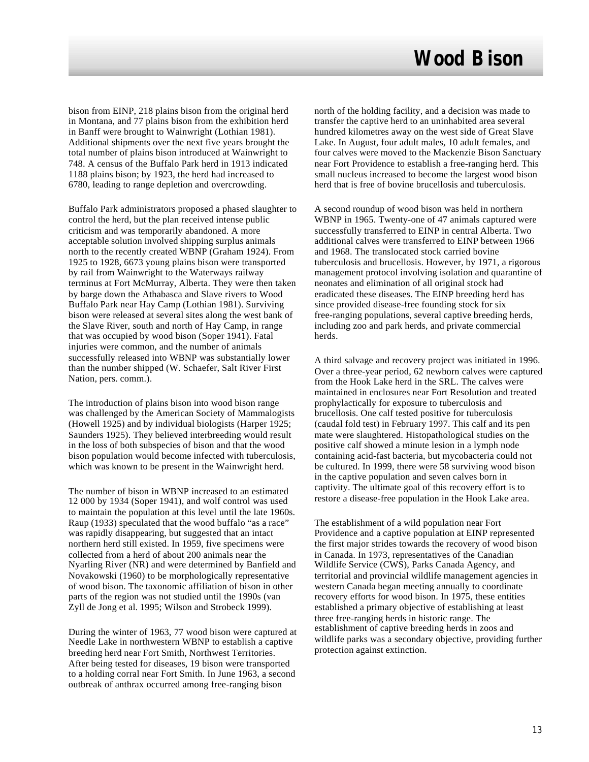bison from EINP, 218 plains bison from the original herd in Montana, and 77 plains bison from the exhibition herd in Banff were brought to Wainwright (Lothian 1981). Additional shipments over the next five years brought the total number of plains bison introduced at Wainwright to 748. A census of the Buffalo Park herd in 1913 indicated 1188 plains bison; by 1923, the herd had increased to 6780, leading to range depletion and overcrowding.

Buffalo Park administrators proposed a phased slaughter to control the herd, but the plan received intense public criticism and was temporarily abandoned. A more acceptable solution involved shipping surplus animals north to the recently created WBNP (Graham 1924). From 1925 to 1928, 6673 young plains bison were transported by rail from Wainwright to the Waterways railway terminus at Fort McMurray, Alberta. They were then taken by barge down the Athabasca and Slave rivers to Wood Buffalo Park near Hay Camp (Lothian 1981). Surviving bison were released at several sites along the west bank of the Slave River, south and north of Hay Camp, in range that was occupied by wood bison (Soper 1941). Fatal injuries were common, and the number of animals successfully released into WBNP was substantially lower than the number shipped (W. Schaefer, Salt River First Nation, pers. comm.).

The introduction of plains bison into wood bison range was challenged by the American Society of Mammalogists (Howell 1925) and by individual biologists (Harper 1925; Saunders 1925). They believed interbreeding would result in the loss of both subspecies of bison and that the wood bison population would become infected with tuberculosis, which was known to be present in the Wainwright herd.

The number of bison in WBNP increased to an estimated 12 000 by 1934 (Soper 1941), and wolf control was used to maintain the population at this level until the late 1960s. Raup (1933) speculated that the wood buffalo "as a race" was rapidly disappearing, but suggested that an intact northern herd still existed. In 1959, five specimens were collected from a herd of about 200 animals near the Nyarling River (NR) and were determined by Banfield and Novakowski (1960) to be morphologically representative of wood bison. The taxonomic affiliation of bison in other parts of the region was not studied until the 1990s (van Zyll de Jong et al. 1995; Wilson and Strobeck 1999).

During the winter of 1963, 77 wood bison were captured at Needle Lake in northwestern WBNP to establish a captive breeding herd near Fort Smith, Northwest Territories. After being tested for diseases, 19 bison were transported to a holding corral near Fort Smith. In June 1963, a second outbreak of anthrax occurred among free-ranging bison north of the holding facility, and a decision was made to transfer the captive herd to an uninhabited area several hundred kilometres away on the west side of Great Slave Lake. In August, four adult males, 10 adult females, and four calves were moved to the Mackenzie Bison Sanctuary near Fort Providence to establish a free-ranging herd. This small nucleus increased to become the largest wood bison herd that is free of bovine brucellosis and tuberculosis.

A second roundup of wood bison was held in northern WBNP in 1965. Twenty-one of 47 animals captured were successfully transferred to EINP in central Alberta. Two additional calves were transferred to EINP between 1966 and 1968. The translocated stock carried bovine tuberculosis and brucellosis. However, by 1971, a rigorous management protocol involving isolation and quarantine of neonates and elimination of all original stock had eradicated these diseases. The EINP breeding herd has since provided disease-free founding stock for six free-ranging populations, several captive breeding herds, including zoo and park herds, and private commercial herds.

A third salvage and recovery project was initiated in 1996. Over a three-year period, 62 newborn calves were captured from the Hook Lake herd in the SRL. The calves were maintained in enclosures near Fort Resolution and treated prophylactically for exposure to tuberculosis and brucellosis. One calf tested positive for tuberculosis (caudal fold test) in February 1997. This calf and its pen mate were slaughtered. Histopathological studies on the positive calf showed a minute lesion in a lymph node containing acid-fast bacteria, but mycobacteria could not be cultured. In 1999, there were 58 surviving wood bison in the captive population and seven calves born in captivity. The ultimate goal of this recovery effort is to restore a disease-free population in the Hook Lake area.

The establishment of a wild population near Fort Providence and a captive population at EINP represented the first major strides towards the recovery of wood bison in Canada. In 1973, representatives of the Canadian Wildlife Service (CWS), Parks Canada Agency, and territorial and provincial wildlife management agencies in western Canada began meeting annually to coordinate recovery efforts for wood bison. In 1975, these entities established a primary objective of establishing at least three free-ranging herds in historic range. The establishment of captive breeding herds in zoos and wildlife parks was a secondary objective, providing further protection against extinction.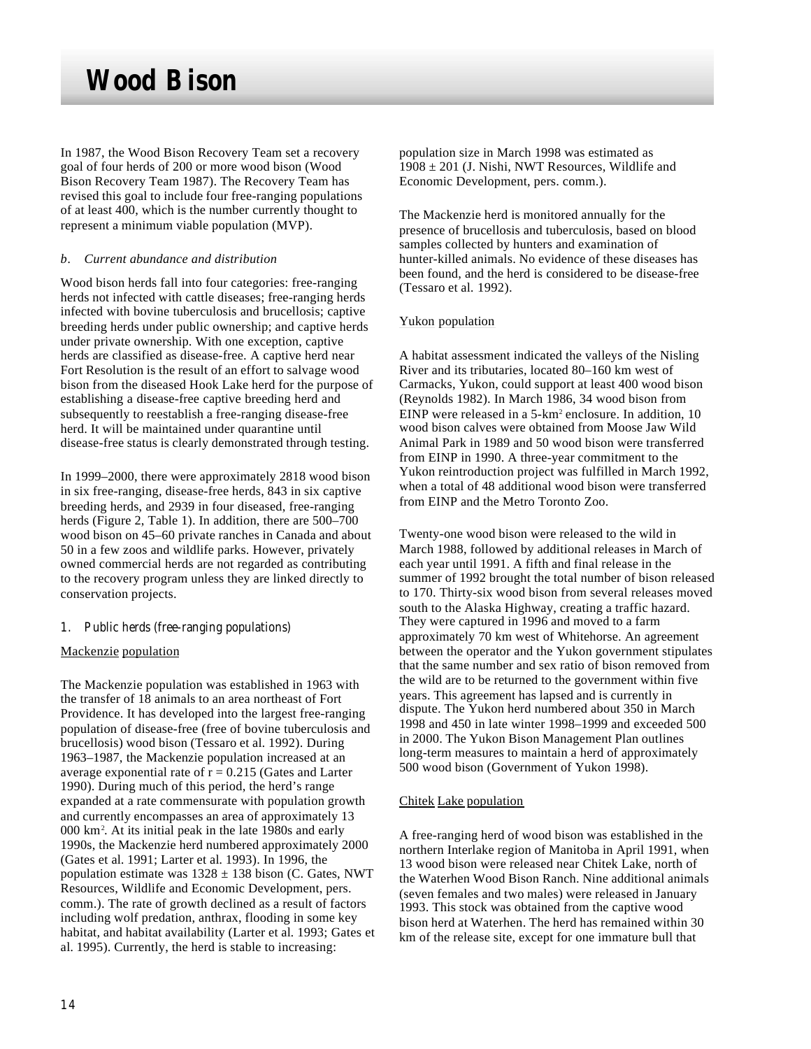# Wood Bison

In 1987, the Wood Bison Recovery Team set a recovery goal of four herds of 200 or more wood bison (Wood Bison Recovery Team 1987). The Recovery Team has revised this goal to include four free-ranging populations of at least 400, which is the number currently thought to represent a minimum viable population (MVP).

*b. Current abundance and distribution*

Wood bison herds fall into four categories: free-ranging herds not infected with cattle diseases; free-ranging herds infected with bovine tuberculosis and brucellosis; captive breeding herds under public ownership; and captive herds under private ownership. With one exception, captive herds are classified as disease-free. A captive herd near Fort Resolution is the result of an effort to salvage wood bison from the diseased Hook Lake herd for the purpose of establishing a disease-free captive breeding herd and subsequently to reestablish a free-ranging disease-free herd. It will be maintained under quarantine until disease-free status is clearly demonstrated through testing.

In 1999–2000, there were approximately 2818 wood bison in six free-ranging, disease-free herds, 843 in six captive breeding herds, and 2939 in four diseased, free-ranging herds (Figure 2, Table 1). In addition, there are 500–700 wood bison on 45–60 private ranches in Canada and about 50 in a few zoos and wildlife parks. However, privately owned commercial herds are not regarded as contributing to the recovery program unless they are linked directly to conservation projects.

1. Public herds (free-ranging populations)

Mackenzie population

The Mackenzie population was established in 1963 with the transfer of 18 animals to an area northeast of Fort Providence. It has developed into the largest free-ranging population of disease-free (free of bovine tuberculosis and brucellosis) wood bison (Tessaro et al. 1992). During 1963–1987, the Mackenzie population increased at an average exponential rate of $r = 0.215$ (Gates and Larter 1990). During much of this period, the herd's range expanded at a rate commensurate with population growth and currently encompasses an area of approximately 13 000 $km^2$. At its initial peak in the late 1980s and early 1990s, the Mackenzie herd numbered approximately 2000 (Gates et al. 1991; Larter et al. 1993). In 1996, the population estimate was 1328 ± 138 bison (C. Gates, NWT Resources, Wildlife and Economic Development, pers. comm.). The rate of growth declined as a result of factors including wolf predation, anthrax, flooding in some key habitat, and habitat availability (Larter et al. 1993; Gates et al. 1995). Currently, the herd is stable to increasing: population size in March 1998 was estimated as 1908 ± 201 (J. Nishi, NWT Resources, Wildlife and Economic Development, pers. comm.).

The Mackenzie herd is monitored annually for the presence of brucellosis and tuberculosis, based on blood samples collected by hunters and examination of hunter-killed animals. No evidence of these diseases has been found, and the herd is considered to be disease-free (Tessaro et al. 1992).

Yukon population

A habitat assessment indicated the valleys of the Nisling River and its tributaries, located 80–160 km west of Carmacks, Yukon, could support at least 400 wood bison (Reynolds 1982). In March 1986, 34 wood bison from EINP were released in a 5-$km^2$ enclosure. In addition, 10 wood bison calves were obtained from Moose Jaw Wild Animal Park in 1989 and 50 wood bison were transferred from EINP in 1990. A three-year commitment to the Yukon reintroduction project was fulfilled in March 1992, when a total of 48 additional wood bison were transferred from EINP and the Metro Toronto Zoo.

Twenty-one wood bison were released to the wild in March 1988, followed by additional releases in March of each year until 1991. A fifth and final release in the summer of 1992 brought the total number of bison released to 170. Thirty-six wood bison from several releases moved south to the Alaska Highway, creating a traffic hazard. They were captured in 1996 and moved to a farm approximately 70 km west of Whitehorse. An agreement between the operator and the Yukon government stipulates that the same number and sex ratio of bison removed from the wild are to be returned to the government within five years. This agreement has lapsed and is currently in dispute. The Yukon herd numbered about 350 in March 1998 and 450 in late winter 1998–1999 and exceeded 500 in 2000. The Yukon Bison Management Plan outlines long-term measures to maintain a herd of approximately 500 wood bison (Government of Yukon 1998).

Chitek Lake population

A free-ranging herd of wood bison was established in the northern Interlake region of Manitoba in April 1991, when 13 wood bison were released near Chitek Lake, north of the Waterhen Wood Bison Ranch. Nine additional animals (seven females and two males) were released in January 1993. This stock was obtained from the captive wood bison herd at Waterhen. The herd has remained within 30 km of the release site, except for one immature bull that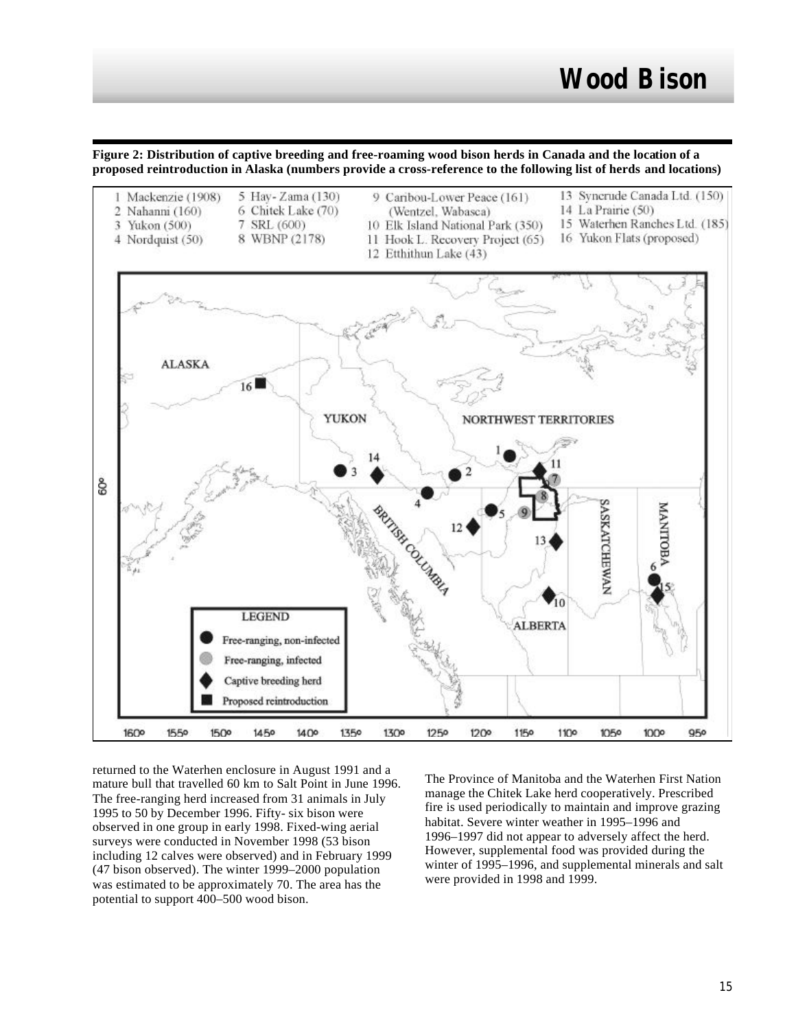**Figure 2: Distribution of captive breeding and free-roaming wood bison herds in Canada and the location of a proposed reintroduction in Alaska (numbers provide a cross-reference to the following list of herds and locations)**

1 Mackenzie (1908)
2 Nahanni (160)
3 Yukon (500)
4 Nordquist (50)
5 Hay- Zama (130)
6 Chitek Lake (70)
7 SRL (600)
8 WBNP (2178)
9 Caribou-Lower Peace (161) (Wentzel, Wabasca)
10 Elk Island National Park (350)
11 Hook L. Recovery Project (65)
12 Etthithun Lake (43)
13 Syncrude Canada Ltd. (150)
14 La Prairie (50)
15 Waterhen Ranches Ltd. (185)
16 Yukon Flats (proposed)

LEGEND
- Free-ranging, non-infected
- Free-ranging, infected
- Captive breeding herd
- Proposed reintroduction

returned to the Waterhen enclosure in August 1991 and a mature bull that travelled 60 km to Salt Point in June 1996. The free-ranging herd increased from 31 animals in July 1995 to 50 by December 1996. Fifty- six bison were observed in one group in early 1998. Fixed-wing aerial surveys were conducted in November 1998 (53 bison including 12 calves were observed) and in February 1999 (47 bison observed). The winter 1999–2000 population was estimated to be approximately 70. The area has the potential to support 400–500 wood bison.

The Province of Manitoba and the Waterhen First Nation manage the Chitek Lake herd cooperatively. Prescribed fire is used periodically to maintain and improve grazing habitat. Severe winter weather in 1995–1996 and 1996–1997 did not appear to adversely affect the herd. However, supplemental food was provided during the winter of 1995–1996, and supplemental minerals and salt were provided in 1998 and 1999.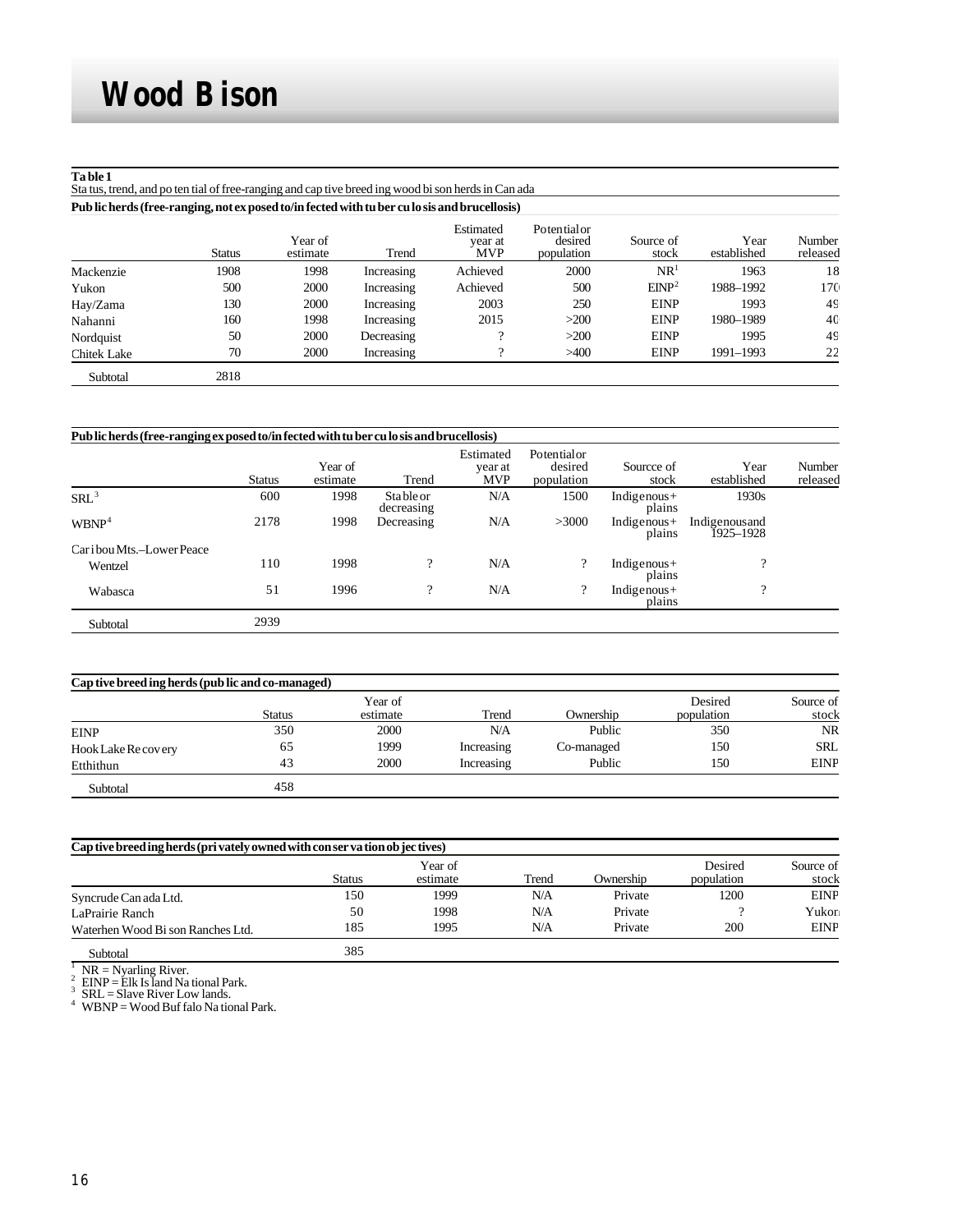# Wood Bison

**Table 1**
Status, trend, and potential of free-ranging and captive breeding wood bison herds in Canada

**Public herds (free-ranging, not exposed to/infected with tuberculosis and brucellosis)**

| | Status | Year of estimate | Trend | Estimated year at MVP | Potential or desired population | Source of stock | Year established | Number released |
|---|---|---|---|---|---|---|---|---|
| Mackenzie | 1908 | 1998 | Increasing | Achieved | 2000 | NR[1] | 1963 | 18 |
| Yukon | 500 | 2000 | Increasing | Achieved | 500 | EINP[2] | 1988–1992 | 170 |
| Hay/Zama | 130 | 2000 | Increasing | 2003 | 250 | EINP | 1993 | 49 |
| Nahanni | 160 | 1998 | Increasing | 2015 | >200 | EINP | 1980–1989 | 40 |
| Nordquist | 50 | 2000 | Decreasing | ? | >200 | EINP | 1995 | 49 |
| Chitek Lake | 70 | 2000 | Increasing | ? | >400 | EINP | 1991–1993 | 22 |
| Subtotal | 2818 | | | | | | | |

**Public herds (free-ranging exposed to/infected with tuberculosis and brucellosis)**

| | Status | Year of estimate | Trend | Estimated year at MVP | Potential or desired population | Sourcce of stock | Year established | Number released |
|---|---|---|---|---|---|---|---|---|
| SRL[3] | 600 | 1998 | Stable or decreasing | N/A | 1500 | Indigenous+ plains | 1930s | |
| WBNP[4] | 2178 | 1998 | Decreasing | N/A | >3000 | Indigenous+ plains | Indigenous and 1925–1928 | |
| Caribou Mts.–Lower Peace | | | | | | | | |
| Wentzel | 110 | 1998 | ? | N/A | ? | Indigenous+ plains | ? | |
| Wabasca | 51 | 1996 | ? | N/A | ? | Indigenous+ plains | ? | |
| Subtotal | 2939 | | | | | | | |

**Captive breeding herds (public and co-managed)**

| | Status | Year of estimate | Trend | Ownership | Desired population | Source of stock |
|---|---|---|---|---|---|---|
| EINP | 350 | 2000 | N/A | Public | 350 | NR |
| Hook Lake Recovery | 65 | 1999 | Increasing | Co-managed | 150 | SRL |
| Etthithun | 43 | 2000 | Increasing | Public | 150 | EINP |
| Subtotal | 458 | | | | | |

**Captive breeding herds (privately owned with conservation objectives)**

| | Status | Year of estimate | Trend | Ownership | Desired population | Source of stock |
|---|---|---|---|---|---|---|
| Syncrude Canada Ltd. | 150 | 1999 | N/A | Private | 1200 | EINP |
| LaPrairie Ranch | 50 | 1998 | N/A | Private | ? | Yukon |
| Waterhen Wood Bison Ranches Ltd. | 185 | 1995 | N/A | Private | 200 | EINP |
| Subtotal | 385 | | | | | |

[1] NR = Nyarling River.
[2] EINP = Elk Island National Park.
[3] SRL = Slave River Lowlands.
[4] WBNP = Wood Buffalo National Park.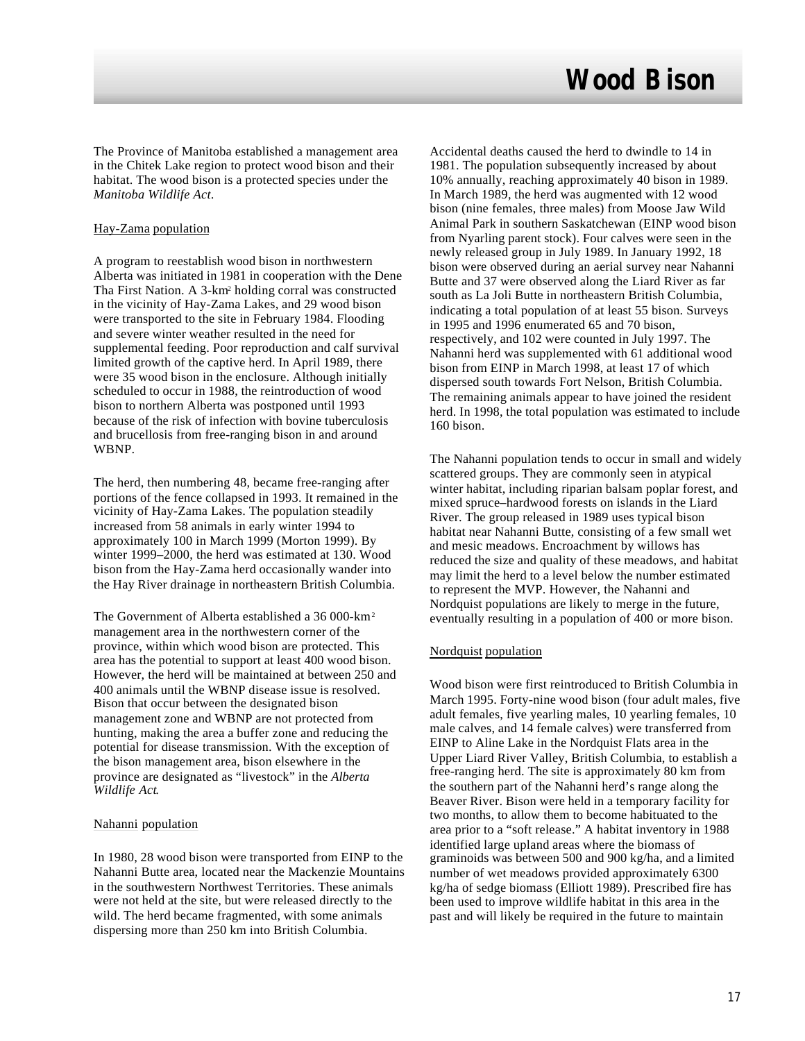The Province of Manitoba established a management area in the Chitek Lake region to protect wood bison and their habitat. The wood bison is a protected species under the *Manitoba Wildlife Act*.

### Hay-Zama population

A program to reestablish wood bison in northwestern Alberta was initiated in 1981 in cooperation with the Dene Tha First Nation. A 3-$km^2$ holding corral was constructed in the vicinity of Hay-Zama Lakes, and 29 wood bison were transported to the site in February 1984. Flooding and severe winter weather resulted in the need for supplemental feeding. Poor reproduction and calf survival limited growth of the captive herd. In April 1989, there were 35 wood bison in the enclosure. Although initially scheduled to occur in 1988, the reintroduction of wood bison to northern Alberta was postponed until 1993 because of the risk of infection with bovine tuberculosis and brucellosis from free-ranging bison in and around WBNP.

The herd, then numbering 48, became free-ranging after portions of the fence collapsed in 1993. It remained in the vicinity of Hay-Zama Lakes. The population steadily increased from 58 animals in early winter 1994 to approximately 100 in March 1999 (Morton 1999). By winter 1999–2000, the herd was estimated at 130. Wood bison from the Hay-Zama herd occasionally wander into the Hay River drainage in northeastern British Columbia.

The Government of Alberta established a 36 000-$km^2$ management area in the northwestern corner of the province, within which wood bison are protected. This area has the potential to support at least 400 wood bison. However, the herd will be maintained at between 250 and 400 animals until the WBNP disease issue is resolved. Bison that occur between the designated bison management zone and WBNP are not protected from hunting, making the area a buffer zone and reducing the potential for disease transmission. With the exception of the bison management area, bison elsewhere in the province are designated as "livestock" in the *Alberta Wildlife Act*.

### Nahanni population

In 1980, 28 wood bison were transported from EINP to the Nahanni Butte area, located near the Mackenzie Mountains in the southwestern Northwest Territories. These animals were not held at the site, but were released directly to the wild. The herd became fragmented, with some animals dispersing more than 250 km into British Columbia. Accidental deaths caused the herd to dwindle to 14 in 1981. The population subsequently increased by about 10% annually, reaching approximately 40 bison in 1989. In March 1989, the herd was augmented with 12 wood bison (nine females, three males) from Moose Jaw Wild Animal Park in southern Saskatchewan (EINP wood bison from Nyarling parent stock). Four calves were seen in the newly released group in July 1989. In January 1992, 18 bison were observed during an aerial survey near Nahanni Butte and 37 were observed along the Liard River as far south as La Joli Butte in northeastern British Columbia, indicating a total population of at least 55 bison. Surveys in 1995 and 1996 enumerated 65 and 70 bison, respectively, and 102 were counted in July 1997. The Nahanni herd was supplemented with 61 additional wood bison from EINP in March 1998, at least 17 of which dispersed south towards Fort Nelson, British Columbia. The remaining animals appear to have joined the resident herd. In 1998, the total population was estimated to include 160 bison.

The Nahanni population tends to occur in small and widely scattered groups. They are commonly seen in atypical winter habitat, including riparian balsam poplar forest, and mixed spruce–hardwood forests on islands in the Liard River. The group released in 1989 uses typical bison habitat near Nahanni Butte, consisting of a few small wet and mesic meadows. Encroachment by willows has reduced the size and quality of these meadows, and habitat may limit the herd to a level below the number estimated to represent the MVP. However, the Nahanni and Nordquist populations are likely to merge in the future, eventually resulting in a population of 400 or more bison.

### Nordquist population

Wood bison were first reintroduced to British Columbia in March 1995. Forty-nine wood bison (four adult males, five adult females, five yearling males, 10 yearling females, 10 male calves, and 14 female calves) were transferred from EINP to Aline Lake in the Nordquist Flats area in the Upper Liard River Valley, British Columbia, to establish a free-ranging herd. The site is approximately 80 km from the southern part of the Nahanni herd's range along the Beaver River. Bison were held in a temporary facility for two months, to allow them to become habituated to the area prior to a "soft release." A habitat inventory in 1988 identified large upland areas where the biomass of graminoids was between 500 and 900 kg/ha, and a limited number of wet meadows provided approximately 6300 kg/ha of sedge biomass (Elliott 1989). Prescribed fire has been used to improve wildlife habitat in this area in the past and will likely be required in the future to maintain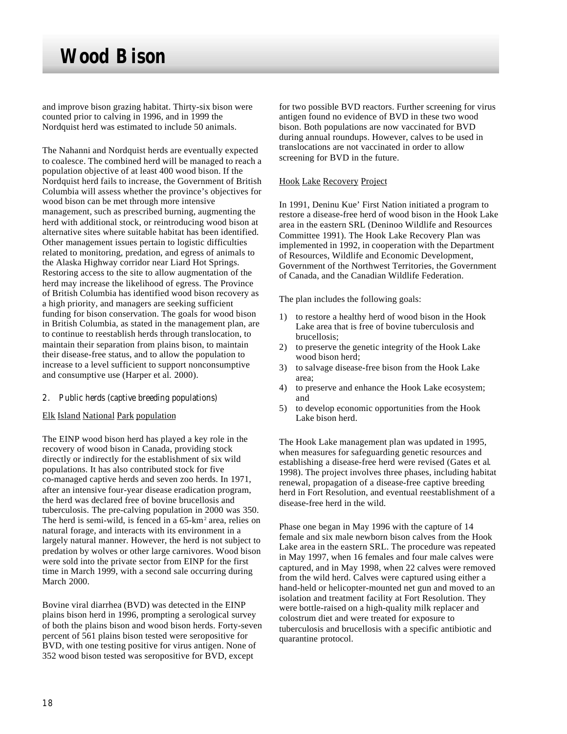and improve bison grazing habitat. Thirty-six bison were counted prior to calving in 1996, and in 1999 the Nordquist herd was estimated to include 50 animals.

The Nahanni and Nordquist herds are eventually expected to coalesce. The combined herd will be managed to reach a population objective of at least 400 wood bison. If the Nordquist herd fails to increase, the Government of British Columbia will assess whether the province's objectives for wood bison can be met through more intensive management, such as prescribed burning, augmenting the herd with additional stock, or reintroducing wood bison at alternative sites where suitable habitat has been identified. Other management issues pertain to logistic difficulties related to monitoring, predation, and egress of animals to the Alaska Highway corridor near Liard Hot Springs. Restoring access to the site to allow augmentation of the herd may increase the likelihood of egress. The Province of British Columbia has identified wood bison recovery as a high priority, and managers are seeking sufficient funding for bison conservation. The goals for wood bison in British Columbia, as stated in the management plan, are to continue to reestablish herds through translocation, to maintain their separation from plains bison, to maintain their disease-free status, and to allow the population to increase to a level sufficient to support nonconsumptive and consumptive use (Harper et al. 2000).

### 2. Public herds (captive breeding populations)

#### Elk Island National Park population

The EINP wood bison herd has played a key role in the recovery of wood bison in Canada, providing stock directly or indirectly for the establishment of six wild populations. It has also contributed stock for five co-managed captive herds and seven zoo herds. In 1971, after an intensive four-year disease eradication program, the herd was declared free of bovine brucellosis and tuberculosis. The pre-calving population in 2000 was 350. The herd is semi-wild, is fenced in a 65-km$^2$ area, relies on natural forage, and interacts with its environment in a largely natural manner. However, the herd is not subject to predation by wolves or other large carnivores. Wood bison were sold into the private sector from EINP for the first time in March 1999, with a second sale occurring during March 2000.

Bovine viral diarrhea (BVD) was detected in the EINP plains bison herd in 1996, prompting a serological survey of both the plains bison and wood bison herds. Forty-seven percent of 561 plains bison tested were seropositive for BVD, with one testing positive for virus antigen. None of 352 wood bison tested was seropositive for BVD, except for two possible BVD reactors. Further screening for virus antigen found no evidence of BVD in these two wood bison. Both populations are now vaccinated for BVD during annual roundups. However, calves to be used in translocations are not vaccinated in order to allow screening for BVD in the future.

#### Hook Lake Recovery Project

In 1991, Deninu Kue' First Nation initiated a program to restore a disease-free herd of wood bison in the Hook Lake area in the eastern SRL (Deninoo Wildlife and Resources Committee 1991). The Hook Lake Recovery Plan was implemented in 1992, in cooperation with the Department of Resources, Wildlife and Economic Development, Government of the Northwest Territories, the Government of Canada, and the Canadian Wildlife Federation.

The plan includes the following goals:

1) to restore a healthy herd of wood bison in the Hook Lake area that is free of bovine tuberculosis and brucellosis;
2) to preserve the genetic integrity of the Hook Lake wood bison herd;
3) to salvage disease-free bison from the Hook Lake area;
4) to preserve and enhance the Hook Lake ecosystem; and
5) to develop economic opportunities from the Hook Lake bison herd.

The Hook Lake management plan was updated in 1995, when measures for safeguarding genetic resources and establishing a disease-free herd were revised (Gates et al. 1998). The project involves three phases, including habitat renewal, propagation of a disease-free captive breeding herd in Fort Resolution, and eventual reestablishment of a disease-free herd in the wild.

Phase one began in May 1996 with the capture of 14 female and six male newborn bison calves from the Hook Lake area in the eastern SRL. The procedure was repeated in May 1997, when 16 females and four male calves were captured, and in May 1998, when 22 calves were removed from the wild herd. Calves were captured using either a hand-held or helicopter-mounted net gun and moved to an isolation and treatment facility at Fort Resolution. They were bottle-raised on a high-quality milk replacer and colostrum diet and were treated for exposure to tuberculosis and brucellosis with a specific antibiotic and quarantine protocol.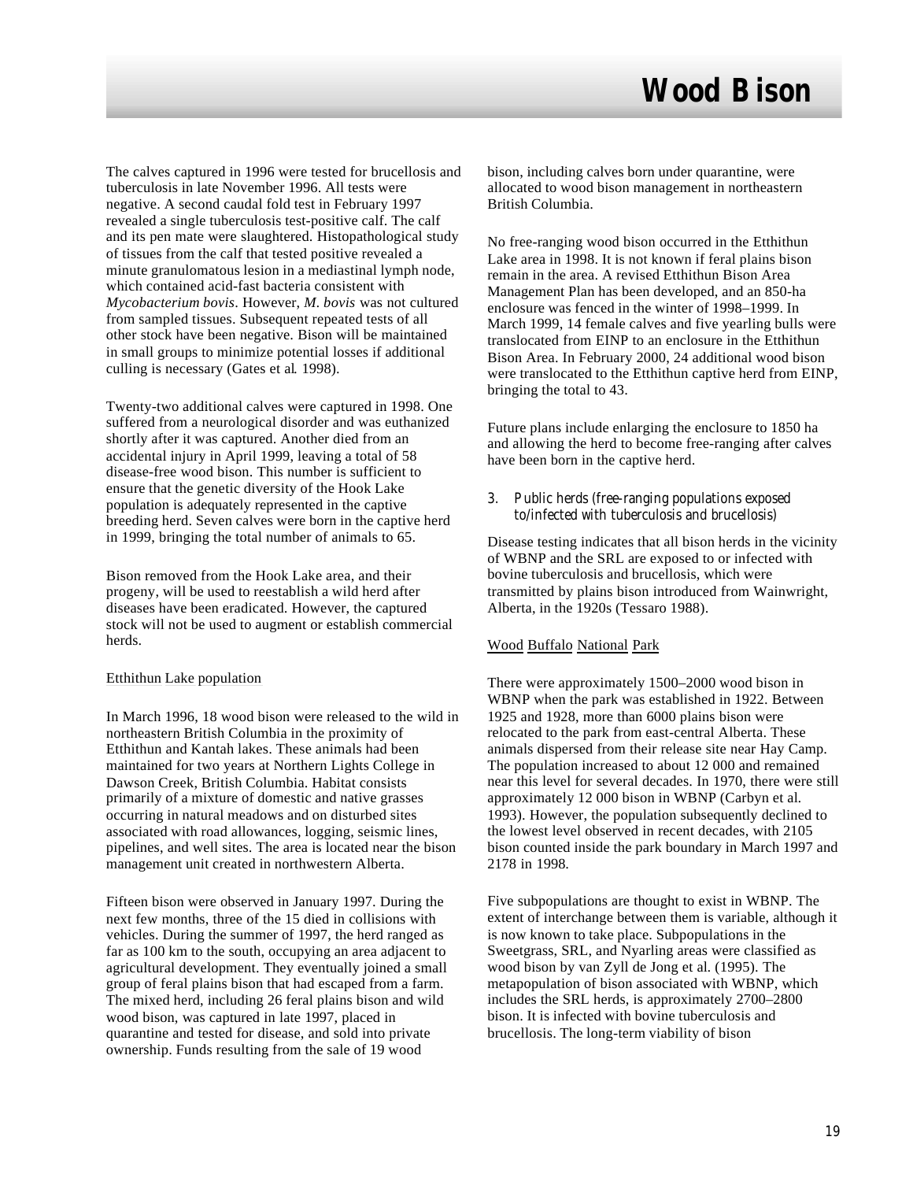The calves captured in 1996 were tested for brucellosis and tuberculosis in late November 1996. All tests were negative. A second caudal fold test in February 1997 revealed a single tuberculosis test-positive calf. The calf and its pen mate were slaughtered. Histopathological study of tissues from the calf that tested positive revealed a minute granulomatous lesion in a mediastinal lymph node, which contained acid-fast bacteria consistent with *Mycobacterium bovis*. However, *M. bovis* was not cultured from sampled tissues. Subsequent repeated tests of all other stock have been negative. Bison will be maintained in small groups to minimize potential losses if additional culling is necessary (Gates et al. 1998).

Twenty-two additional calves were captured in 1998. One suffered from a neurological disorder and was euthanized shortly after it was captured. Another died from an accidental injury in April 1999, leaving a total of 58 disease-free wood bison. This number is sufficient to ensure that the genetic diversity of the Hook Lake population is adequately represented in the captive breeding herd. Seven calves were born in the captive herd in 1999, bringing the total number of animals to 65.

Bison removed from the Hook Lake area, and their progeny, will be used to reestablish a wild herd after diseases have been eradicated. However, the captured stock will not be used to augment or establish commercial herds.

Etthithun Lake population

In March 1996, 18 wood bison were released to the wild in northeastern British Columbia in the proximity of Etthithun and Kantah lakes. These animals had been maintained for two years at Northern Lights College in Dawson Creek, British Columbia. Habitat consists primarily of a mixture of domestic and native grasses occurring in natural meadows and on disturbed sites associated with road allowances, logging, seismic lines, pipelines, and well sites. The area is located near the bison management unit created in northwestern Alberta.

Fifteen bison were observed in January 1997. During the next few months, three of the 15 died in collisions with vehicles. During the summer of 1997, the herd ranged as far as 100 km to the south, occupying an area adjacent to agricultural development. They eventually joined a small group of feral plains bison that had escaped from a farm. The mixed herd, including 26 feral plains bison and wild wood bison, was captured in late 1997, placed in quarantine and tested for disease, and sold into private ownership. Funds resulting from the sale of 19 wood bison, including calves born under quarantine, were allocated to wood bison management in northeastern British Columbia.

No free-ranging wood bison occurred in the Etthithun Lake area in 1998. It is not known if feral plains bison remain in the area. A revised Etthithun Bison Area Management Plan has been developed, and an 850-ha enclosure was fenced in the winter of 1998–1999. In March 1999, 14 female calves and five yearling bulls were translocated from EINP to an enclosure in the Etthithun Bison Area. In February 2000, 24 additional wood bison were translocated to the Etthithun captive herd from EINP, bringing the total to 43.

Future plans include enlarging the enclosure to 1850 ha and allowing the herd to become free-ranging after calves have been born in the captive herd.

3. *Public herds (free-ranging populations exposed to/infected with tuberculosis and brucellosis)*

Disease testing indicates that all bison herds in the vicinity of WBNP and the SRL are exposed to or infected with bovine tuberculosis and brucellosis, which were transmitted by plains bison introduced from Wainwright, Alberta, in the 1920s (Tessaro 1988).

Wood Buffalo National Park

There were approximately 1500–2000 wood bison in WBNP when the park was established in 1922. Between 1925 and 1928, more than 6000 plains bison were relocated to the park from east-central Alberta. These animals dispersed from their release site near Hay Camp. The population increased to about 12 000 and remained near this level for several decades. In 1970, there were still approximately 12 000 bison in WBNP (Carbyn et al. 1993). However, the population subsequently declined to the lowest level observed in recent decades, with 2105 bison counted inside the park boundary in March 1997 and 2178 in 1998.

Five subpopulations are thought to exist in WBNP. The extent of interchange between them is variable, although it is now known to take place. Subpopulations in the Sweetgrass, SRL, and Nyarling areas were classified as wood bison by van Zyll de Jong et al. (1995). The metapopulation of bison associated with WBNP, which includes the SRL herds, is approximately 2700–2800 bison. It is infected with bovine tuberculosis and brucellosis. The long-term viability of bison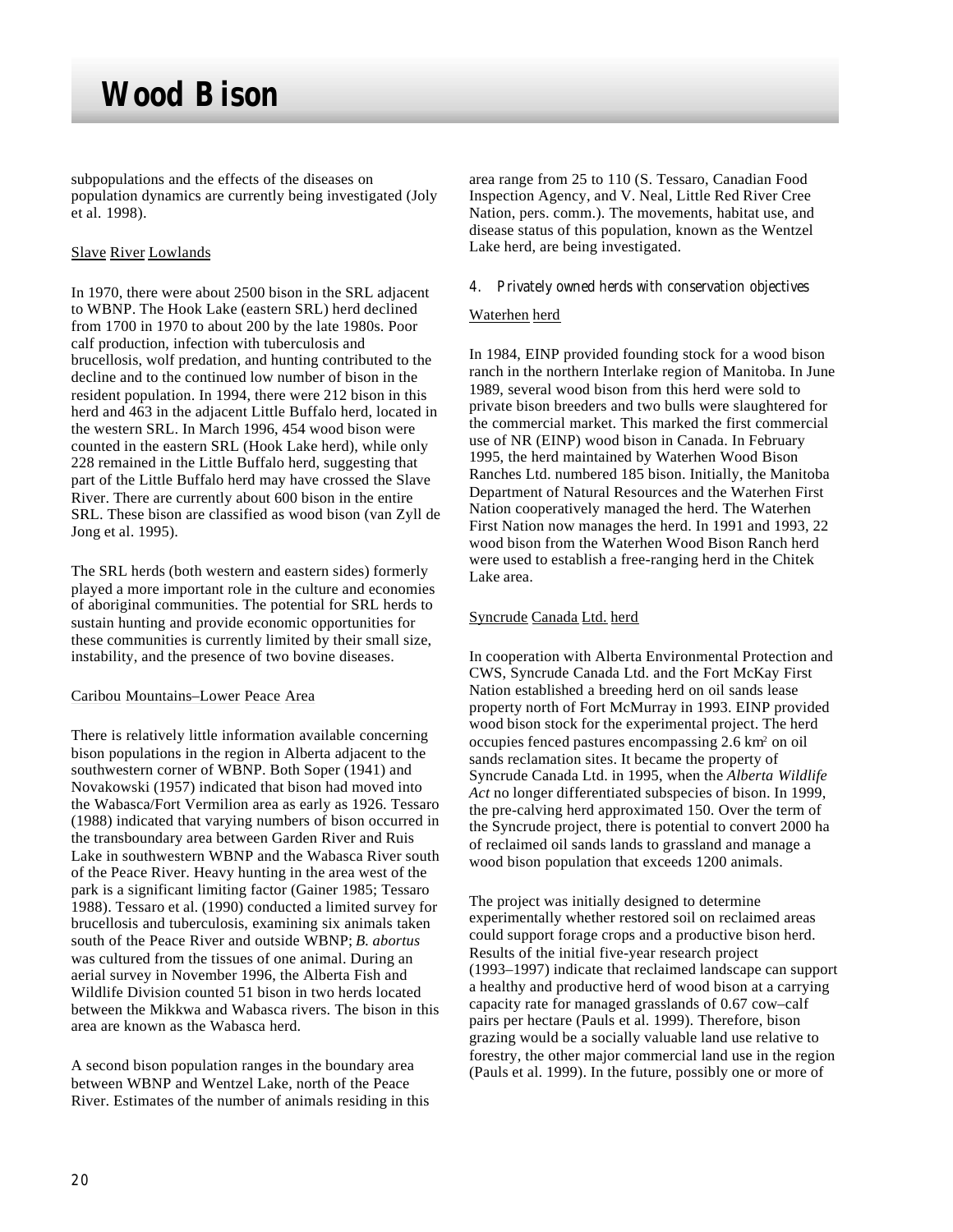subpopulations and the effects of the diseases on population dynamics are currently being investigated (Joly et al. 1998).

Slave River Lowlands

In 1970, there were about 2500 bison in the SRL adjacent to WBNP. The Hook Lake (eastern SRL) herd declined from 1700 in 1970 to about 200 by the late 1980s. Poor calf production, infection with tuberculosis and brucellosis, wolf predation, and hunting contributed to the decline and to the continued low number of bison in the resident population. In 1994, there were 212 bison in this herd and 463 in the adjacent Little Buffalo herd, located in the western SRL. In March 1996, 454 wood bison were counted in the eastern SRL (Hook Lake herd), while only 228 remained in the Little Buffalo herd, suggesting that part of the Little Buffalo herd may have crossed the Slave River. There are currently about 600 bison in the entire SRL. These bison are classified as wood bison (van Zyll de Jong et al. 1995).

The SRL herds (both western and eastern sides) formerly played a more important role in the culture and economies of aboriginal communities. The potential for SRL herds to sustain hunting and provide economic opportunities for these communities is currently limited by their small size, instability, and the presence of two bovine diseases.

Caribou Mountains–Lower Peace Area

There is relatively little information available concerning bison populations in the region in Alberta adjacent to the southwestern corner of WBNP. Both Soper (1941) and Novakowski (1957) indicated that bison had moved into the Wabasca/Fort Vermilion area as early as 1926. Tessaro (1988) indicated that varying numbers of bison occurred in the transboundary area between Garden River and Ruis Lake in southwestern WBNP and the Wabasca River south of the Peace River. Heavy hunting in the area west of the park is a significant limiting factor (Gainer 1985; Tessaro 1988). Tessaro et al. (1990) conducted a limited survey for brucellosis and tuberculosis, examining six animals taken south of the Peace River and outside WBNP; *B. abortus* was cultured from the tissues of one animal. During an aerial survey in November 1996, the Alberta Fish and Wildlife Division counted 51 bison in two herds located between the Mikkwa and Wabasca rivers. The bison in this area are known as the Wabasca herd.

A second bison population ranges in the boundary area between WBNP and Wentzel Lake, north of the Peace River. Estimates of the number of animals residing in this area range from 25 to 110 (S. Tessaro, Canadian Food Inspection Agency, and V. Neal, Little Red River Cree Nation, pers. comm.). The movements, habitat use, and disease status of this population, known as the Wentzel Lake herd, are being investigated.

### 4. Privately owned herds with conservation objectives

Waterhen herd

In 1984, EINP provided founding stock for a wood bison ranch in the northern Interlake region of Manitoba. In June 1989, several wood bison from this herd were sold to private bison breeders and two bulls were slaughtered for the commercial market. This marked the first commercial use of NR (EINP) wood bison in Canada. In February 1995, the herd maintained by Waterhen Wood Bison Ranches Ltd. numbered 185 bison. Initially, the Manitoba Department of Natural Resources and the Waterhen First Nation cooperatively managed the herd. The Waterhen First Nation now manages the herd. In 1991 and 1993, 22 wood bison from the Waterhen Wood Bison Ranch herd were used to establish a free-ranging herd in the Chitek Lake area.

Syncrude Canada Ltd. herd

In cooperation with Alberta Environmental Protection and CWS, Syncrude Canada Ltd. and the Fort McKay First Nation established a breeding herd on oil sands lease property north of Fort McMurray in 1993. EINP provided wood bison stock for the experimental project. The herd occupies fenced pastures encompassing 2.6 km$^2$ on oil sands reclamation sites. It became the property of Syncrude Canada Ltd. in 1995, when the *Alberta Wildlife Act* no longer differentiated subspecies of bison. In 1999, the pre-calving herd approximated 150. Over the term of the Syncrude project, there is potential to convert 2000 ha of reclaimed oil sands lands to grassland and manage a wood bison population that exceeds 1200 animals.

The project was initially designed to determine experimentally whether restored soil on reclaimed areas could support forage crops and a productive bison herd. Results of the initial five-year research project (1993–1997) indicate that reclaimed landscape can support a healthy and productive herd of wood bison at a carrying capacity rate for managed grasslands of 0.67 cow–calf pairs per hectare (Pauls et al. 1999). Therefore, bison grazing would be a socially valuable land use relative to forestry, the other major commercial land use in the region (Pauls et al. 1999). In the future, possibly one or more of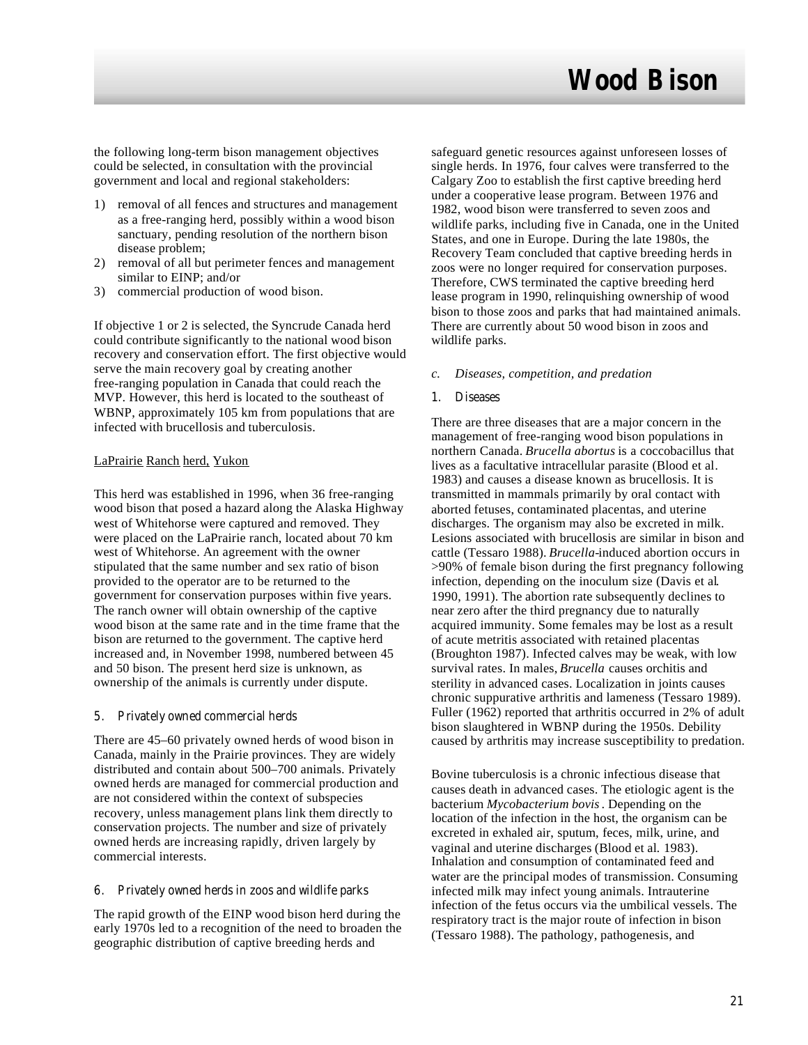the following long-term bison management objectives could be selected, in consultation with the provincial government and local and regional stakeholders:

1) removal of all fences and structures and management as a free-ranging herd, possibly within a wood bison sanctuary, pending resolution of the northern bison disease problem;
2) removal of all but perimeter fences and management similar to EINP; and/or
3) commercial production of wood bison.

If objective 1 or 2 is selected, the Syncrude Canada herd could contribute significantly to the national wood bison recovery and conservation effort. The first objective would serve the main recovery goal by creating another free-ranging population in Canada that could reach the MVP. However, this herd is located to the southeast of WBNP, approximately 105 km from populations that are infected with brucellosis and tuberculosis.

LaPrairie Ranch herd, Yukon

This herd was established in 1996, when 36 free-ranging wood bison that posed a hazard along the Alaska Highway west of Whitehorse were captured and removed. They were placed on the LaPrairie ranch, located about 70 km west of Whitehorse. An agreement with the owner stipulated that the same number and sex ratio of bison provided to the operator are to be returned to the government for conservation purposes within five years. The ranch owner will obtain ownership of the captive wood bison at the same rate and in the time frame that the bison are returned to the government. The captive herd increased and, in November 1998, numbered between 45 and 50 bison. The present herd size is unknown, as ownership of the animals is currently under dispute.

### 5. Privately owned commercial herds

There are 45–60 privately owned herds of wood bison in Canada, mainly in the Prairie provinces. They are widely distributed and contain about 500–700 animals. Privately owned herds are managed for commercial production and are not considered within the context of subspecies recovery, unless management plans link them directly to conservation projects. The number and size of privately owned herds are increasing rapidly, driven largely by commercial interests.

### 6. Privately owned herds in zoos and wildlife parks

The rapid growth of the EINP wood bison herd during the early 1970s led to a recognition of the need to broaden the geographic distribution of captive breeding herds and safeguard genetic resources against unforeseen losses of single herds. In 1976, four calves were transferred to the Calgary Zoo to establish the first captive breeding herd under a cooperative lease program. Between 1976 and 1982, wood bison were transferred to seven zoos and wildlife parks, including five in Canada, one in the United States, and one in Europe. During the late 1980s, the Recovery Team concluded that captive breeding herds in zoos were no longer required for conservation purposes. Therefore, CWS terminated the captive breeding herd lease program in 1990, relinquishing ownership of wood bison to those zoos and parks that had maintained animals. There are currently about 50 wood bison in zoos and wildlife parks.

## *c. Diseases, competition, and predation*

### 1. Diseases

There are three diseases that are a major concern in the management of free-ranging wood bison populations in northern Canada. *Brucella abortus* is a coccobacillus that lives as a facultative intracellular parasite (Blood et al. 1983) and causes a disease known as brucellosis. It is transmitted in mammals primarily by oral contact with aborted fetuses, contaminated placentas, and uterine discharges. The organism may also be excreted in milk. Lesions associated with brucellosis are similar in bison and cattle (Tessaro 1988). *Brucella*-induced abortion occurs in >90% of female bison during the first pregnancy following infection, depending on the inoculum size (Davis et al. 1990, 1991). The abortion rate subsequently declines to near zero after the third pregnancy due to naturally acquired immunity. Some females may be lost as a result of acute metritis associated with retained placentas (Broughton 1987). Infected calves may be weak, with low survival rates. In males, *Brucella* causes orchitis and sterility in advanced cases. Localization in joints causes chronic suppurative arthritis and lameness (Tessaro 1989). Fuller (1962) reported that arthritis occurred in 2% of adult bison slaughtered in WBNP during the 1950s. Debility caused by arthritis may increase susceptibility to predation.

Bovine tuberculosis is a chronic infectious disease that causes death in advanced cases. The etiologic agent is the bacterium *Mycobacterium bovis*. Depending on the location of the infection in the host, the organism can be excreted in exhaled air, sputum, feces, milk, urine, and vaginal and uterine discharges (Blood et al. 1983). Inhalation and consumption of contaminated feed and water are the principal modes of transmission. Consuming infected milk may infect young animals. Intrauterine infection of the fetus occurs via the umbilical vessels. The respiratory tract is the major route of infection in bison (Tessaro 1988). The pathology, pathogenesis, and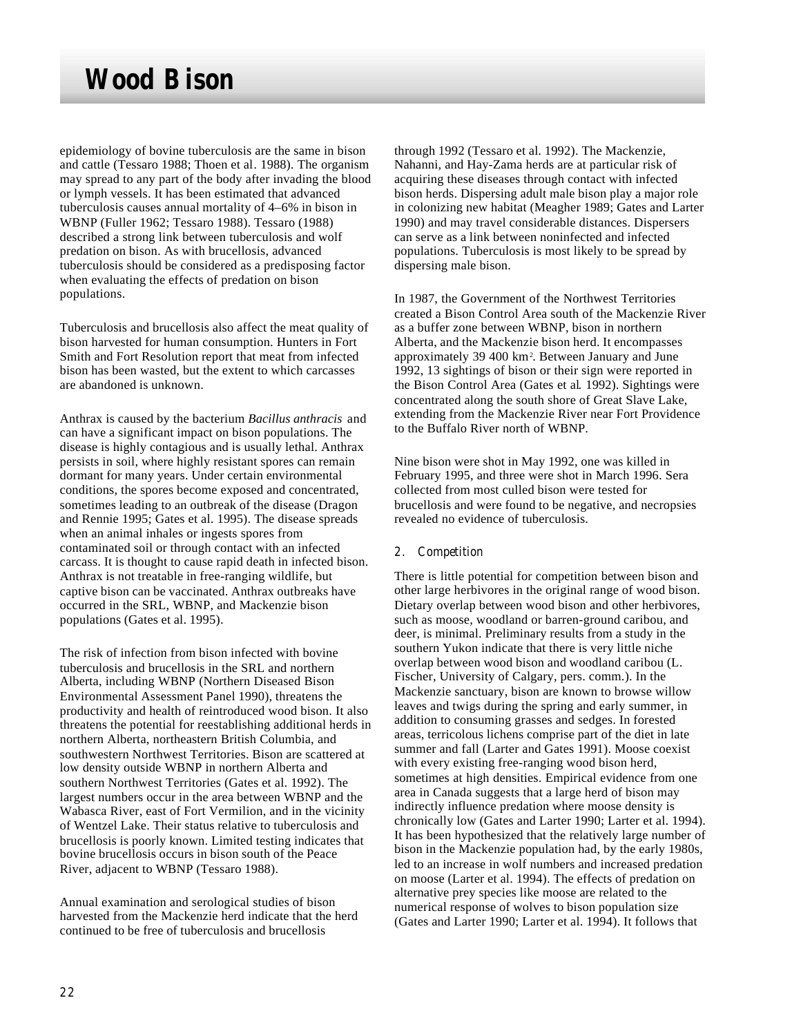epidemiology of bovine tuberculosis are the same in bison and cattle (Tessaro 1988; Thoen et al. 1988). The organism may spread to any part of the body after invading the blood or lymph vessels. It has been estimated that advanced tuberculosis causes annual mortality of 4–6% in bison in WBNP (Fuller 1962; Tessaro 1988). Tessaro (1988) described a strong link between tuberculosis and wolf predation on bison. As with brucellosis, advanced tuberculosis should be considered as a predisposing factor when evaluating the effects of predation on bison populations.

Tuberculosis and brucellosis also affect the meat quality of bison harvested for human consumption. Hunters in Fort Smith and Fort Resolution report that meat from infected bison has been wasted, but the extent to which carcasses are abandoned is unknown.

Anthrax is caused by the bacterium *Bacillus anthracis* and can have a significant impact on bison populations. The disease is highly contagious and is usually lethal. Anthrax persists in soil, where highly resistant spores can remain dormant for many years. Under certain environmental conditions, the spores become exposed and concentrated, sometimes leading to an outbreak of the disease (Dragon and Rennie 1995; Gates et al. 1995). The disease spreads when an animal inhales or ingests spores from contaminated soil or through contact with an infected carcass. It is thought to cause rapid death in infected bison. Anthrax is not treatable in free-ranging wildlife, but captive bison can be vaccinated. Anthrax outbreaks have occurred in the SRL, WBNP, and Mackenzie bison populations (Gates et al. 1995).

The risk of infection from bison infected with bovine tuberculosis and brucellosis in the SRL and northern Alberta, including WBNP (Northern Diseased Bison Environmental Assessment Panel 1990), threatens the productivity and health of reintroduced wood bison. It also threatens the potential for reestablishing additional herds in northern Alberta, northeastern British Columbia, and southwestern Northwest Territories. Bison are scattered at low density outside WBNP in northern Alberta and southern Northwest Territories (Gates et al. 1992). The largest numbers occur in the area between WBNP and the Wabasca River, east of Fort Vermilion, and in the vicinity of Wentzel Lake. Their status relative to tuberculosis and brucellosis is poorly known. Limited testing indicates that bovine brucellosis occurs in bison south of the Peace River, adjacent to WBNP (Tessaro 1988).

Annual examination and serological studies of bison harvested from the Mackenzie herd indicate that the herd continued to be free of tuberculosis and brucellosis through 1992 (Tessaro et al. 1992). The Mackenzie, Nahanni, and Hay-Zama herds are at particular risk of acquiring these diseases through contact with infected bison herds. Dispersing adult male bison play a major role in colonizing new habitat (Meagher 1989; Gates and Larter 1990) and may travel considerable distances. Dispersers can serve as a link between noninfected and infected populations. Tuberculosis is most likely to be spread by dispersing male bison.

In 1987, the Government of the Northwest Territories created a Bison Control Area south of the Mackenzie River as a buffer zone between WBNP, bison in northern Alberta, and the Mackenzie bison herd. It encompasses approximately 39 400 km². Between January and June 1992, 13 sightings of bison or their sign were reported in the Bison Control Area (Gates et al. 1992). Sightings were concentrated along the south shore of Great Slave Lake, extending from the Mackenzie River near Fort Providence to the Buffalo River north of WBNP.

Nine bison were shot in May 1992, one was killed in February 1995, and three were shot in March 1996. Sera collected from most culled bison were tested for brucellosis and were found to be negative, and necropsies revealed no evidence of tuberculosis.

### 2. Competition

There is little potential for competition between bison and other large herbivores in the original range of wood bison. Dietary overlap between wood bison and other herbivores, such as moose, woodland or barren-ground caribou, and deer, is minimal. Preliminary results from a study in the southern Yukon indicate that there is very little niche overlap between wood bison and woodland caribou (L. Fischer, University of Calgary, pers. comm.). In the Mackenzie sanctuary, bison are known to browse willow leaves and twigs during the spring and early summer, in addition to consuming grasses and sedges. In forested areas, terricolous lichens comprise part of the diet in late summer and fall (Larter and Gates 1991). Moose coexist with every existing free-ranging wood bison herd, sometimes at high densities. Empirical evidence from one area in Canada suggests that a large herd of bison may indirectly influence predation where moose density is chronically low (Gates and Larter 1990; Larter et al. 1994). It has been hypothesized that the relatively large number of bison in the Mackenzie population had, by the early 1980s, led to an increase in wolf numbers and increased predation on moose (Larter et al. 1994). The effects of predation on alternative prey species like moose are related to the numerical response of wolves to bison population size (Gates and Larter 1990; Larter et al. 1994). It follows that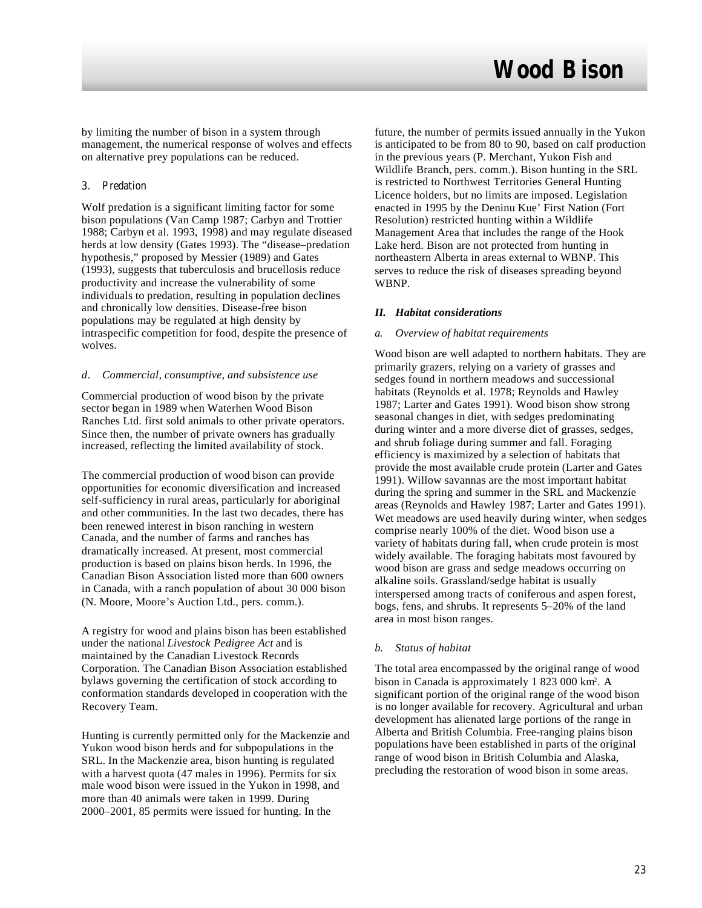by limiting the number of bison in a system through management, the numerical response of wolves and effects on alternative prey populations can be reduced.

### 3. Predation

Wolf predation is a significant limiting factor for some bison populations (Van Camp 1987; Carbyn and Trottier 1988; Carbyn et al. 1993, 1998) and may regulate diseased herds at low density (Gates 1993). The "disease–predation hypothesis," proposed by Messier (1989) and Gates (1993), suggests that tuberculosis and brucellosis reduce productivity and increase the vulnerability of some individuals to predation, resulting in population declines and chronically low densities. Disease-free bison populations may be regulated at high density by intraspecific competition for food, despite the presence of wolves.

### *d. Commercial, consumptive, and subsistence use*

Commercial production of wood bison by the private sector began in 1989 when Waterhen Wood Bison Ranches Ltd. first sold animals to other private operators. Since then, the number of private owners has gradually increased, reflecting the limited availability of stock.

The commercial production of wood bison can provide opportunities for economic diversification and increased self-sufficiency in rural areas, particularly for aboriginal and other communities. In the last two decades, there has been renewed interest in bison ranching in western Canada, and the number of farms and ranches has dramatically increased. At present, most commercial production is based on plains bison herds. In 1996, the Canadian Bison Association listed more than 600 owners in Canada, with a ranch population of about 30 000 bison (N. Moore, Moore's Auction Ltd., pers. comm.).

A registry for wood and plains bison has been established under the national *Livestock Pedigree Act* and is maintained by the Canadian Livestock Records Corporation. The Canadian Bison Association established bylaws governing the certification of stock according to conformation standards developed in cooperation with the Recovery Team.

Hunting is currently permitted only for the Mackenzie and Yukon wood bison herds and for subpopulations in the SRL. In the Mackenzie area, bison hunting is regulated with a harvest quota (47 males in 1996). Permits for six male wood bison were issued in the Yukon in 1998, and more than 40 animals were taken in 1999. During 2000–2001, 85 permits were issued for hunting. In the future, the number of permits issued annually in the Yukon is anticipated to be from 80 to 90, based on calf production in the previous years (P. Merchant, Yukon Fish and Wildlife Branch, pers. comm.). Bison hunting in the SRL is restricted to Northwest Territories General Hunting Licence holders, but no limits are imposed. Legislation enacted in 1995 by the Deninu Kue' First Nation (Fort Resolution) restricted hunting within a Wildlife Management Area that includes the range of the Hook Lake herd. Bison are not protected from hunting in northeastern Alberta in areas external to WBNP. This serves to reduce the risk of diseases spreading beyond WBNP.

## *II. Habitat considerations*

### *a. Overview of habitat requirements*

Wood bison are well adapted to northern habitats. They are primarily grazers, relying on a variety of grasses and sedges found in northern meadows and successional habitats (Reynolds et al. 1978; Reynolds and Hawley 1987; Larter and Gates 1991). Wood bison show strong seasonal changes in diet, with sedges predominating during winter and a more diverse diet of grasses, sedges, and shrub foliage during summer and fall. Foraging efficiency is maximized by a selection of habitats that provide the most available crude protein (Larter and Gates 1991). Willow savannas are the most important habitat during the spring and summer in the SRL and Mackenzie areas (Reynolds and Hawley 1987; Larter and Gates 1991). Wet meadows are used heavily during winter, when sedges comprise nearly 100% of the diet. Wood bison use a variety of habitats during fall, when crude protein is most widely available. The foraging habitats most favoured by wood bison are grass and sedge meadows occurring on alkaline soils. Grassland/sedge habitat is usually interspersed among tracts of coniferous and aspen forest, bogs, fens, and shrubs. It represents 5–20% of the land area in most bison ranges.

### *b. Status of habitat*

The total area encompassed by the original range of wood bison in Canada is approximately 1 823 000 km². A significant portion of the original range of the wood bison is no longer available for recovery. Agricultural and urban development has alienated large portions of the range in Alberta and British Columbia. Free-ranging plains bison populations have been established in parts of the original range of wood bison in British Columbia and Alaska, precluding the restoration of wood bison in some areas.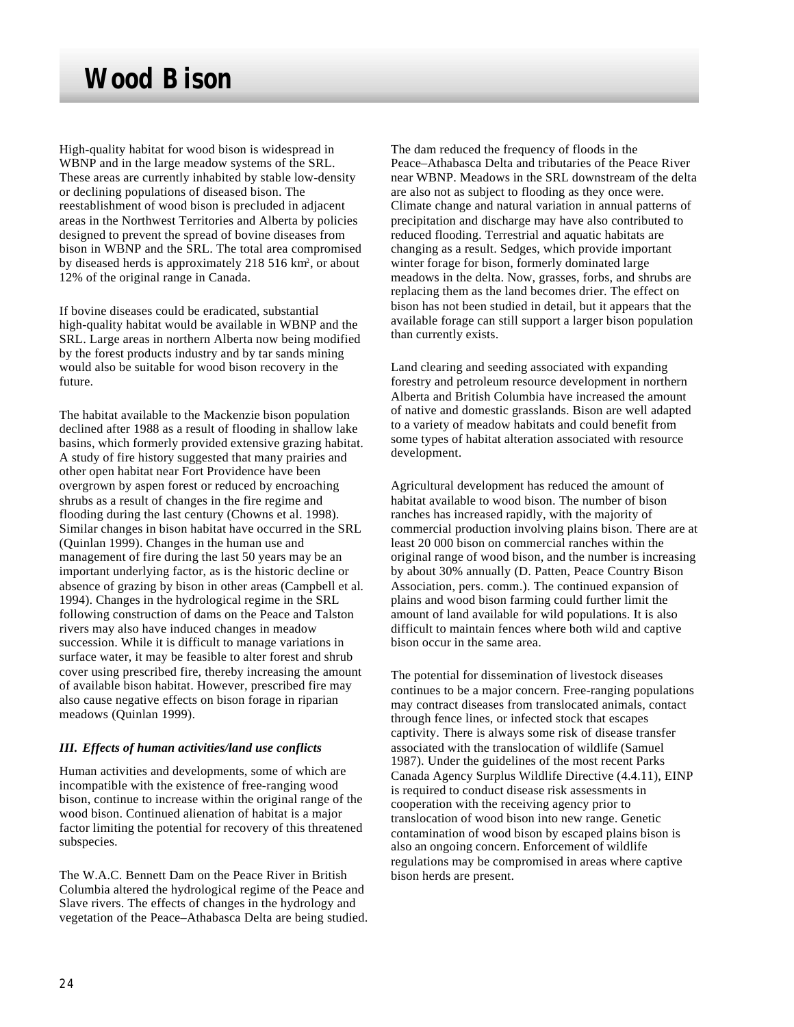# Wood Bison

High-quality habitat for wood bison is widespread in WBNP and in the large meadow systems of the SRL. These areas are currently inhabited by stable low-density or declining populations of diseased bison. The reestablishment of wood bison is precluded in adjacent areas in the Northwest Territories and Alberta by policies designed to prevent the spread of bovine diseases from bison in WBNP and the SRL. The total area compromised by diseased herds is approximately 218 516 km², or about 12% of the original range in Canada.

If bovine diseases could be eradicated, substantial high-quality habitat would be available in WBNP and the SRL. Large areas in northern Alberta now being modified by the forest products industry and by tar sands mining would also be suitable for wood bison recovery in the future.

The habitat available to the Mackenzie bison population declined after 1988 as a result of flooding in shallow lake basins, which formerly provided extensive grazing habitat. A study of fire history suggested that many prairies and other open habitat near Fort Providence have been overgrown by aspen forest or reduced by encroaching shrubs as a result of changes in the fire regime and flooding during the last century (Chowns et al. 1998). Similar changes in bison habitat have occurred in the SRL (Quinlan 1999). Changes in the human use and management of fire during the last 50 years may be an important underlying factor, as is the historic decline or absence of grazing by bison in other areas (Campbell et al. 1994). Changes in the hydrological regime in the SRL following construction of dams on the Peace and Talston rivers may also have induced changes in meadow succession. While it is difficult to manage variations in surface water, it may be feasible to alter forest and shrub cover using prescribed fire, thereby increasing the amount of available bison habitat. However, prescribed fire may also cause negative effects on bison forage in riparian meadows (Quinlan 1999).

### *III. Effects of human activities/land use conflicts*

Human activities and developments, some of which are incompatible with the existence of free-ranging wood bison, continue to increase within the original range of the wood bison. Continued alienation of habitat is a major factor limiting the potential for recovery of this threatened subspecies.

The W.A.C. Bennett Dam on the Peace River in British Columbia altered the hydrological regime of the Peace and Slave rivers. The effects of changes in the hydrology and vegetation of the Peace–Athabasca Delta are being studied. The dam reduced the frequency of floods in the Peace–Athabasca Delta and tributaries of the Peace River near WBNP. Meadows in the SRL downstream of the delta are also not as subject to flooding as they once were. Climate change and natural variation in annual patterns of precipitation and discharge may have also contributed to reduced flooding. Terrestrial and aquatic habitats are changing as a result. Sedges, which provide important winter forage for bison, formerly dominated large meadows in the delta. Now, grasses, forbs, and shrubs are replacing them as the land becomes drier. The effect on bison has not been studied in detail, but it appears that the available forage can still support a larger bison population than currently exists.

Land clearing and seeding associated with expanding forestry and petroleum resource development in northern Alberta and British Columbia have increased the amount of native and domestic grasslands. Bison are well adapted to a variety of meadow habitats and could benefit from some types of habitat alteration associated with resource development.

Agricultural development has reduced the amount of habitat available to wood bison. The number of bison ranches has increased rapidly, with the majority of commercial production involving plains bison. There are at least 20 000 bison on commercial ranches within the original range of wood bison, and the number is increasing by about 30% annually (D. Patten, Peace Country Bison Association, pers. comm.). The continued expansion of plains and wood bison farming could further limit the amount of land available for wild populations. It is also difficult to maintain fences where both wild and captive bison occur in the same area.

The potential for dissemination of livestock diseases continues to be a major concern. Free-ranging populations may contract diseases from translocated animals, contact through fence lines, or infected stock that escapes captivity. There is always some risk of disease transfer associated with the translocation of wildlife (Samuel 1987). Under the guidelines of the most recent Parks Canada Agency Surplus Wildlife Directive (4.4.11), EINP is required to conduct disease risk assessments in cooperation with the receiving agency prior to translocation of wood bison into new range. Genetic contamination of wood bison by escaped plains bison is also an ongoing concern. Enforcement of wildlife regulations may be compromised in areas where captive bison herds are present.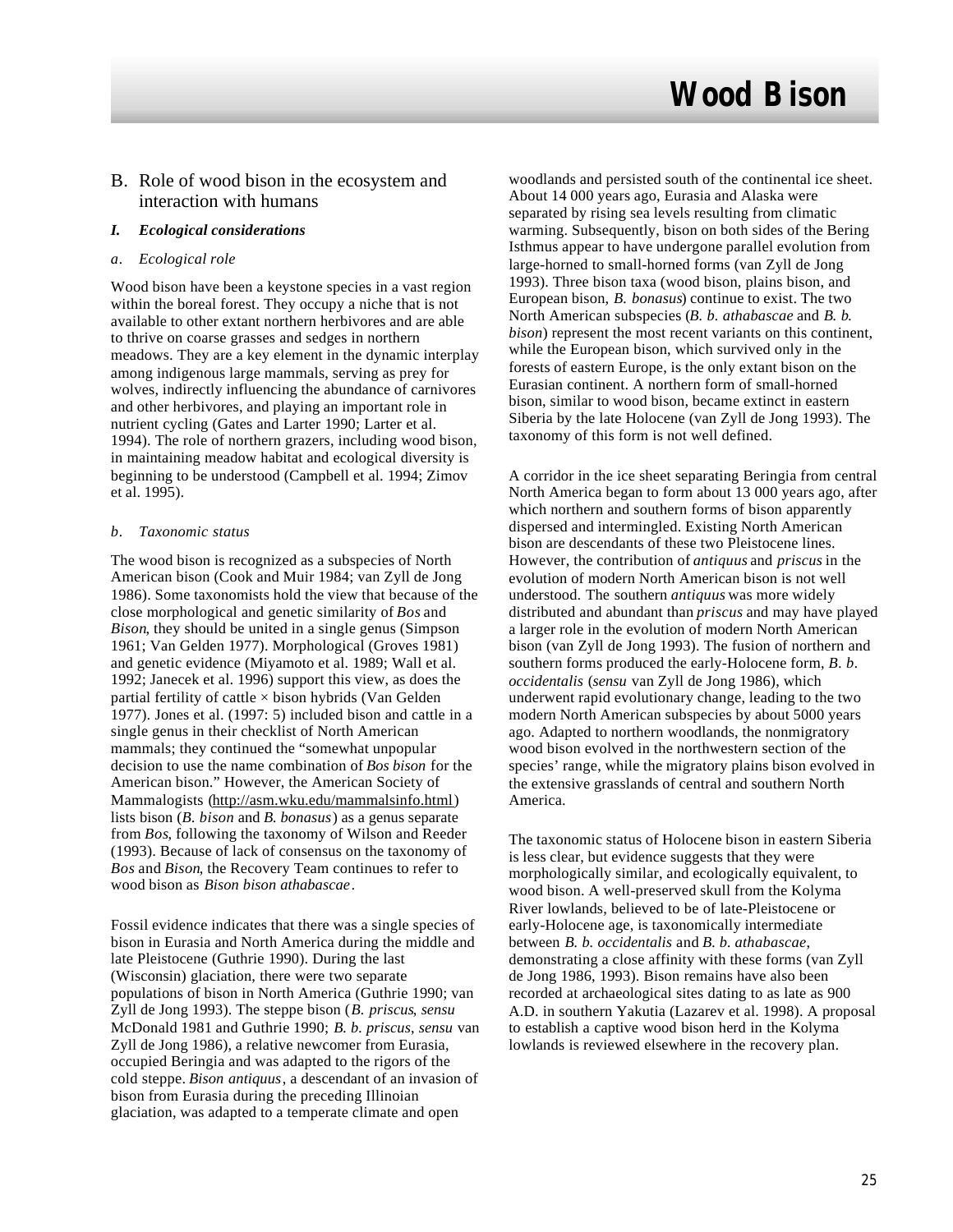## B. Role of wood bison in the ecosystem and interaction with humans

### *I. Ecological considerations*

*a. Ecological role*

Wood bison have been a keystone species in a vast region within the boreal forest. They occupy a niche that is not available to other extant northern herbivores and are able to thrive on coarse grasses and sedges in northern meadows. They are a key element in the dynamic interplay among indigenous large mammals, serving as prey for wolves, indirectly influencing the abundance of carnivores and other herbivores, and playing an important role in nutrient cycling (Gates and Larter 1990; Larter et al. 1994). The role of northern grazers, including wood bison, in maintaining meadow habitat and ecological diversity is beginning to be understood (Campbell et al. 1994; Zimov et al. 1995).

*b. Taxonomic status*

The wood bison is recognized as a subspecies of North American bison (Cook and Muir 1984; van Zyll de Jong 1986). Some taxonomists hold the view that because of the close morphological and genetic similarity of *Bos* and *Bison*, they should be united in a single genus (Simpson 1961; Van Gelden 1977). Morphological (Groves 1981) and genetic evidence (Miyamoto et al. 1989; Wall et al. 1992; Janecek et al. 1996) support this view, as does the partial fertility of cattle × bison hybrids (Van Gelden 1977). Jones et al. (1997: 5) included bison and cattle in a single genus in their checklist of North American mammals; they continued the "somewhat unpopular decision to use the name combination of *Bos bison* for the American bison." However, the American Society of Mammalogists (http://asm.wku.edu/mammalsinfo.html) lists bison (*B. bison* and *B. bonasus*) as a genus separate from *Bos*, following the taxonomy of Wilson and Reeder (1993). Because of lack of consensus on the taxonomy of *Bos* and *Bison*, the Recovery Team continues to refer to wood bison as *Bison bison athabascae*.

Fossil evidence indicates that there was a single species of bison in Eurasia and North America during the middle and late Pleistocene (Guthrie 1990). During the last (Wisconsin) glaciation, there were two separate populations of bison in North America (Guthrie 1990; van Zyll de Jong 1993). The steppe bison (*B. priscus*, *sensu* McDonald 1981 and Guthrie 1990; *B. b. priscus*, *sensu* van Zyll de Jong 1986), a relative newcomer from Eurasia, occupied Beringia and was adapted to the rigors of the cold steppe. *Bison antiquus*, a descendant of an invasion of bison from Eurasia during the preceding Illinoian glaciation, was adapted to a temperate climate and open woodlands and persisted south of the continental ice sheet. About 14 000 years ago, Eurasia and Alaska were separated by rising sea levels resulting from climatic warming. Subsequently, bison on both sides of the Bering Isthmus appear to have undergone parallel evolution from large-horned to small-horned forms (van Zyll de Jong 1993). Three bison taxa (wood bison, plains bison, and European bison, *B. bonasus*) continue to exist. The two North American subspecies (*B. b. athabascae* and *B. b. bison*) represent the most recent variants on this continent, while the European bison, which survived only in the forests of eastern Europe, is the only extant bison on the Eurasian continent. A northern form of small-horned bison, similar to wood bison, became extinct in eastern Siberia by the late Holocene (van Zyll de Jong 1993). The taxonomy of this form is not well defined.

A corridor in the ice sheet separating Beringia from central North America began to form about 13 000 years ago, after which northern and southern forms of bison apparently dispersed and intermingled. Existing North American bison are descendants of these two Pleistocene lines. However, the contribution of *antiquus* and *priscus* in the evolution of modern North American bison is not well understood. The southern *antiquus* was more widely distributed and abundant than *priscus* and may have played a larger role in the evolution of modern North American bison (van Zyll de Jong 1993). The fusion of northern and southern forms produced the early-Holocene form, *B. b. occidentalis* (*sensu* van Zyll de Jong 1986), which underwent rapid evolutionary change, leading to the two modern North American subspecies by about 5000 years ago. Adapted to northern woodlands, the nonmigratory wood bison evolved in the northwestern section of the species' range, while the migratory plains bison evolved in the extensive grasslands of central and southern North America.

The taxonomic status of Holocene bison in eastern Siberia is less clear, but evidence suggests that they were morphologically similar, and ecologically equivalent, to wood bison. A well-preserved skull from the Kolyma River lowlands, believed to be of late-Pleistocene or early-Holocene age, is taxonomically intermediate between *B. b. occidentalis* and *B. b. athabascae*, demonstrating a close affinity with these forms (van Zyll de Jong 1986, 1993). Bison remains have also been recorded at archaeological sites dating to as late as 900 A.D. in southern Yakutia (Lazarev et al. 1998). A proposal to establish a captive wood bison herd in the Kolyma lowlands is reviewed elsewhere in the recovery plan.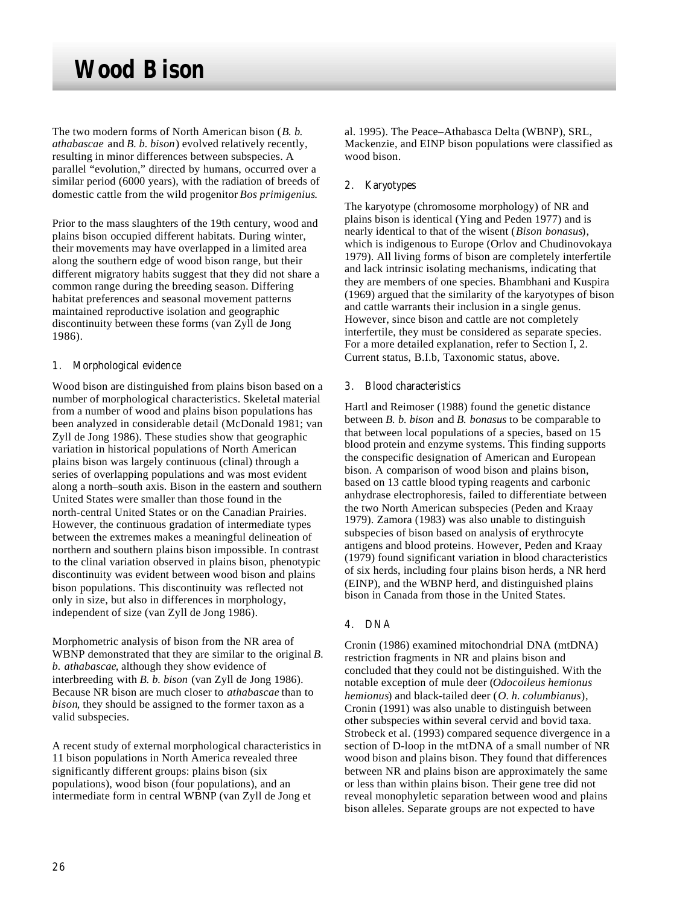# Wood Bison

The two modern forms of North American bison (*B. b. athabascae* and *B. b. bison*) evolved relatively recently, resulting in minor differences between subspecies. A parallel "evolution," directed by humans, occurred over a similar period (6000 years), with the radiation of breeds of domestic cattle from the wild progenitor *Bos primigenius*.

Prior to the mass slaughters of the 19th century, wood and plains bison occupied different habitats. During winter, their movements may have overlapped in a limited area along the southern edge of wood bison range, but their different migratory habits suggest that they did not share a common range during the breeding season. Differing habitat preferences and seasonal movement patterns maintained reproductive isolation and geographic discontinuity between these forms (van Zyll de Jong 1986).

### 1. Morphological evidence

Wood bison are distinguished from plains bison based on a number of morphological characteristics. Skeletal material from a number of wood and plains bison populations has been analyzed in considerable detail (McDonald 1981; van Zyll de Jong 1986). These studies show that geographic variation in historical populations of North American plains bison was largely continuous (clinal) through a series of overlapping populations and was most evident along a north–south axis. Bison in the eastern and southern United States were smaller than those found in the north-central United States or on the Canadian Prairies. However, the continuous gradation of intermediate types between the extremes makes a meaningful delineation of northern and southern plains bison impossible. In contrast to the clinal variation observed in plains bison, phenotypic discontinuity was evident between wood bison and plains bison populations. This discontinuity was reflected not only in size, but also in differences in morphology, independent of size (van Zyll de Jong 1986).

Morphometric analysis of bison from the NR area of WBNP demonstrated that they are similar to the original *B. b. athabascae*, although they show evidence of interbreeding with *B. b. bison* (van Zyll de Jong 1986). Because NR bison are much closer to *athabascae* than to *bison*, they should be assigned to the former taxon as a valid subspecies.

A recent study of external morphological characteristics in 11 bison populations in North America revealed three significantly different groups: plains bison (six populations), wood bison (four populations), and an intermediate form in central WBNP (van Zyll de Jong et al. 1995). The Peace–Athabasca Delta (WBNP), SRL, Mackenzie, and EINP bison populations were classified as wood bison.

### 2. Karyotypes

The karyotype (chromosome morphology) of NR and plains bison is identical (Ying and Peden 1977) and is nearly identical to that of the wisent (*Bison bonasus*), which is indigenous to Europe (Orlov and Chudinovokaya 1979). All living forms of bison are completely interfertile and lack intrinsic isolating mechanisms, indicating that they are members of one species. Bhambhani and Kuspira (1969) argued that the similarity of the karyotypes of bison and cattle warrants their inclusion in a single genus. However, since bison and cattle are not completely interfertile, they must be considered as separate species. For a more detailed explanation, refer to Section I, 2. Current status, B.I.b, Taxonomic status, above.

### 3. Blood characteristics

Hartl and Reimoser (1988) found the genetic distance between *B. b. bison* and *B. bonasus* to be comparable to that between local populations of a species, based on 15 blood protein and enzyme systems. This finding supports the conspecific designation of American and European bison. A comparison of wood bison and plains bison, based on 13 cattle blood typing reagents and carbonic anhydrase electrophoresis, failed to differentiate between the two North American subspecies (Peden and Kraay 1979). Zamora (1983) was also unable to distinguish subspecies of bison based on analysis of erythrocyte antigens and blood proteins. However, Peden and Kraay (1979) found significant variation in blood characteristics of six herds, including four plains bison herds, a NR herd (EINP), and the WBNP herd, and distinguished plains bison in Canada from those in the United States.

### 4. DNA

Cronin (1986) examined mitochondrial DNA (mtDNA) restriction fragments in NR and plains bison and concluded that they could not be distinguished. With the notable exception of mule deer (*Odocoileus hemionus hemionus*) and black-tailed deer (*O. h. columbianus*), Cronin (1991) was also unable to distinguish between other subspecies within several cervid and bovid taxa. Strobeck et al. (1993) compared sequence divergence in a section of D-loop in the mtDNA of a small number of NR wood bison and plains bison. They found that differences between NR and plains bison are approximately the same or less than within plains bison. Their gene tree did not reveal monophyletic separation between wood and plains bison alleles. Separate groups are not expected to have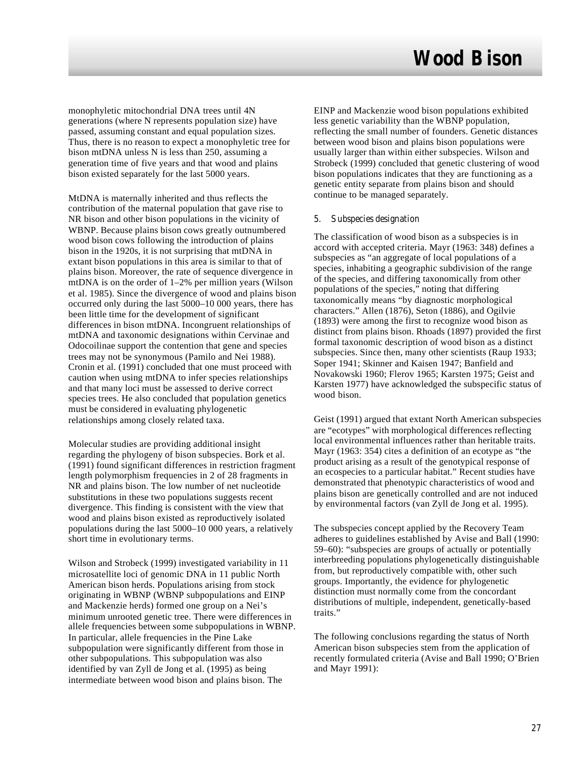monophyletic mitochondrial DNA trees until 4N generations (where N represents population size) have passed, assuming constant and equal population sizes. Thus, there is no reason to expect a monophyletic tree for bison mtDNA unless N is less than 250, assuming a generation time of five years and that wood and plains bison existed separately for the last 5000 years.

MtDNA is maternally inherited and thus reflects the contribution of the maternal population that gave rise to NR bison and other bison populations in the vicinity of WBNP. Because plains bison cows greatly outnumbered wood bison cows following the introduction of plains bison in the 1920s, it is not surprising that mtDNA in extant bison populations in this area is similar to that of plains bison. Moreover, the rate of sequence divergence in mtDNA is on the order of 1–2% per million years (Wilson et al. 1985). Since the divergence of wood and plains bison occurred only during the last 5000–10 000 years, there has been little time for the development of significant differences in bison mtDNA. Incongruent relationships of mtDNA and taxonomic designations within Cervinae and Odocoilinae support the contention that gene and species trees may not be synonymous (Pamilo and Nei 1988). Cronin et al. (1991) concluded that one must proceed with caution when using mtDNA to infer species relationships and that many loci must be assessed to derive correct species trees. He also concluded that population genetics must be considered in evaluating phylogenetic relationships among closely related taxa.

Molecular studies are providing additional insight regarding the phylogeny of bison subspecies. Bork et al. (1991) found significant differences in restriction fragment length polymorphism frequencies in 2 of 28 fragments in NR and plains bison. The low number of net nucleotide substitutions in these two populations suggests recent divergence. This finding is consistent with the view that wood and plains bison existed as reproductively isolated populations during the last 5000–10 000 years, a relatively short time in evolutionary terms.

Wilson and Strobeck (1999) investigated variability in 11 microsatellite loci of genomic DNA in 11 public North American bison herds. Populations arising from stock originating in WBNP (WBNP subpopulations and EINP and Mackenzie herds) formed one group on a Nei's minimum unrooted genetic tree. There were differences in allele frequencies between some subpopulations in WBNP. In particular, allele frequencies in the Pine Lake subpopulation were significantly different from those in other subpopulations. This subpopulation was also identified by van Zyll de Jong et al. (1995) as being intermediate between wood bison and plains bison. The EINP and Mackenzie wood bison populations exhibited less genetic variability than the WBNP population, reflecting the small number of founders. Genetic distances between wood bison and plains bison populations were usually larger than within either subspecies. Wilson and Strobeck (1999) concluded that genetic clustering of wood bison populations indicates that they are functioning as a genetic entity separate from plains bison and should continue to be managed separately.

### 5. Subspecies designation

The classification of wood bison as a subspecies is in accord with accepted criteria. Mayr (1963: 348) defines a subspecies as "an aggregate of local populations of a species, inhabiting a geographic subdivision of the range of the species, and differing taxonomically from other populations of the species," noting that differing taxonomically means "by diagnostic morphological characters." Allen (1876), Seton (1886), and Ogilvie (1893) were among the first to recognize wood bison as distinct from plains bison. Rhoads (1897) provided the first formal taxonomic description of wood bison as a distinct subspecies. Since then, many other scientists (Raup 1933; Soper 1941; Skinner and Kaisen 1947; Banfield and Novakowski 1960; Flerov 1965; Karsten 1975; Geist and Karsten 1977) have acknowledged the subspecific status of wood bison.

Geist (1991) argued that extant North American subspecies are "ecotypes" with morphological differences reflecting local environmental influences rather than heritable traits. Mayr (1963: 354) cites a definition of an ecotype as "the product arising as a result of the genotypical response of an ecospecies to a particular habitat." Recent studies have demonstrated that phenotypic characteristics of wood and plains bison are genetically controlled and are not induced by environmental factors (van Zyll de Jong et al. 1995).

The subspecies concept applied by the Recovery Team adheres to guidelines established by Avise and Ball (1990: 59–60): "subspecies are groups of actually or potentially interbreeding populations phylogenetically distinguishable from, but reproductively compatible with, other such groups. Importantly, the evidence for phylogenetic distinction must normally come from the concordant distributions of multiple, independent, genetically-based traits."

The following conclusions regarding the status of North American bison subspecies stem from the application of recently formulated criteria (Avise and Ball 1990; O'Brien and Mayr 1991):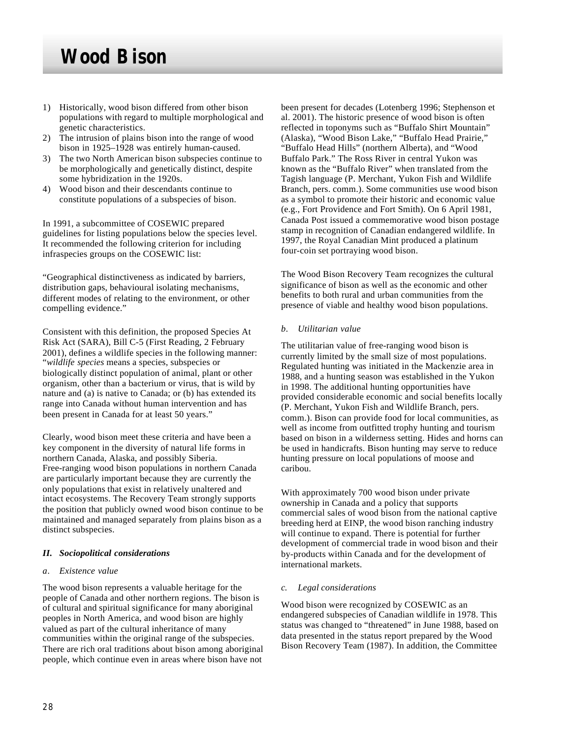1) Historically, wood bison differed from other bison populations with regard to multiple morphological and genetic characteristics.
2) The intrusion of plains bison into the range of wood bison in 1925–1928 was entirely human-caused.
3) The two North American bison subspecies continue to be morphologically and genetically distinct, despite some hybridization in the 1920s.
4) Wood bison and their descendants continue to constitute populations of a subspecies of bison.

In 1991, a subcommittee of COSEWIC prepared guidelines for listing populations below the species level. It recommended the following criterion for including infraspecies groups on the COSEWIC list:

"Geographical distinctiveness as indicated by barriers, distribution gaps, behavioural isolating mechanisms, different modes of relating to the environment, or other compelling evidence."

Consistent with this definition, the proposed Species At Risk Act (SARA), Bill C-5 (First Reading, 2 February 2001), defines a wildlife species in the following manner: "*wildlife species* means a species, subspecies or biologically distinct population of animal, plant or other organism, other than a bacterium or virus, that is wild by nature and (a) is native to Canada; or (b) has extended its range into Canada without human intervention and has been present in Canada for at least 50 years."

Clearly, wood bison meet these criteria and have been a key component in the diversity of natural life forms in northern Canada, Alaska, and possibly Siberia. Free-ranging wood bison populations in northern Canada are particularly important because they are currently the only populations that exist in relatively unaltered and intact ecosystems. The Recovery Team strongly supports the position that publicly owned wood bison continue to be maintained and managed separately from plains bison as a distinct subspecies.

### *II. Sociopolitical considerations*

#### *a. Existence value*

The wood bison represents a valuable heritage for the people of Canada and other northern regions. The bison is of cultural and spiritual significance for many aboriginal peoples in North America, and wood bison are highly valued as part of the cultural inheritance of many communities within the original range of the subspecies. There are rich oral traditions about bison among aboriginal people, which continue even in areas where bison have not been present for decades (Lotenberg 1996; Stephenson et al. 2001). The historic presence of wood bison is often reflected in toponyms such as "Buffalo Shirt Mountain" (Alaska), "Wood Bison Lake," "Buffalo Head Prairie," "Buffalo Head Hills" (northern Alberta), and "Wood Buffalo Park." The Ross River in central Yukon was known as the "Buffalo River" when translated from the Tagish language (P. Merchant, Yukon Fish and Wildlife Branch, pers. comm.). Some communities use wood bison as a symbol to promote their historic and economic value (e.g., Fort Providence and Fort Smith). On 6 April 1981, Canada Post issued a commemorative wood bison postage stamp in recognition of Canadian endangered wildlife. In 1997, the Royal Canadian Mint produced a platinum four-coin set portraying wood bison.

The Wood Bison Recovery Team recognizes the cultural significance of bison as well as the economic and other benefits to both rural and urban communities from the presence of viable and healthy wood bison populations.

#### *b. Utilitarian value*

The utilitarian value of free-ranging wood bison is currently limited by the small size of most populations. Regulated hunting was initiated in the Mackenzie area in 1988, and a hunting season was established in the Yukon in 1998. The additional hunting opportunities have provided considerable economic and social benefits locally (P. Merchant, Yukon Fish and Wildlife Branch, pers. comm.). Bison can provide food for local communities, as well as income from outfitted trophy hunting and tourism based on bison in a wilderness setting. Hides and horns can be used in handicrafts. Bison hunting may serve to reduce hunting pressure on local populations of moose and caribou.

With approximately 700 wood bison under private ownership in Canada and a policy that supports commercial sales of wood bison from the national captive breeding herd at EINP, the wood bison ranching industry will continue to expand. There is potential for further development of commercial trade in wood bison and their by-products within Canada and for the development of international markets.

#### *c. Legal considerations*

Wood bison were recognized by COSEWIC as an endangered subspecies of Canadian wildlife in 1978. This status was changed to "threatened" in June 1988, based on data presented in the status report prepared by the Wood Bison Recovery Team (1987). In addition, the Committee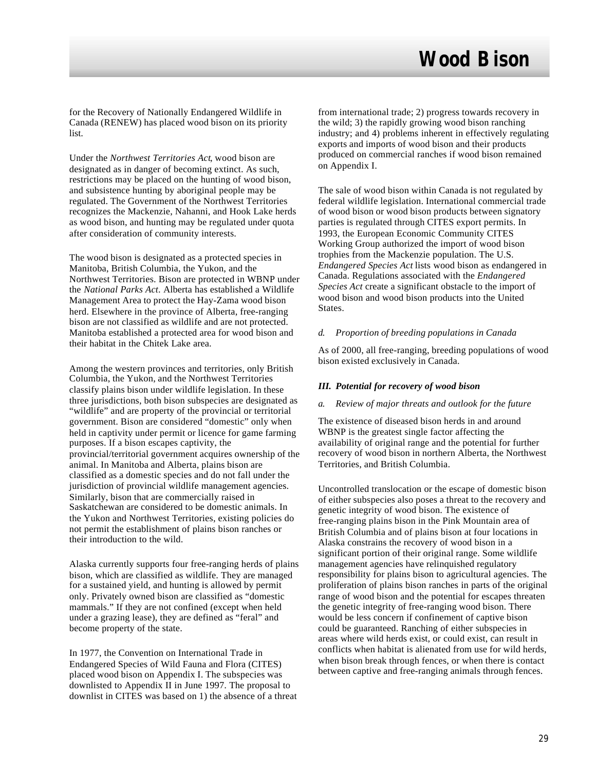for the Recovery of Nationally Endangered Wildlife in Canada (RENEW) has placed wood bison on its priority list.

Under the *Northwest Territories Act*, wood bison are designated as in danger of becoming extinct. As such, restrictions may be placed on the hunting of wood bison, and subsistence hunting by aboriginal people may be regulated. The Government of the Northwest Territories recognizes the Mackenzie, Nahanni, and Hook Lake herds as wood bison, and hunting may be regulated under quota after consideration of community interests.

The wood bison is designated as a protected species in Manitoba, British Columbia, the Yukon, and the Northwest Territories. Bison are protected in WBNP under the *National Parks Act*. Alberta has established a Wildlife Management Area to protect the Hay-Zama wood bison herd. Elsewhere in the province of Alberta, free-ranging bison are not classified as wildlife and are not protected. Manitoba established a protected area for wood bison and their habitat in the Chitek Lake area.

Among the western provinces and territories, only British Columbia, the Yukon, and the Northwest Territories classify plains bison under wildlife legislation. In these three jurisdictions, both bison subspecies are designated as "wildlife" and are property of the provincial or territorial government. Bison are considered "domestic" only when held in captivity under permit or licence for game farming purposes. If a bison escapes captivity, the provincial/territorial government acquires ownership of the animal. In Manitoba and Alberta, plains bison are classified as a domestic species and do not fall under the jurisdiction of provincial wildlife management agencies. Similarly, bison that are commercially raised in Saskatchewan are considered to be domestic animals. In the Yukon and Northwest Territories, existing policies do not permit the establishment of plains bison ranches or their introduction to the wild.

Alaska currently supports four free-ranging herds of plains bison, which are classified as wildlife. They are managed for a sustained yield, and hunting is allowed by permit only. Privately owned bison are classified as "domestic mammals." If they are not confined (except when held under a grazing lease), they are defined as "feral" and become property of the state.

In 1977, the Convention on International Trade in Endangered Species of Wild Fauna and Flora (CITES) placed wood bison on Appendix I. The subspecies was downlisted to Appendix II in June 1997. The proposal to downlist in CITES was based on 1) the absence of a threat from international trade; 2) progress towards recovery in the wild; 3) the rapidly growing wood bison ranching industry; and 4) problems inherent in effectively regulating exports and imports of wood bison and their products produced on commercial ranches if wood bison remained on Appendix I.

The sale of wood bison within Canada is not regulated by federal wildlife legislation. International commercial trade of wood bison or wood bison products between signatory parties is regulated through CITES export permits. In 1993, the European Economic Community CITES Working Group authorized the import of wood bison trophies from the Mackenzie population. The U.S. *Endangered Species Act* lists wood bison as endangered in Canada. Regulations associated with the *Endangered Species Act* create a significant obstacle to the import of wood bison and wood bison products into the United States.

*d. Proportion of breeding populations in Canada*

As of 2000, all free-ranging, breeding populations of wood bison existed exclusively in Canada.

### *III. Potential for recovery of wood bison*

*a. Review of major threats and outlook for the future*

The existence of diseased bison herds in and around WBNP is the greatest single factor affecting the availability of original range and the potential for further recovery of wood bison in northern Alberta, the Northwest Territories, and British Columbia.

Uncontrolled translocation or the escape of domestic bison of either subspecies also poses a threat to the recovery and genetic integrity of wood bison. The existence of free-ranging plains bison in the Pink Mountain area of British Columbia and of plains bison at four locations in Alaska constrains the recovery of wood bison in a significant portion of their original range. Some wildlife management agencies have relinquished regulatory responsibility for plains bison to agricultural agencies. The proliferation of plains bison ranches in parts of the original range of wood bison and the potential for escapes threaten the genetic integrity of free-ranging wood bison. There would be less concern if confinement of captive bison could be guaranteed. Ranching of either subspecies in areas where wild herds exist, or could exist, can result in conflicts when habitat is alienated from use for wild herds, when bison break through fences, or when there is contact between captive and free-ranging animals through fences.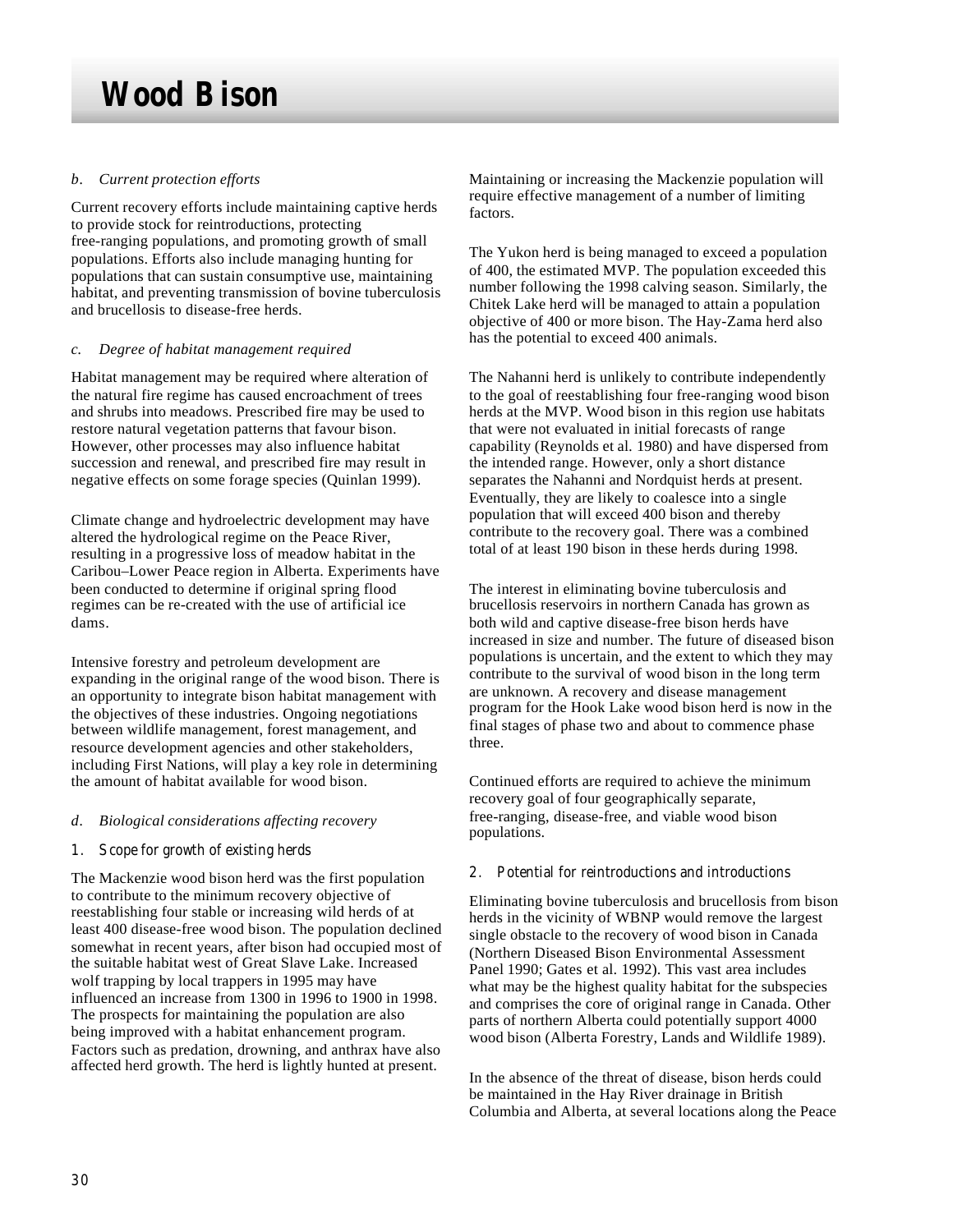# Wood Bison

*b. Current protection efforts*

Current recovery efforts include maintaining captive herds to provide stock for reintroductions, protecting free-ranging populations, and promoting growth of small populations. Efforts also include managing hunting for populations that can sustain consumptive use, maintaining habitat, and preventing transmission of bovine tuberculosis and brucellosis to disease-free herds.

*c. Degree of habitat management required*

Habitat management may be required where alteration of the natural fire regime has caused encroachment of trees and shrubs into meadows. Prescribed fire may be used to restore natural vegetation patterns that favour bison. However, other processes may also influence habitat succession and renewal, and prescribed fire may result in negative effects on some forage species (Quinlan 1999).

Climate change and hydroelectric development may have altered the hydrological regime on the Peace River, resulting in a progressive loss of meadow habitat in the Caribou–Lower Peace region in Alberta. Experiments have been conducted to determine if original spring flood regimes can be re-created with the use of artificial ice dams.

Intensive forestry and petroleum development are expanding in the original range of the wood bison. There is an opportunity to integrate bison habitat management with the objectives of these industries. Ongoing negotiations between wildlife management, forest management, and resource development agencies and other stakeholders, including First Nations, will play a key role in determining the amount of habitat available for wood bison.

*d. Biological considerations affecting recovery*

1. Scope for growth of existing herds

The Mackenzie wood bison herd was the first population to contribute to the minimum recovery objective of reestablishing four stable or increasing wild herds of at least 400 disease-free wood bison. The population declined somewhat in recent years, after bison had occupied most of the suitable habitat west of Great Slave Lake. Increased wolf trapping by local trappers in 1995 may have influenced an increase from 1300 in 1996 to 1900 in 1998. The prospects for maintaining the population are also being improved with a habitat enhancement program. Factors such as predation, drowning, and anthrax have also affected herd growth. The herd is lightly hunted at present. Maintaining or increasing the Mackenzie population will require effective management of a number of limiting factors.

The Yukon herd is being managed to exceed a population of 400, the estimated MVP. The population exceeded this number following the 1998 calving season. Similarly, the Chitek Lake herd will be managed to attain a population objective of 400 or more bison. The Hay-Zama herd also has the potential to exceed 400 animals.

The Nahanni herd is unlikely to contribute independently to the goal of reestablishing four free-ranging wood bison herds at the MVP. Wood bison in this region use habitats that were not evaluated in initial forecasts of range capability (Reynolds et al. 1980) and have dispersed from the intended range. However, only a short distance separates the Nahanni and Nordquist herds at present. Eventually, they are likely to coalesce into a single population that will exceed 400 bison and thereby contribute to the recovery goal. There was a combined total of at least 190 bison in these herds during 1998.

The interest in eliminating bovine tuberculosis and brucellosis reservoirs in northern Canada has grown as both wild and captive disease-free bison herds have increased in size and number. The future of diseased bison populations is uncertain, and the extent to which they may contribute to the survival of wood bison in the long term are unknown. A recovery and disease management program for the Hook Lake wood bison herd is now in the final stages of phase two and about to commence phase three.

Continued efforts are required to achieve the minimum recovery goal of four geographically separate, free-ranging, disease-free, and viable wood bison populations.

2. Potential for reintroductions and introductions

Eliminating bovine tuberculosis and brucellosis from bison herds in the vicinity of WBNP would remove the largest single obstacle to the recovery of wood bison in Canada (Northern Diseased Bison Environmental Assessment Panel 1990; Gates et al. 1992). This vast area includes what may be the highest quality habitat for the subspecies and comprises the core of original range in Canada. Other parts of northern Alberta could potentially support 4000 wood bison (Alberta Forestry, Lands and Wildlife 1989).

In the absence of the threat of disease, bison herds could be maintained in the Hay River drainage in British Columbia and Alberta, at several locations along the Peace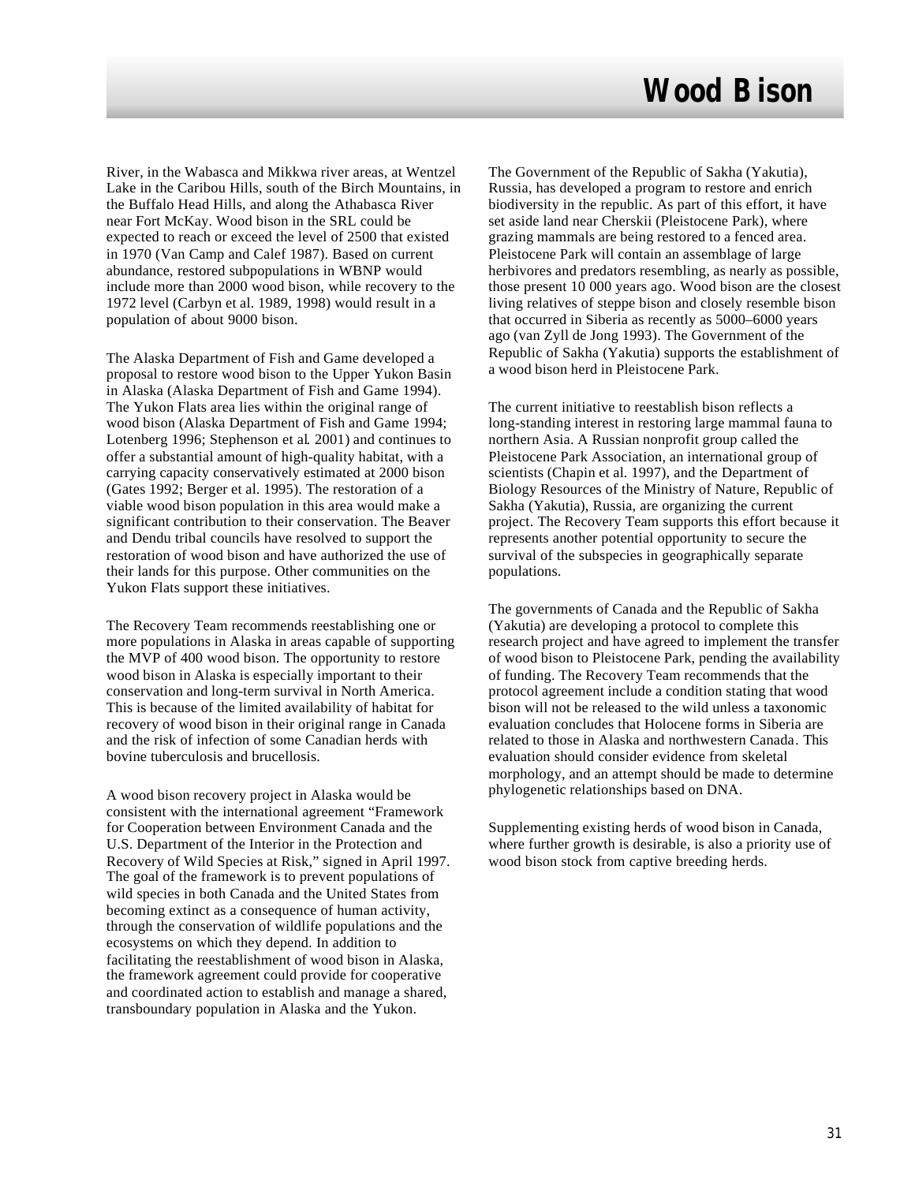River, in the Wabasca and Mikkwa river areas, at Wentzel Lake in the Caribou Hills, south of the Birch Mountains, in the Buffalo Head Hills, and along the Athabasca River near Fort McKay. Wood bison in the SRL could be expected to reach or exceed the level of 2500 that existed in 1970 (Van Camp and Calef 1987). Based on current abundance, restored subpopulations in WBNP would include more than 2000 wood bison, while recovery to the 1972 level (Carbyn et al. 1989, 1998) would result in a population of about 9000 bison.

The Alaska Department of Fish and Game developed a proposal to restore wood bison to the Upper Yukon Basin in Alaska (Alaska Department of Fish and Game 1994). The Yukon Flats area lies within the original range of wood bison (Alaska Department of Fish and Game 1994; Lotenberg 1996; Stephenson et al. 2001) and continues to offer a substantial amount of high-quality habitat, with a carrying capacity conservatively estimated at 2000 bison (Gates 1992; Berger et al. 1995). The restoration of a viable wood bison population in this area would make a significant contribution to their conservation. The Beaver and Dendu tribal councils have resolved to support the restoration of wood bison and have authorized the use of their lands for this purpose. Other communities on the Yukon Flats support these initiatives.

The Recovery Team recommends reestablishing one or more populations in Alaska in areas capable of supporting the MVP of 400 wood bison. The opportunity to restore wood bison in Alaska is especially important to their conservation and long-term survival in North America. This is because of the limited availability of habitat for recovery of wood bison in their original range in Canada and the risk of infection of some Canadian herds with bovine tuberculosis and brucellosis.

A wood bison recovery project in Alaska would be consistent with the international agreement "Framework for Cooperation between Environment Canada and the U.S. Department of the Interior in the Protection and Recovery of Wild Species at Risk," signed in April 1997. The goal of the framework is to prevent populations of wild species in both Canada and the United States from becoming extinct as a consequence of human activity, through the conservation of wildlife populations and the ecosystems on which they depend. In addition to facilitating the reestablishment of wood bison in Alaska, the framework agreement could provide for cooperative and coordinated action to establish and manage a shared, transboundary population in Alaska and the Yukon.

The Government of the Republic of Sakha (Yakutia), Russia, has developed a program to restore and enrich biodiversity in the republic. As part of this effort, it have set aside land near Cherskii (Pleistocene Park), where grazing mammals are being restored to a fenced area. Pleistocene Park will contain an assemblage of large herbivores and predators resembling, as nearly as possible, those present 10 000 years ago. Wood bison are the closest living relatives of steppe bison and closely resemble bison that occurred in Siberia as recently as 5000–6000 years ago (van Zyll de Jong 1993). The Government of the Republic of Sakha (Yakutia) supports the establishment of a wood bison herd in Pleistocene Park.

The current initiative to reestablish bison reflects a long-standing interest in restoring large mammal fauna to northern Asia. A Russian nonprofit group called the Pleistocene Park Association, an international group of scientists (Chapin et al. 1997), and the Department of Biology Resources of the Ministry of Nature, Republic of Sakha (Yakutia), Russia, are organizing the current project. The Recovery Team supports this effort because it represents another potential opportunity to secure the survival of the subspecies in geographically separate populations.

The governments of Canada and the Republic of Sakha (Yakutia) are developing a protocol to complete this research project and have agreed to implement the transfer of wood bison to Pleistocene Park, pending the availability of funding. The Recovery Team recommends that the protocol agreement include a condition stating that wood bison will not be released to the wild unless a taxonomic evaluation concludes that Holocene forms in Siberia are related to those in Alaska and northwestern Canada. This evaluation should consider evidence from skeletal morphology, and an attempt should be made to determine phylogenetic relationships based on DNA.

Supplementing existing herds of wood bison in Canada, where further growth is desirable, is also a priority use of wood bison stock from captive breeding herds.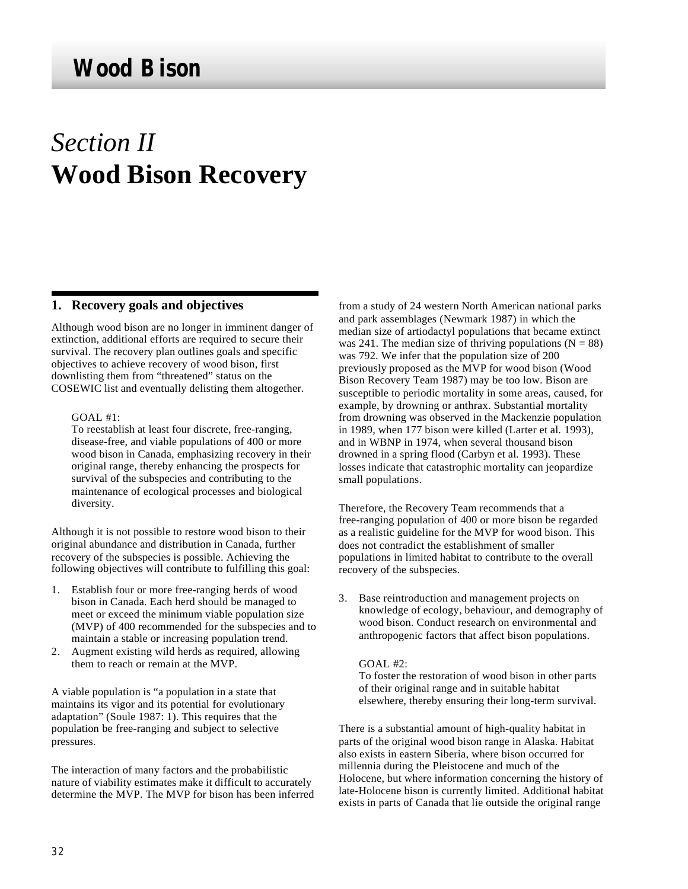# Section II
# Wood Bison Recovery

## 1. Recovery goals and objectives

Although wood bison are no longer in imminent danger of extinction, additional efforts are required to secure their survival. The recovery plan outlines goals and specific objectives to achieve recovery of wood bison, first downlisting them from "threatened" status on the COSEWIC list and eventually delisting them altogether.

> GOAL #1:
> To reestablish at least four discrete, free-ranging, disease-free, and viable populations of 400 or more wood bison in Canada, emphasizing recovery in their original range, thereby enhancing the prospects for survival of the subspecies and contributing to the maintenance of ecological processes and biological diversity.

Although it is not possible to restore wood bison to their original abundance and distribution in Canada, further recovery of the subspecies is possible. Achieving the following objectives will contribute to fulfilling this goal:

1. Establish four or more free-ranging herds of wood bison in Canada. Each herd should be managed to meet or exceed the minimum viable population size (MVP) of 400 recommended for the subspecies and to maintain a stable or increasing population trend.
2. Augment existing wild herds as required, allowing them to reach or remain at the MVP.

A viable population is "a population in a state that maintains its vigor and its potential for evolutionary adaptation" (Soule 1987: 1). This requires that the population be free-ranging and subject to selective pressures.

The interaction of many factors and the probabilistic nature of viability estimates make it difficult to accurately determine the MVP. The MVP for bison has been inferred from a study of 24 western North American national parks and park assemblages (Newmark 1987) in which the median size of artiodactyl populations that became extinct was 241. The median size of thriving populations (N = 88) was 792. We infer that the population size of 200 previously proposed as the MVP for wood bison (Wood Bison Recovery Team 1987) may be too low. Bison are susceptible to periodic mortality in some areas, caused, for example, by drowning or anthrax. Substantial mortality from drowning was observed in the Mackenzie population in 1989, when 177 bison were killed (Larter et al. 1993), and in WBNP in 1974, when several thousand bison drowned in a spring flood (Carbyn et al. 1993). These losses indicate that catastrophic mortality can jeopardize small populations.

Therefore, the Recovery Team recommends that a free-ranging population of 400 or more bison be regarded as a realistic guideline for the MVP for wood bison. This does not contradict the establishment of smaller populations in limited habitat to contribute to the overall recovery of the subspecies.

3. Base reintroduction and management projects on knowledge of ecology, behaviour, and demography of wood bison. Conduct research on environmental and anthropogenic factors that affect bison populations.

> GOAL #2:
> To foster the restoration of wood bison in other parts of their original range and in suitable habitat elsewhere, thereby ensuring their long-term survival.

There is a substantial amount of high-quality habitat in parts of the original wood bison range in Alaska. Habitat also exists in eastern Siberia, where bison occurred for millennia during the Pleistocene and much of the Holocene, but where information concerning the history of late-Holocene bison is currently limited. Additional habitat exists in parts of Canada that lie outside the original range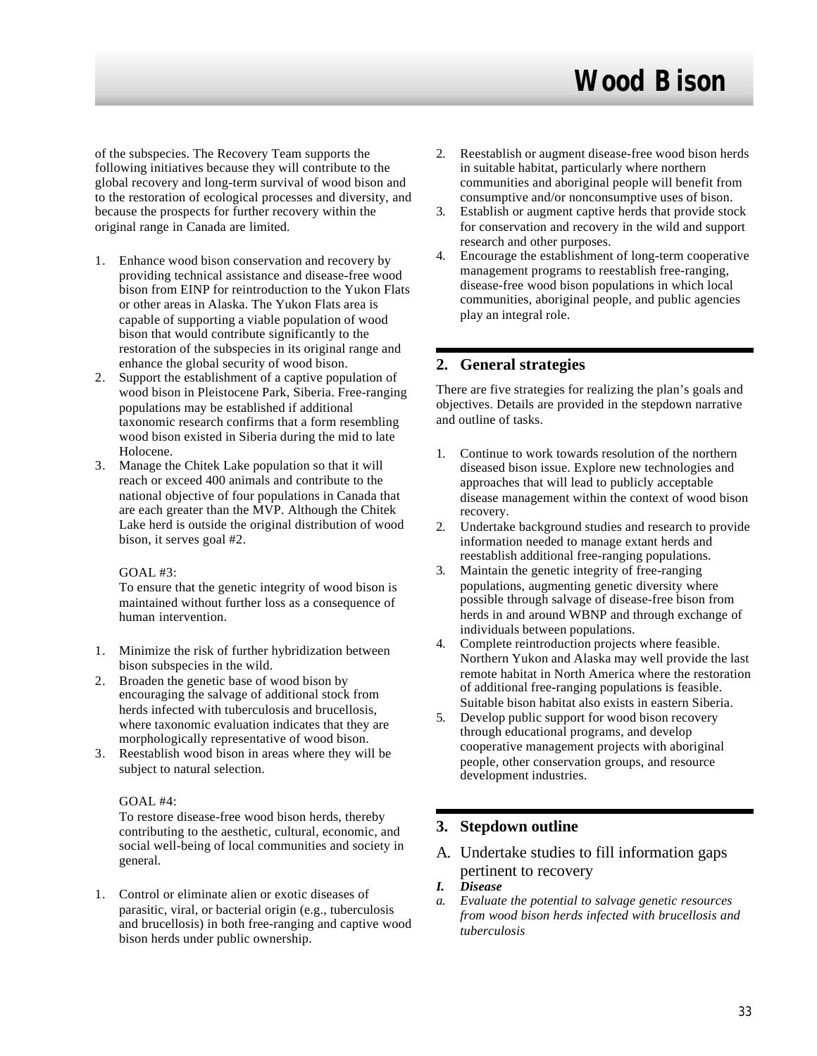of the subspecies. The Recovery Team supports the following initiatives because they will contribute to the global recovery and long-term survival of wood bison and to the restoration of ecological processes and diversity, and because the prospects for further recovery within the original range in Canada are limited.

1. Enhance wood bison conservation and recovery by providing technical assistance and disease-free wood bison from EINP for reintroduction to the Yukon Flats or other areas in Alaska. The Yukon Flats area is capable of supporting a viable population of wood bison that would contribute significantly to the restoration of the subspecies in its original range and enhance the global security of wood bison.
2. Support the establishment of a captive population of wood bison in Pleistocene Park, Siberia. Free-ranging populations may be established if additional taxonomic research confirms that a form resembling wood bison existed in Siberia during the mid to late Holocene.
3. Manage the Chitek Lake population so that it will reach or exceed 400 animals and contribute to the national objective of four populations in Canada that are each greater than the MVP. Although the Chitek Lake herd is outside the original distribution of wood bison, it serves goal #2.

GOAL #3:
To ensure that the genetic integrity of wood bison is maintained without further loss as a consequence of human intervention.

1. Minimize the risk of further hybridization between bison subspecies in the wild.
2. Broaden the genetic base of wood bison by encouraging the salvage of additional stock from herds infected with tuberculosis and brucellosis, where taxonomic evaluation indicates that they are morphologically representative of wood bison.
3. Reestablish wood bison in areas where they will be subject to natural selection.

GOAL #4:
To restore disease-free wood bison herds, thereby contributing to the aesthetic, cultural, economic, and social well-being of local communities and society in general.

1. Control or eliminate alien or exotic diseases of parasitic, viral, or bacterial origin (e.g., tuberculosis and brucellosis) in both free-ranging and captive wood bison herds under public ownership.
2. Reestablish or augment disease-free wood bison herds in suitable habitat, particularly where northern communities and aboriginal people will benefit from consumptive and/or nonconsumptive uses of bison.
3. Establish or augment captive herds that provide stock for conservation and recovery in the wild and support research and other purposes.
4. Encourage the establishment of long-term cooperative management programs to reestablish free-ranging, disease-free wood bison populations in which local communities, aboriginal people, and public agencies play an integral role.

## 2. General strategies

There are five strategies for realizing the plan's goals and objectives. Details are provided in the stepdown narrative and outline of tasks.

1. Continue to work towards resolution of the northern diseased bison issue. Explore new technologies and approaches that will lead to publicly acceptable disease management within the context of wood bison recovery.
2. Undertake background studies and research to provide information needed to manage extant herds and reestablish additional free-ranging populations.
3. Maintain the genetic integrity of free-ranging populations, augmenting genetic diversity where possible through salvage of disease-free bison from herds in and around WBNP and through exchange of individuals between populations.
4. Complete reintroduction projects where feasible. Northern Yukon and Alaska may well provide the last remote habitat in North America where the restoration of additional free-ranging populations is feasible. Suitable bison habitat also exists in eastern Siberia.
5. Develop public support for wood bison recovery through educational programs, and develop cooperative management projects with aboriginal people, other conservation groups, and resource development industries.

## 3. Stepdown outline

### A. Undertake studies to fill information gaps pertinent to recovery

***I. Disease***

*a. Evaluate the potential to salvage genetic resources from wood bison herds infected with brucellosis and tuberculosis*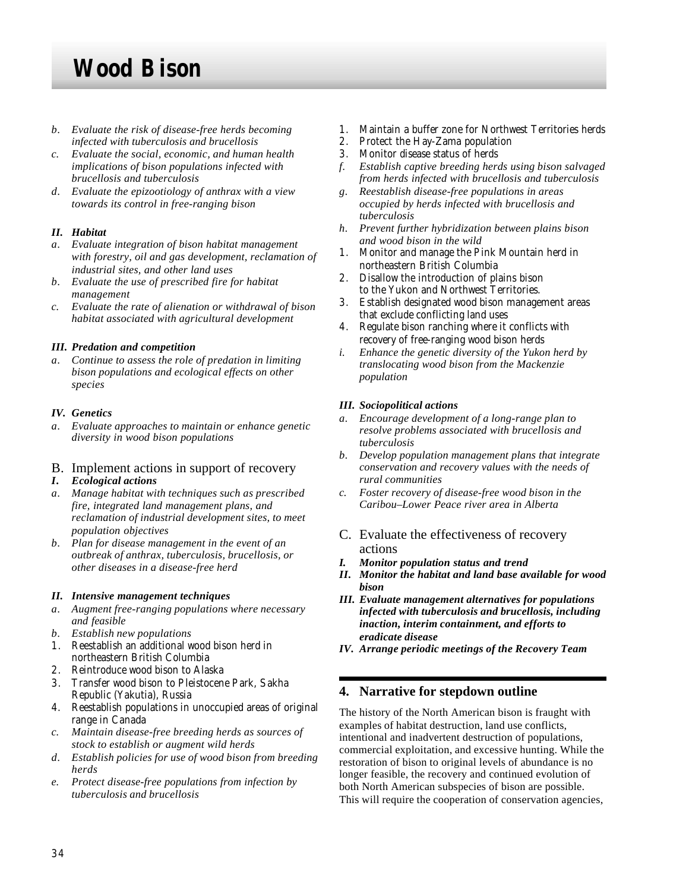*b. Evaluate the risk of disease-free herds becoming infected with tuberculosis and brucellosis*

*c. Evaluate the social, economic, and human health implications of bison populations infected with brucellosis and tuberculosis*

*d. Evaluate the epizootiology of anthrax with a view towards its control in free-ranging bison*

***II. Habitat***

*a. Evaluate integration of bison habitat management with forestry, oil and gas development, reclamation of industrial sites, and other land uses*

*b. Evaluate the use of prescribed fire for habitat management*

*c. Evaluate the rate of alienation or withdrawal of bison habitat associated with agricultural development*

***III. Predation and competition***

*a. Continue to assess the role of predation in limiting bison populations and ecological effects on other species*

***IV. Genetics***

*a. Evaluate approaches to maintain or enhance genetic diversity in wood bison populations*

## B. Implement actions in support of recovery

***I. Ecological actions***

*a. Manage habitat with techniques such as prescribed fire, integrated land management plans, and reclamation of industrial development sites, to meet population objectives*

*b. Plan for disease management in the event of an outbreak of anthrax, tuberculosis, brucellosis, or other diseases in a disease-free herd*

***II. Intensive management techniques***

*a. Augment free-ranging populations where necessary and feasible*

*b. Establish new populations*

1. Reestablish an additional wood bison herd in northeastern British Columbia
2. Reintroduce wood bison to Alaska
3. Transfer wood bison to Pleistocene Park, Sakha Republic (Yakutia), Russia
4. Reestablish populations in unoccupied areas of original range in Canada

*c. Maintain disease-free breeding herds as sources of stock to establish or augment wild herds*

*d. Establish policies for use of wood bison from breeding herds*

*e. Protect disease-free populations from infection by tuberculosis and brucellosis*

1. Maintain a buffer zone for Northwest Territories herds
2. Protect the Hay-Zama population
3. Monitor disease status of herds

*f. Establish captive breeding herds using bison salvaged from herds infected with brucellosis and tuberculosis*

*g. Reestablish disease-free populations in areas occupied by herds infected with brucellosis and tuberculosis*

*h. Prevent further hybridization between plains bison and wood bison in the wild*

1. Monitor and manage the Pink Mountain herd in northeastern British Columbia
2. Disallow the introduction of plains bison to the Yukon and Northwest Territories.
3. Establish designated wood bison management areas that exclude conflicting land uses
4. Regulate bison ranching where it conflicts with recovery of free-ranging wood bison herds

*i. Enhance the genetic diversity of the Yukon herd by translocating wood bison from the Mackenzie population*

***III. Sociopolitical actions***

*a. Encourage development of a long-range plan to resolve problems associated with brucellosis and tuberculosis*

*b. Develop population management plans that integrate conservation and recovery values with the needs of rural communities*

*c. Foster recovery of disease-free wood bison in the Caribou–Lower Peace river area in Alberta*

## C. Evaluate the effectiveness of recovery actions

***I. Monitor population status and trend***

***II. Monitor the habitat and land base available for wood bison***

***III. Evaluate management alternatives for populations infected with tuberculosis and brucellosis, including inaction, interim containment, and efforts to eradicate disease***

***IV. Arrange periodic meetings of the Recovery Team***

## 4. Narrative for stepdown outline

The history of the North American bison is fraught with examples of habitat destruction, land use conflicts, intentional and inadvertent destruction of populations, commercial exploitation, and excessive hunting. While the restoration of bison to original levels of abundance is no longer feasible, the recovery and continued evolution of both North American subspecies of bison are possible. This will require the cooperation of conservation agencies,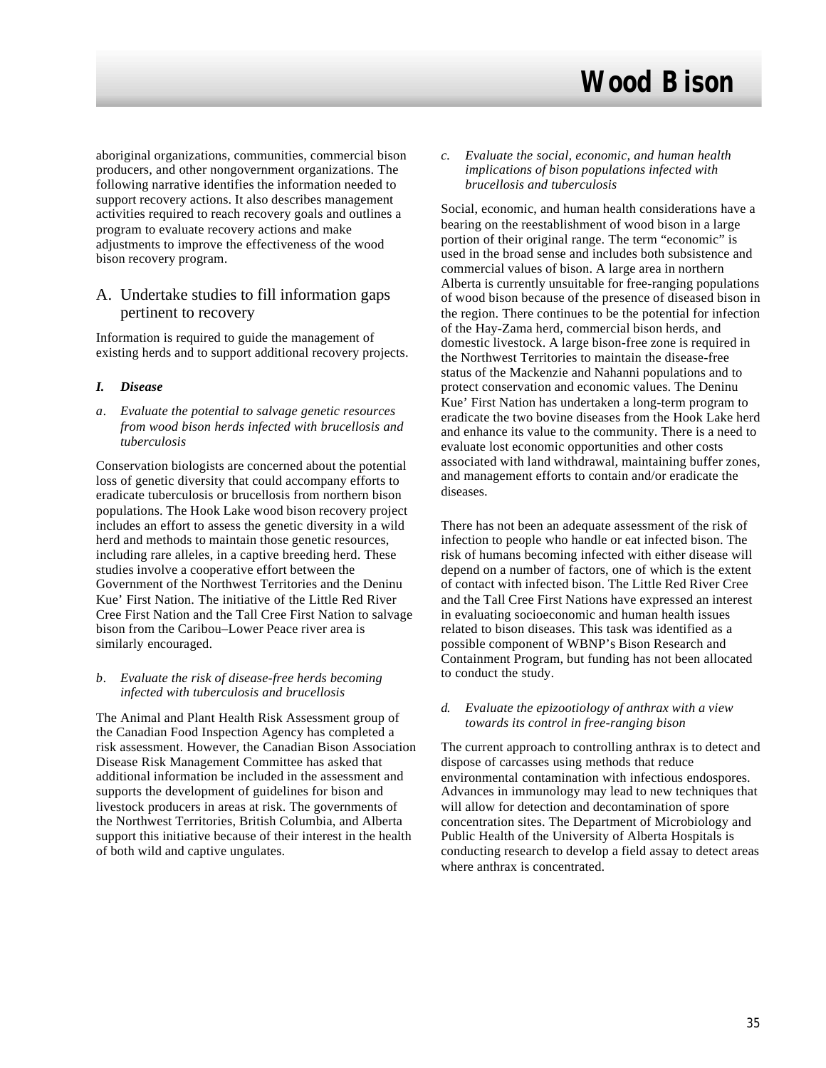aboriginal organizations, communities, commercial bison producers, and other nongovernment organizations. The following narrative identifies the information needed to support recovery actions. It also describes management activities required to reach recovery goals and outlines a program to evaluate recovery actions and make adjustments to improve the effectiveness of the wood bison recovery program.

## A. Undertake studies to fill information gaps pertinent to recovery

Information is required to guide the management of existing herds and to support additional recovery projects.

### *I. Disease*

*a. Evaluate the potential to salvage genetic resources from wood bison herds infected with brucellosis and tuberculosis*

Conservation biologists are concerned about the potential loss of genetic diversity that could accompany efforts to eradicate tuberculosis or brucellosis from northern bison populations. The Hook Lake wood bison recovery project includes an effort to assess the genetic diversity in a wild herd and methods to maintain those genetic resources, including rare alleles, in a captive breeding herd. These studies involve a cooperative effort between the Government of the Northwest Territories and the Deninu Kue' First Nation. The initiative of the Little Red River Cree First Nation and the Tall Cree First Nation to salvage bison from the Caribou–Lower Peace river area is similarly encouraged.

*b. Evaluate the risk of disease-free herds becoming infected with tuberculosis and brucellosis*

The Animal and Plant Health Risk Assessment group of the Canadian Food Inspection Agency has completed a risk assessment. However, the Canadian Bison Association Disease Risk Management Committee has asked that additional information be included in the assessment and supports the development of guidelines for bison and livestock producers in areas at risk. The governments of the Northwest Territories, British Columbia, and Alberta support this initiative because of their interest in the health of both wild and captive ungulates.

*c. Evaluate the social, economic, and human health implications of bison populations infected with brucellosis and tuberculosis*

Social, economic, and human health considerations have a bearing on the reestablishment of wood bison in a large portion of their original range. The term "economic" is used in the broad sense and includes both subsistence and commercial values of bison. A large area in northern Alberta is currently unsuitable for free-ranging populations of wood bison because of the presence of diseased bison in the region. There continues to be the potential for infection of the Hay-Zama herd, commercial bison herds, and domestic livestock. A large bison-free zone is required in the Northwest Territories to maintain the disease-free status of the Mackenzie and Nahanni populations and to protect conservation and economic values. The Deninu Kue' First Nation has undertaken a long-term program to eradicate the two bovine diseases from the Hook Lake herd and enhance its value to the community. There is a need to evaluate lost economic opportunities and other costs associated with land withdrawal, maintaining buffer zones, and management efforts to contain and/or eradicate the diseases.

There has not been an adequate assessment of the risk of infection to people who handle or eat infected bison. The risk of humans becoming infected with either disease will depend on a number of factors, one of which is the extent of contact with infected bison. The Little Red River Cree and the Tall Cree First Nations have expressed an interest in evaluating socioeconomic and human health issues related to bison diseases. This task was identified as a possible component of WBNP's Bison Research and Containment Program, but funding has not been allocated to conduct the study.

*d. Evaluate the epizootiology of anthrax with a view towards its control in free-ranging bison*

The current approach to controlling anthrax is to detect and dispose of carcasses using methods that reduce environmental contamination with infectious endospores. Advances in immunology may lead to new techniques that will allow for detection and decontamination of spore concentration sites. The Department of Microbiology and Public Health of the University of Alberta Hospitals is conducting research to develop a field assay to detect areas where anthrax is concentrated.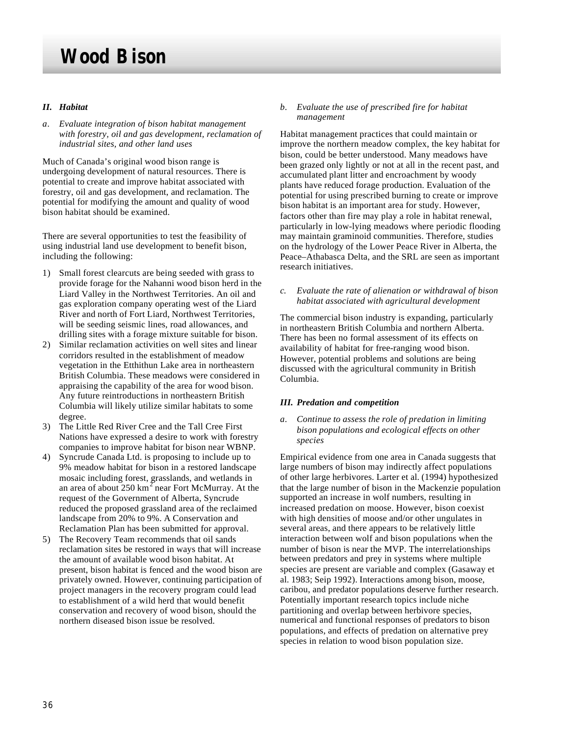# Wood Bison

### *II. Habitat*

*a. Evaluate integration of bison habitat management with forestry, oil and gas development, reclamation of industrial sites, and other land uses*

Much of Canada's original wood bison range is undergoing development of natural resources. There is potential to create and improve habitat associated with forestry, oil and gas development, and reclamation. The potential for modifying the amount and quality of wood bison habitat should be examined.

There are several opportunities to test the feasibility of using industrial land use development to benefit bison, including the following:

1) Small forest clearcuts are being seeded with grass to provide forage for the Nahanni wood bison herd in the Liard Valley in the Northwest Territories. An oil and gas exploration company operating west of the Liard River and north of Fort Liard, Northwest Territories, will be seeding seismic lines, road allowances, and drilling sites with a forage mixture suitable for bison.
2) Similar reclamation activities on well sites and linear corridors resulted in the establishment of meadow vegetation in the Etthithun Lake area in northeastern British Columbia. These meadows were considered in appraising the capability of the area for wood bison. Any future reintroductions in northeastern British Columbia will likely utilize similar habitats to some degree.
3) The Little Red River Cree and the Tall Cree First Nations have expressed a desire to work with forestry companies to improve habitat for bison near WBNP.
4) Syncrude Canada Ltd. is proposing to include up to 9% meadow habitat for bison in a restored landscape mosaic including forest, grasslands, and wetlands in an area of about 250 $km^2$ near Fort McMurray. At the request of the Government of Alberta, Syncrude reduced the proposed grassland area of the reclaimed landscape from 20% to 9%. A Conservation and Reclamation Plan has been submitted for approval.
5) The Recovery Team recommends that oil sands reclamation sites be restored in ways that will increase the amount of available wood bison habitat. At present, bison habitat is fenced and the wood bison are privately owned. However, continuing participation of project managers in the recovery program could lead to establishment of a wild herd that would benefit conservation and recovery of wood bison, should the northern diseased bison issue be resolved.

*b. Evaluate the use of prescribed fire for habitat management*

Habitat management practices that could maintain or improve the northern meadow complex, the key habitat for bison, could be better understood. Many meadows have been grazed only lightly or not at all in the recent past, and accumulated plant litter and encroachment by woody plants have reduced forage production. Evaluation of the potential for using prescribed burning to create or improve bison habitat is an important area for study. However, factors other than fire may play a role in habitat renewal, particularly in low-lying meadows where periodic flooding may maintain graminoid communities. Therefore, studies on the hydrology of the Lower Peace River in Alberta, the Peace–Athabasca Delta, and the SRL are seen as important research initiatives.

*c. Evaluate the rate of alienation or withdrawal of bison habitat associated with agricultural development*

The commercial bison industry is expanding, particularly in northeastern British Columbia and northern Alberta. There has been no formal assessment of its effects on availability of habitat for free-ranging wood bison. However, potential problems and solutions are being discussed with the agricultural community in British Columbia.

### *III. Predation and competition*

*a. Continue to assess the role of predation in limiting bison populations and ecological effects on other species*

Empirical evidence from one area in Canada suggests that large numbers of bison may indirectly affect populations of other large herbivores. Larter et al. (1994) hypothesized that the large number of bison in the Mackenzie population supported an increase in wolf numbers, resulting in increased predation on moose. However, bison coexist with high densities of moose and/or other ungulates in several areas, and there appears to be relatively little interaction between wolf and bison populations when the number of bison is near the MVP. The interrelationships between predators and prey in systems where multiple species are present are variable and complex (Gasaway et al. 1983; Seip 1992). Interactions among bison, moose, caribou, and predator populations deserve further research. Potentially important research topics include niche partitioning and overlap between herbivore species, numerical and functional responses of predators to bison populations, and effects of predation on alternative prey species in relation to wood bison population size.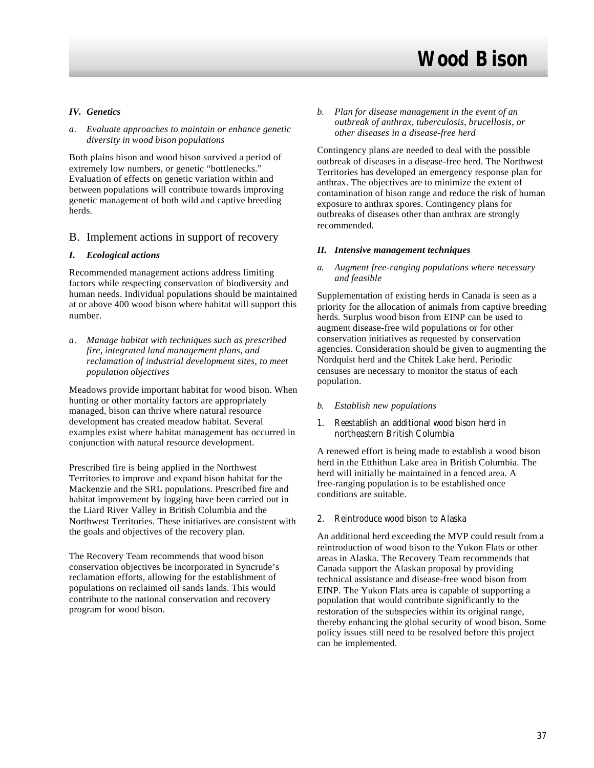### *IV. Genetics*

*a. Evaluate approaches to maintain or enhance genetic diversity in wood bison populations*

Both plains bison and wood bison survived a period of extremely low numbers, or genetic "bottlenecks." Evaluation of effects on genetic variation within and between populations will contribute towards improving genetic management of both wild and captive breeding herds.

## B. Implement actions in support of recovery

### *I. Ecological actions*

Recommended management actions address limiting factors while respecting conservation of biodiversity and human needs. Individual populations should be maintained at or above 400 wood bison where habitat will support this number.

*a. Manage habitat with techniques such as prescribed fire, integrated land management plans, and reclamation of industrial development sites, to meet population objectives*

Meadows provide important habitat for wood bison. When hunting or other mortality factors are appropriately managed, bison can thrive where natural resource development has created meadow habitat. Several examples exist where habitat management has occurred in conjunction with natural resource development.

Prescribed fire is being applied in the Northwest Territories to improve and expand bison habitat for the Mackenzie and the SRL populations. Prescribed fire and habitat improvement by logging have been carried out in the Liard River Valley in British Columbia and the Northwest Territories. These initiatives are consistent with the goals and objectives of the recovery plan.

The Recovery Team recommends that wood bison conservation objectives be incorporated in Syncrude's reclamation efforts, allowing for the establishment of populations on reclaimed oil sands lands. This would contribute to the national conservation and recovery program for wood bison.

*b. Plan for disease management in the event of an outbreak of anthrax, tuberculosis, brucellosis, or other diseases in a disease-free herd*

Contingency plans are needed to deal with the possible outbreak of diseases in a disease-free herd. The Northwest Territories has developed an emergency response plan for anthrax. The objectives are to minimize the extent of contamination of bison range and reduce the risk of human exposure to anthrax spores. Contingency plans for outbreaks of diseases other than anthrax are strongly recommended.

### *II. Intensive management techniques*

*a. Augment free-ranging populations where necessary and feasible*

Supplementation of existing herds in Canada is seen as a priority for the allocation of animals from captive breeding herds. Surplus wood bison from EINP can be used to augment disease-free wild populations or for other conservation initiatives as requested by conservation agencies. Consideration should be given to augmenting the Nordquist herd and the Chitek Lake herd. Periodic censuses are necessary to monitor the status of each population.

*b. Establish new populations*

*1. Reestablish an additional wood bison herd in northeastern British Columbia*

A renewed effort is being made to establish a wood bison herd in the Etthithun Lake area in British Columbia. The herd will initially be maintained in a fenced area. A free-ranging population is to be established once conditions are suitable.

*2. Reintroduce wood bison to Alaska*

An additional herd exceeding the MVP could result from a reintroduction of wood bison to the Yukon Flats or other areas in Alaska. The Recovery Team recommends that Canada support the Alaskan proposal by providing technical assistance and disease-free wood bison from EINP. The Yukon Flats area is capable of supporting a population that would contribute significantly to the restoration of the subspecies within its original range, thereby enhancing the global security of wood bison. Some policy issues still need to be resolved before this project can be implemented.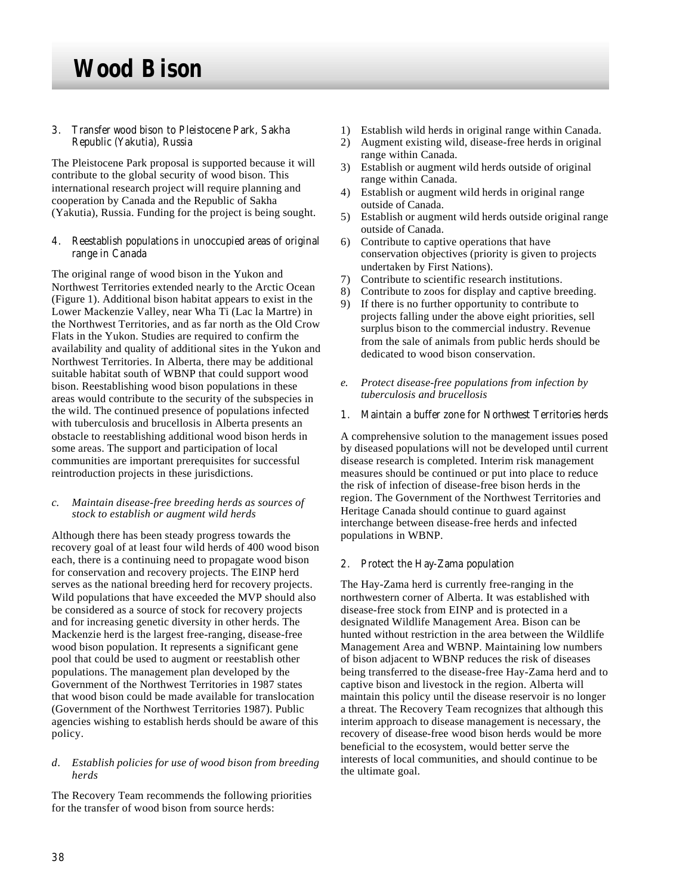# Wood Bison

3. *Transfer wood bison to Pleistocene Park, Sakha Republic (Yakutia), Russia*

The Pleistocene Park proposal is supported because it will contribute to the global security of wood bison. This international research project will require planning and cooperation by Canada and the Republic of Sakha (Yakutia), Russia. Funding for the project is being sought.

4. *Reestablish populations in unoccupied areas of original range in Canada*

The original range of wood bison in the Yukon and Northwest Territories extended nearly to the Arctic Ocean (Figure 1). Additional bison habitat appears to exist in the Lower Mackenzie Valley, near Wha Ti (Lac la Martre) in the Northwest Territories, and as far north as the Old Crow Flats in the Yukon. Studies are required to confirm the availability and quality of additional sites in the Yukon and Northwest Territories. In Alberta, there may be additional suitable habitat south of WBNP that could support wood bison. Reestablishing wood bison populations in these areas would contribute to the security of the subspecies in the wild. The continued presence of populations infected with tuberculosis and brucellosis in Alberta presents an obstacle to reestablishing additional wood bison herds in some areas. The support and participation of local communities are important prerequisites for successful reintroduction projects in these jurisdictions.

*c. Maintain disease-free breeding herds as sources of stock to establish or augment wild herds*

Although there has been steady progress towards the recovery goal of at least four wild herds of 400 wood bison each, there is a continuing need to propagate wood bison for conservation and recovery projects. The EINP herd serves as the national breeding herd for recovery projects. Wild populations that have exceeded the MVP should also be considered as a source of stock for recovery projects and for increasing genetic diversity in other herds. The Mackenzie herd is the largest free-ranging, disease-free wood bison population. It represents a significant gene pool that could be used to augment or reestablish other populations. The management plan developed by the Government of the Northwest Territories in 1987 states that wood bison could be made available for translocation (Government of the Northwest Territories 1987). Public agencies wishing to establish herds should be aware of this policy.

*d. Establish policies for use of wood bison from breeding herds*

The Recovery Team recommends the following priorities for the transfer of wood bison from source herds:

1) Establish wild herds in original range within Canada.
2) Augment existing wild, disease-free herds in original range within Canada.
3) Establish or augment wild herds outside of original range within Canada.
4) Establish or augment wild herds in original range outside of Canada.
5) Establish or augment wild herds outside original range outside of Canada.
6) Contribute to captive operations that have conservation objectives (priority is given to projects undertaken by First Nations).
7) Contribute to scientific research institutions.
8) Contribute to zoos for display and captive breeding.
9) If there is no further opportunity to contribute to projects falling under the above eight priorities, sell surplus bison to the commercial industry. Revenue from the sale of animals from public herds should be dedicated to wood bison conservation.

*e. Protect disease-free populations from infection by tuberculosis and brucellosis*

1. *Maintain a buffer zone for Northwest Territories herds*

A comprehensive solution to the management issues posed by diseased populations will not be developed until current disease research is completed. Interim risk management measures should be continued or put into place to reduce the risk of infection of disease-free bison herds in the region. The Government of the Northwest Territories and Heritage Canada should continue to guard against interchange between disease-free herds and infected populations in WBNP.

2. *Protect the Hay-Zama population*

The Hay-Zama herd is currently free-ranging in the northwestern corner of Alberta. It was established with disease-free stock from EINP and is protected in a designated Wildlife Management Area. Bison can be hunted without restriction in the area between the Wildlife Management Area and WBNP. Maintaining low numbers of bison adjacent to WBNP reduces the risk of diseases being transferred to the disease-free Hay-Zama herd and to captive bison and livestock in the region. Alberta will maintain this policy until the disease reservoir is no longer a threat. The Recovery Team recognizes that although this interim approach to disease management is necessary, the recovery of disease-free wood bison herds would be more beneficial to the ecosystem, would better serve the interests of local communities, and should continue to be the ultimate goal.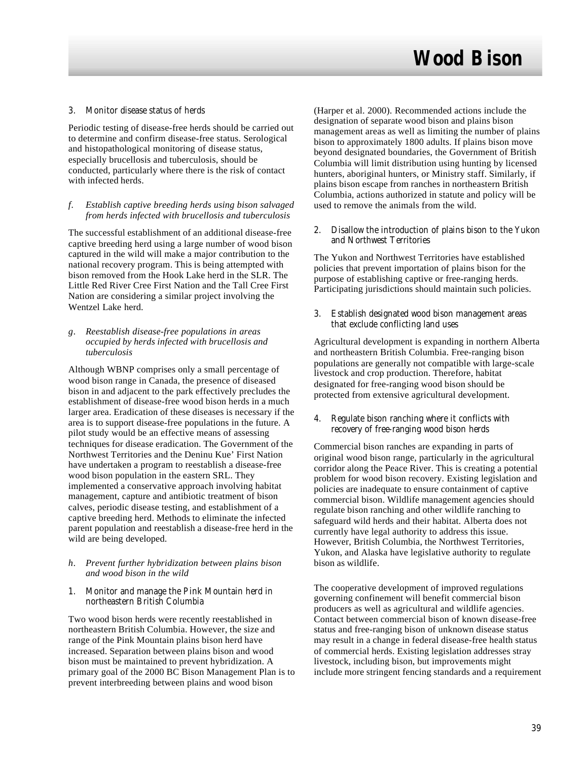#### 3. Monitor disease status of herds

Periodic testing of disease-free herds should be carried out to determine and confirm disease-free status. Serological and histopathological monitoring of disease status, especially brucellosis and tuberculosis, should be conducted, particularly where there is the risk of contact with infected herds.

### *f. Establish captive breeding herds using bison salvaged from herds infected with brucellosis and tuberculosis*

The successful establishment of an additional disease-free captive breeding herd using a large number of wood bison captured in the wild will make a major contribution to the national recovery program. This is being attempted with bison removed from the Hook Lake herd in the SLR. The Little Red River Cree First Nation and the Tall Cree First Nation are considering a similar project involving the Wentzel Lake herd.

### *g. Reestablish disease-free populations in areas occupied by herds infected with brucellosis and tuberculosis*

Although WBNP comprises only a small percentage of wood bison range in Canada, the presence of diseased bison in and adjacent to the park effectively precludes the establishment of disease-free wood bison herds in a much larger area. Eradication of these diseases is necessary if the area is to support disease-free populations in the future. A pilot study would be an effective means of assessing techniques for disease eradication. The Government of the Northwest Territories and the Deninu Kue' First Nation have undertaken a program to reestablish a disease-free wood bison population in the eastern SRL. They implemented a conservative approach involving habitat management, capture and antibiotic treatment of bison calves, periodic disease testing, and establishment of a captive breeding herd. Methods to eliminate the infected parent population and reestablish a disease-free herd in the wild are being developed.

### *h. Prevent further hybridization between plains bison and wood bison in the wild*

#### 1. Monitor and manage the Pink Mountain herd in northeastern British Columbia

Two wood bison herds were recently reestablished in northeastern British Columbia. However, the size and range of the Pink Mountain plains bison herd have increased. Separation between plains bison and wood bison must be maintained to prevent hybridization. A primary goal of the 2000 BC Bison Management Plan is to prevent interbreeding between plains and wood bison (Harper et al. 2000). Recommended actions include the designation of separate wood bison and plains bison management areas as well as limiting the number of plains bison to approximately 1800 adults. If plains bison move beyond designated boundaries, the Government of British Columbia will limit distribution using hunting by licensed hunters, aboriginal hunters, or Ministry staff. Similarly, if plains bison escape from ranches in northeastern British Columbia, actions authorized in statute and policy will be used to remove the animals from the wild.

#### 2. Disallow the introduction of plains bison to the Yukon and Northwest Territories

The Yukon and Northwest Territories have established policies that prevent importation of plains bison for the purpose of establishing captive or free-ranging herds. Participating jurisdictions should maintain such policies.

#### 3. Establish designated wood bison management areas that exclude conflicting land uses

Agricultural development is expanding in northern Alberta and northeastern British Columbia. Free-ranging bison populations are generally not compatible with large-scale livestock and crop production. Therefore, habitat designated for free-ranging wood bison should be protected from extensive agricultural development.

#### 4. Regulate bison ranching where it conflicts with recovery of free-ranging wood bison herds

Commercial bison ranches are expanding in parts of original wood bison range, particularly in the agricultural corridor along the Peace River. This is creating a potential problem for wood bison recovery. Existing legislation and policies are inadequate to ensure containment of captive commercial bison. Wildlife management agencies should regulate bison ranching and other wildlife ranching to safeguard wild herds and their habitat. Alberta does not currently have legal authority to address this issue. However, British Columbia, the Northwest Territories, Yukon, and Alaska have legislative authority to regulate bison as wildlife.

The cooperative development of improved regulations governing confinement will benefit commercial bison producers as well as agricultural and wildlife agencies. Contact between commercial bison of known disease-free status and free-ranging bison of unknown disease status may result in a change in federal disease-free health status of commercial herds. Existing legislation addresses stray livestock, including bison, but improvements might include more stringent fencing standards and a requirement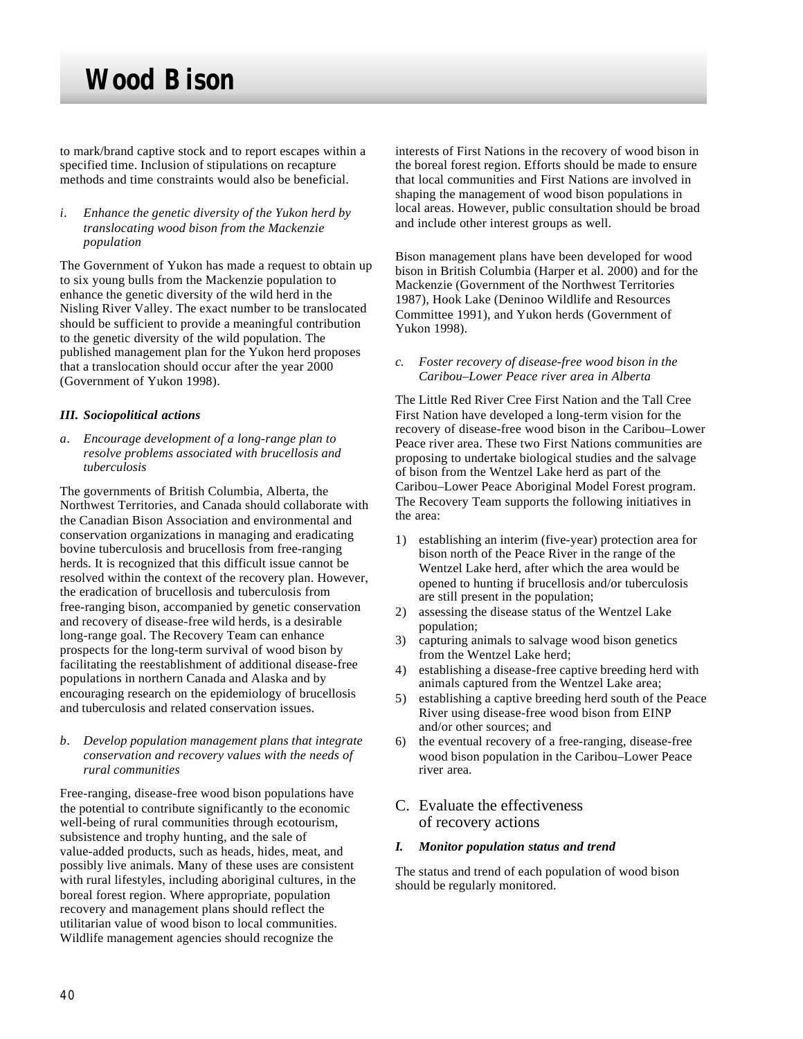to mark/brand captive stock and to report escapes within a specified time. Inclusion of stipulations on recapture methods and time constraints would also be beneficial.

*i. Enhance the genetic diversity of the Yukon herd by translocating wood bison from the Mackenzie population*

The Government of Yukon has made a request to obtain up to six young bulls from the Mackenzie population to enhance the genetic diversity of the wild herd in the Nisling River Valley. The exact number to be translocated should be sufficient to provide a meaningful contribution to the genetic diversity of the wild population. The published management plan for the Yukon herd proposes that a translocation should occur after the year 2000 (Government of Yukon 1998).

***III. Sociopolitical actions***

*a. Encourage development of a long-range plan to resolve problems associated with brucellosis and tuberculosis*

The governments of British Columbia, Alberta, the Northwest Territories, and Canada should collaborate with the Canadian Bison Association and environmental and conservation organizations in managing and eradicating bovine tuberculosis and brucellosis from free-ranging herds. It is recognized that this difficult issue cannot be resolved within the context of the recovery plan. However, the eradication of brucellosis and tuberculosis from free-ranging bison, accompanied by genetic conservation and recovery of disease-free wild herds, is a desirable long-range goal. The Recovery Team can enhance prospects for the long-term survival of wood bison by facilitating the reestablishment of additional disease-free populations in northern Canada and Alaska and by encouraging research on the epidemiology of brucellosis and tuberculosis and related conservation issues.

*b. Develop population management plans that integrate conservation and recovery values with the needs of rural communities*

Free-ranging, disease-free wood bison populations have the potential to contribute significantly to the economic well-being of rural communities through ecotourism, subsistence and trophy hunting, and the sale of value-added products, such as heads, hides, meat, and possibly live animals. Many of these uses are consistent with rural lifestyles, including aboriginal cultures, in the boreal forest region. Where appropriate, population recovery and management plans should reflect the utilitarian value of wood bison to local communities. Wildlife management agencies should recognize the interests of First Nations in the recovery of wood bison in the boreal forest region. Efforts should be made to ensure that local communities and First Nations are involved in shaping the management of wood bison populations in local areas. However, public consultation should be broad and include other interest groups as well.

Bison management plans have been developed for wood bison in British Columbia (Harper et al. 2000) and for the Mackenzie (Government of the Northwest Territories 1987), Hook Lake (Deninoo Wildlife and Resources Committee 1991), and Yukon herds (Government of Yukon 1998).

*c. Foster recovery of disease-free wood bison in the Caribou–Lower Peace river area in Alberta*

The Little Red River Cree First Nation and the Tall Cree First Nation have developed a long-term vision for the recovery of disease-free wood bison in the Caribou–Lower Peace river area. These two First Nations communities are proposing to undertake biological studies and the salvage of bison from the Wentzel Lake herd as part of the Caribou–Lower Peace Aboriginal Model Forest program. The Recovery Team supports the following initiatives in the area:

1) establishing an interim (five-year) protection area for bison north of the Peace River in the range of the Wentzel Lake herd, after which the area would be opened to hunting if brucellosis and/or tuberculosis are still present in the population;
2) assessing the disease status of the Wentzel Lake population;
3) capturing animals to salvage wood bison genetics from the Wentzel Lake herd;
4) establishing a disease-free captive breeding herd with animals captured from the Wentzel Lake area;
5) establishing a captive breeding herd south of the Peace River using disease-free wood bison from EINP and/or other sources; and
6) the eventual recovery of a free-ranging, disease-free wood bison population in the Caribou–Lower Peace river area.

## C. Evaluate the effectiveness of recovery actions

***I. Monitor population status and trend***

The status and trend of each population of wood bison should be regularly monitored.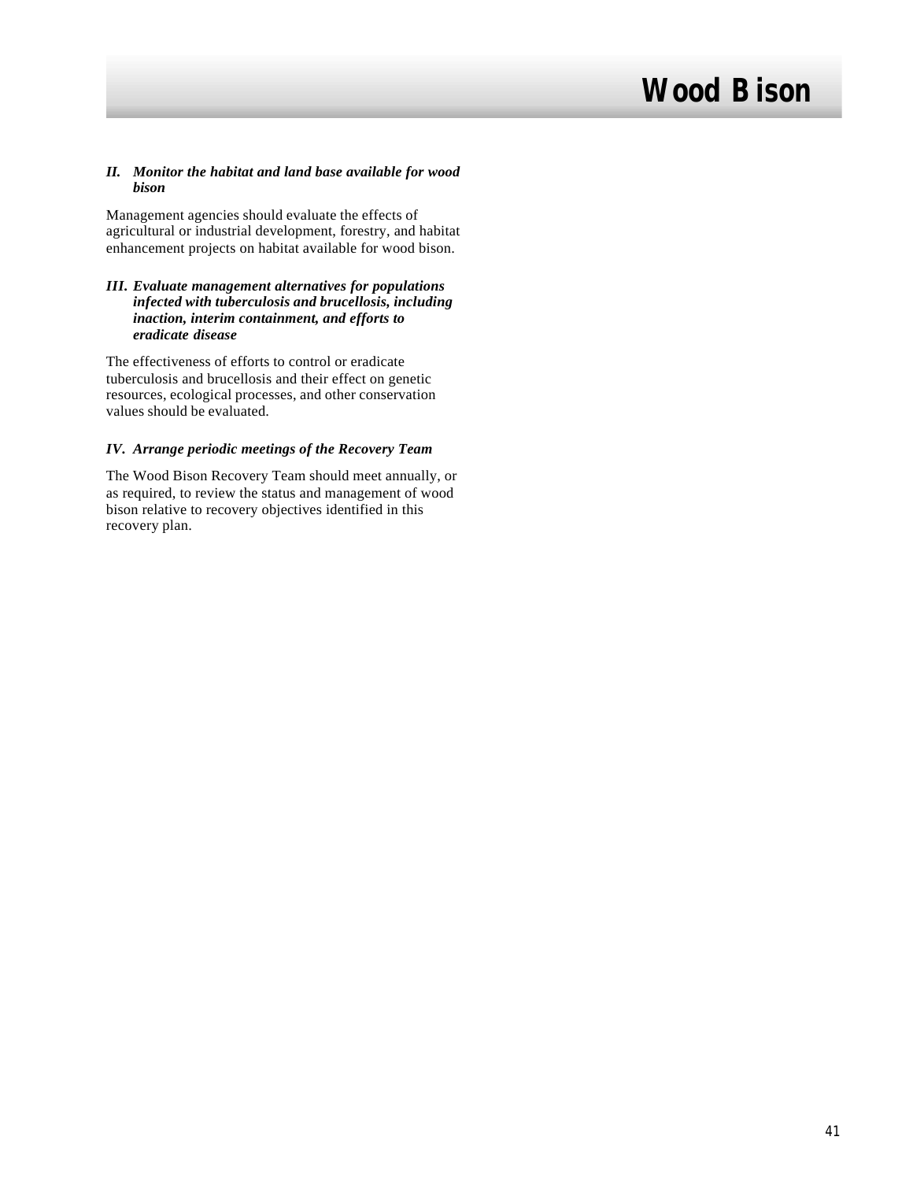***II. Monitor the habitat and land base available for wood bison***

Management agencies should evaluate the effects of agricultural or industrial development, forestry, and habitat enhancement projects on habitat available for wood bison.

***III. Evaluate management alternatives for populations infected with tuberculosis and brucellosis, including inaction, interim containment, and efforts to eradicate disease***

The effectiveness of efforts to control or eradicate tuberculosis and brucellosis and their effect on genetic resources, ecological processes, and other conservation values should be evaluated.

***IV. Arrange periodic meetings of the Recovery Team***

The Wood Bison Recovery Team should meet annually, or as required, to review the status and management of wood bison relative to recovery objectives identified in this recovery plan.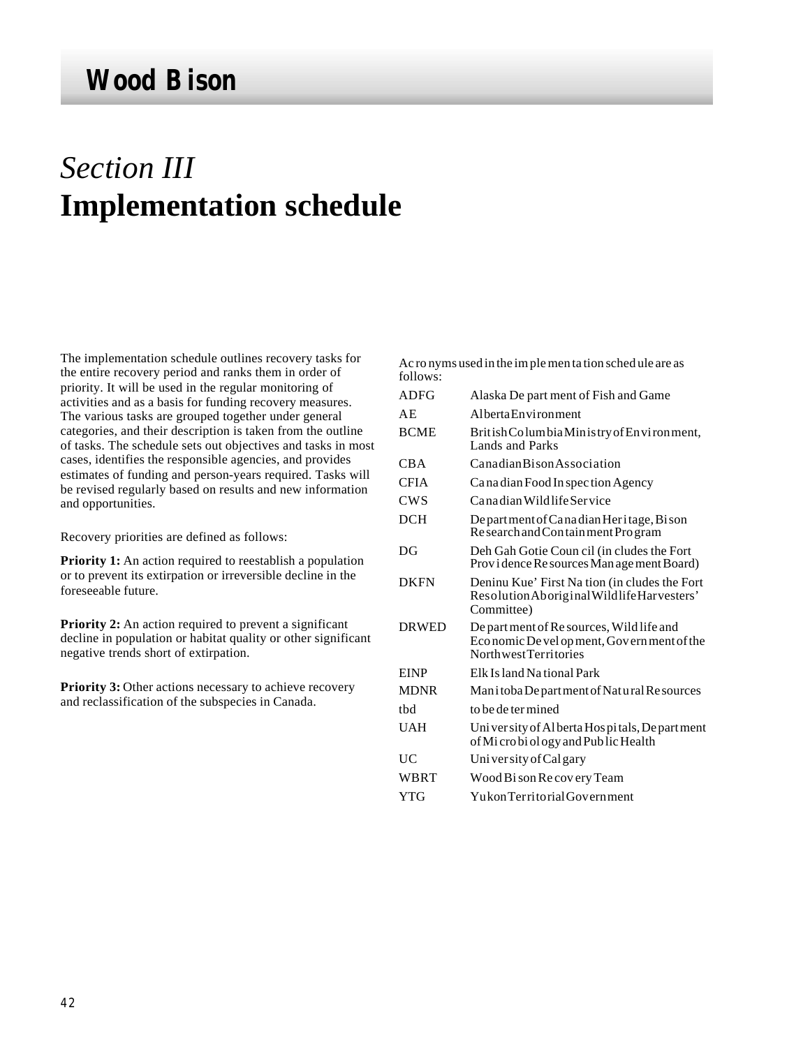# Section III
# Implementation schedule

The implementation schedule outlines recovery tasks for the entire recovery period and ranks them in order of priority. It will be used in the regular monitoring of activities and as a basis for funding recovery measures. The various tasks are grouped together under general categories, and their description is taken from the outline of tasks. The schedule sets out objectives and tasks in most cases, identifies the responsible agencies, and provides estimates of funding and person-years required. Tasks will be revised regularly based on results and new information and opportunities.

Recovery priorities are defined as follows:

**Priority 1:** An action required to reestablish a population or to prevent its extirpation or irreversible decline in the foreseeable future.

**Priority 2:** An action required to prevent a significant decline in population or habitat quality or other significant negative trends short of extirpation.

**Priority 3:** Other actions necessary to achieve recovery and reclassification of the subspecies in Canada.

Acronyms used in the implementation schedule are as follows:

| | |
|---|---|
| ADFG | Alaska Department of Fish and Game |
| AE | Alberta Environment |
| BCME | British Columbia Ministry of Environment, Lands and Parks |
| CBA | Canadian Bison Association |
| CFIA | Canadian Food Inspection Agency |
| CWS | Canadian Wildlife Service |
| DCH | Department of Canadian Heritage, Bison Research and Containment Program |
| DG | Deh Gah Gotie Council (includes the Fort Providence Resources Management Board) |
| DKFN | Deninu Kue' First Nation (includes the Fort Resolution Aboriginal Wildlife Harvesters' Committee) |
| DRWED | Department of Resources, Wildlife and Economic Development, Government of the Northwest Territories |
| EINP | Elk Island National Park |
| MDNR | Manitoba Department of Natural Resources |
| tbd | to be determined |
| UAH | University of Alberta Hospitals, Department of Microbiology and Public Health |
| UC | University of Calgary |
| WBRT | Wood Bison Recovery Team |
| YTG | Yukon Territorial Government |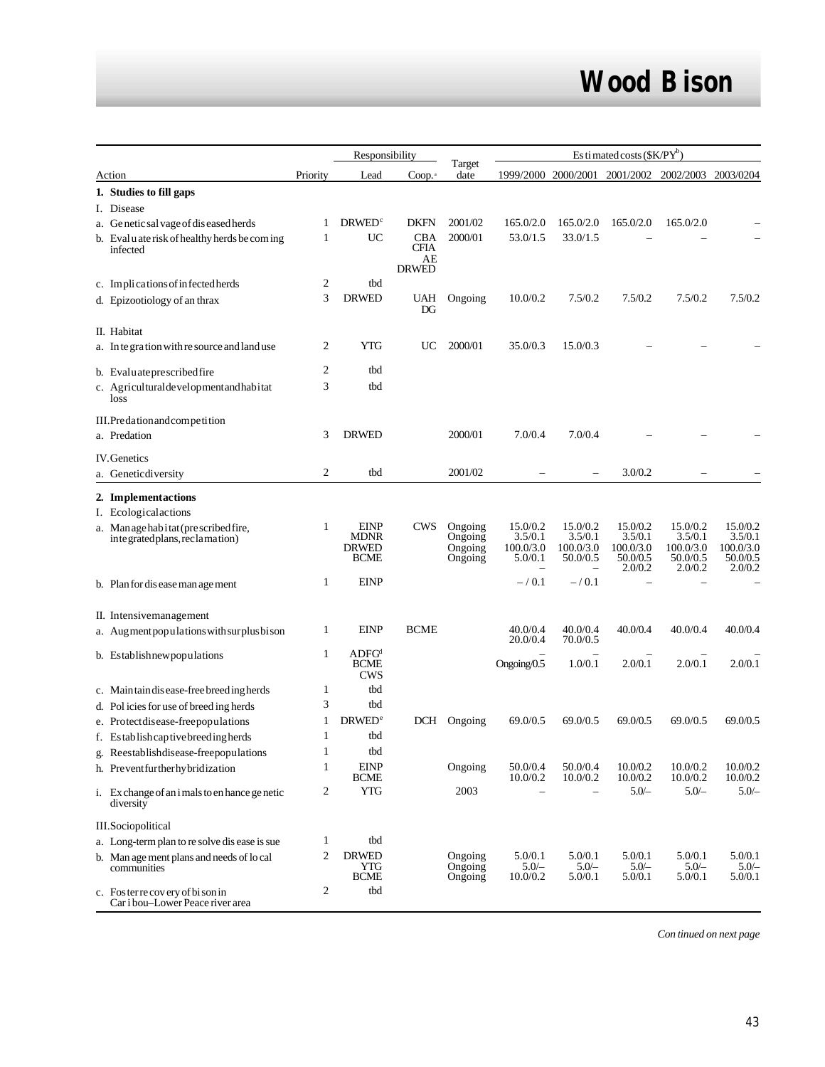# Wood Bison

| Action | Priority | Responsibility | | Target date | Estimated costs ($K/PY[b]) | | | | |
|---|---|---|---|---|---|---|---|---|---|
| | | Lead | Coop.[a] | | 1999/2000 | 2000/2001 | 2001/2002 | 2002/2003 | 2003/0204 |
| **1. Studies to fill gaps** | | | | | | | | | |
| I. Disease | | | | | | | | | |
| a. Genetic salvage of diseased herds | 1 | DRWED[c] | DKFN | 2001/02 | 165.0/2.0 | 165.0/2.0 | 165.0/2.0 | 165.0/2.0 | – |
| b. Evaluate risk of healthy herds becoming infected | 1 | UC | CBA CFIA AE DRWED | 2000/01 | 53.0/1.5 | 33.0/1.5 | – | – | – |
| c. Implications of infected herds | 2 | tbd | | | | | | | |
| d. Epizootiology of anthrax | 3 | DRWED | UAH DG | Ongoing | 10.0/0.2 | 7.5/0.2 | 7.5/0.2 | 7.5/0.2 | 7.5/0.2 |
| II. Habitat | | | | | | | | | |
| a. Integration with resource and land use | 2 | YTG | UC | 2000/01 | 35.0/0.3 | 15.0/0.3 | – | – | – |
| b. Evaluate prescribed fire | 2 | tbd | | | | | | | |
| c. Agricultural development and habitat loss | 3 | tbd | | | | | | | |
| III. Predation and competition | | | | | | | | | |
| a. Predation | 3 | DRWED | | 2000/01 | 7.0/0.4 | 7.0/0.4 | – | – | – |
| IV. Genetics | | | | | | | | | |
| a. Genetic diversity | 2 | tbd | | 2001/02 | – | – | 3.0/0.2 | – | – |
| **2. Implement actions** | | | | | | | | | |
| I. Ecological actions | | | | | | | | | |
| a. Manage habitat (prescribed fire, integrated plans, reclamation) | 1 | EINP MDNR DRWED BCME | CWS | Ongoing Ongoing Ongoing Ongoing | 15.0/0.2 3.5/0.1 100.0/3.0 5.0/0.1 – | 15.0/0.2 3.5/0.1 100.0/3.0 50.0/0.5 – | 15.0/0.2 3.5/0.1 100.0/3.0 50.0/0.5 2.0/0.2 | 15.0/0.2 3.5/0.1 100.0/3.0 50.0/0.5 2.0/0.2 | 15.0/0.2 3.5/0.1 100.0/3.0 50.0/0.5 2.0/0.2 |
| b. Plan for disease management | 1 | EINP | | | – / 0.1 | – / 0.1 | – | – | – |
| II. Intensive management | | | | | | | | | |
| a. Augment populations with surplus bison | 1 | EINP | BCME | | 40.0/0.4 20.0/0.4 | 40.0/0.4 70.0/0.5 | 40.0/0.4 | 40.0/0.4 | 40.0/0.4 |
| b. Establish new populations | 1 | ADFG[d] BCME CWS | | | – Ongoing/0.5 | – 1.0/0.1 | – 2.0/0.1 | – 2.0/0.1 | – 2.0/0.1 |
| c. Maintain disease-free breeding herds | 1 | tbd | | | | | | | |
| d. Policies for use of breeding herds | 3 | tbd | | | | | | | |
| e. Protect disease-free populations | 1 | DRWED[e] | DCH | Ongoing | 69.0/0.5 | 69.0/0.5 | 69.0/0.5 | 69.0/0.5 | 69.0/0.5 |
| f. Establish captive breeding herds | 1 | tbd | | | | | | | |
| g. Reestablish disease-free populations | 1 | tbd | | | | | | | |
| h. Prevent further hybridization | 1 | EINP BCME | | Ongoing | 50.0/0.4 10.0/0.2 | 50.0/0.4 10.0/0.2 | 10.0/0.2 10.0/0.2 | 10.0/0.2 10.0/0.2 | 10.0/0.2 10.0/0.2 |
| i. Exchange of animals to enhance genetic diversity | 2 | YTG | | 2003 | – | – | 5.0/– | 5.0/– | 5.0/– |
| III. Sociopolitical | | | | | | | | | |
| a. Long-term plan to resolve disease issue | 1 | tbd | | | | | | | |
| b. Management plans and needs of local communities | 2 | DRWED YTG BCME | | Ongoing Ongoing Ongoing | 5.0/0.1 5.0/– 10.0/0.2 | 5.0/0.1 5.0/– 5.0/0.1 | 5.0/0.1 5.0/– 5.0/0.1 | 5.0/0.1 5.0/– 5.0/0.1 | 5.0/0.1 5.0/– 5.0/0.1 |
| c. Foster recovery of bison in Caribou–Lower Peace river area | 2 | tbd | | | | | | | |

*Continued on next page*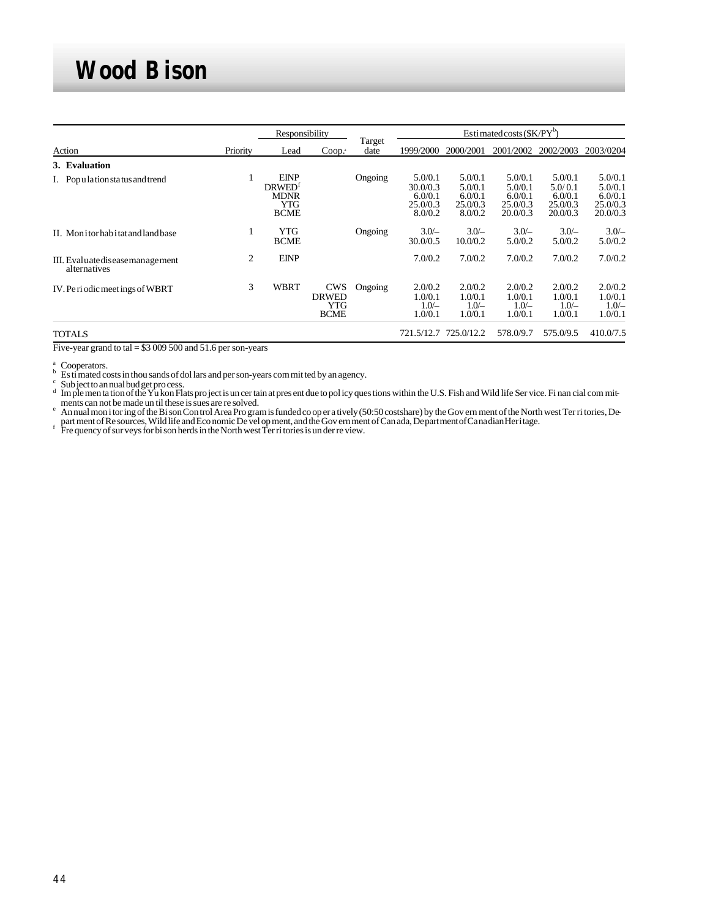# Wood Bison

| Action | Priority | Responsibility | | Target date | Estimated costs ($K/PY[b]) | | | | |
|---|---|---|---|---|---|---|---|---|---|
| | | Lead | Coop.[a] | | 1999/2000 | 2000/2001 | 2001/2002 | 2002/2003 | 2003/0204 |
| **3. Evaluation** | | | | | | | | | |
| I. Population status and trend | 1 | EINP<br>DRWED[f]<br>MDNR<br>YTG<br>BCME | | Ongoing | 5.0/0.1<br>30.0/0.3<br>6.0/0.1<br>25.0/0.3<br>8.0/0.2 | 5.0/0.1<br>5.0/0.1<br>6.0/0.1<br>25.0/0.3<br>8.0/0.2 | 5.0/0.1<br>5.0/0.1<br>6.0/0.1<br>25.0/0.3<br>20.0/0.3 | 5.0/0.1<br>5.0/0.1<br>6.0/0.1<br>25.0/0.3<br>20.0/0.3 | 5.0/0.1<br>5.0/0.1<br>6.0/0.1<br>25.0/0.3<br>20.0/0.3 |
| II. Monitor habitat and land base | 1 | YTG<br>BCME | | Ongoing | 3.0/–<br>30.0/0.5 | 3.0/–<br>10.0/0.2 | 3.0/–<br>5.0/0.2 | 3.0/–<br>5.0/0.2 | 3.0/–<br>5.0/0.2 |
| III. Evaluate disease management alternatives | 2 | EINP | | | 7.0/0.2 | 7.0/0.2 | 7.0/0.2 | 7.0/0.2 | 7.0/0.2 |
| IV. Periodic meetings of WBRT | 3 | WBRT | CWS<br>DRWED<br>YTG<br>BCME | Ongoing | 2.0/0.2<br>1.0/0.1<br>1.0/–<br>1.0/0.1 | 2.0/0.2<br>1.0/0.1<br>1.0/–<br>1.0/0.1 | 2.0/0.2<br>1.0/0.1<br>1.0/–<br>1.0/0.1 | 2.0/0.2<br>1.0/0.1<br>1.0/–<br>1.0/0.1 | 2.0/0.2<br>1.0/0.1<br>1.0/–<br>1.0/0.1 |
| TOTALS | | | | | 721.5/12.7 | 725.0/12.2 | 578.0/9.7 | 575.0/9.5 | 410.0/7.5 |

Five-year grand total = $3 009 500 and 51.6 person-years

[a] Cooperators.
[b] Estimated costs in thousands of dollars and person-years committed by an agency.
[c] Subject to annual budget process.
[d] Implementation of the Yukon Flats project is uncertain at present due to policy questions within the U.S. Fish and Wildlife Service. Financial commitments can not be made until these issues are resolved.
[e] Annual monitoring of the Bison Control Area Program is funded cooperatively (50:50 costshare) by the Government of the Northwest Territories, Department of Resources, Wildlife and Economic Development, and the Government of Canada, Department of Canadian Heritage.
[f] Frequency of surveys for bison herds in the Northwest Territories is under review.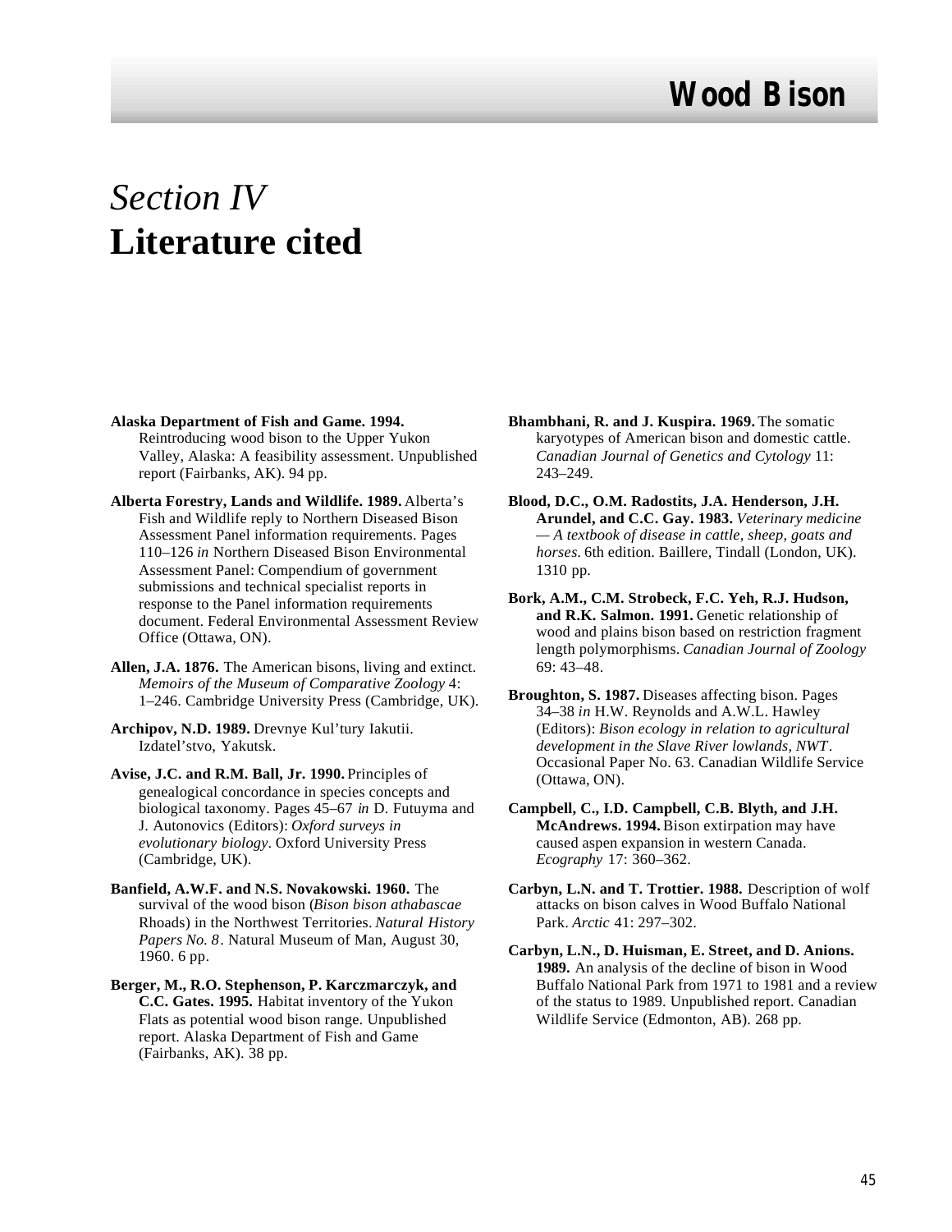# *Section IV*
# Literature cited

**Alaska Department of Fish and Game. 1994.** Reintroducing wood bison to the Upper Yukon Valley, Alaska: A feasibility assessment. Unpublished report (Fairbanks, AK). 94 pp.

**Alberta Forestry, Lands and Wildlife. 1989.** Alberta's Fish and Wildlife reply to Northern Diseased Bison Assessment Panel information requirements. Pages 110–126 *in* Northern Diseased Bison Environmental Assessment Panel: Compendium of government submissions and technical specialist reports in response to the Panel information requirements document. Federal Environmental Assessment Review Office (Ottawa, ON).

**Allen, J.A. 1876.** The American bisons, living and extinct. *Memoirs of the Museum of Comparative Zoology* 4: 1–246. Cambridge University Press (Cambridge, UK).

**Archipov, N.D. 1989.** Drevnye Kul'tury Iakutii. Izdatel'stvo, Yakutsk.

**Avise, J.C. and R.M. Ball, Jr. 1990.** Principles of genealogical concordance in species concepts and biological taxonomy. Pages 45–67 *in* D. Futuyma and J. Autonovics (Editors): *Oxford surveys in evolutionary biology*. Oxford University Press (Cambridge, UK).

**Banfield, A.W.F. and N.S. Novakowski. 1960.** The survival of the wood bison (*Bison bison athabascae* Rhoads) in the Northwest Territories. *Natural History Papers No. 8*. Natural Museum of Man, August 30, 1960. 6 pp.

**Berger, M., R.O. Stephenson, P. Karczmarczyk, and C.C. Gates. 1995.** Habitat inventory of the Yukon Flats as potential wood bison range. Unpublished report. Alaska Department of Fish and Game (Fairbanks, AK). 38 pp.

**Bhambhani, R. and J. Kuspira. 1969.** The somatic karyotypes of American bison and domestic cattle. *Canadian Journal of Genetics and Cytology* 11: 243–249.

**Blood, D.C., O.M. Radostits, J.A. Henderson, J.H. Arundel, and C.C. Gay. 1983.** *Veterinary medicine — A textbook of disease in cattle, sheep, goats and horses*. 6th edition. Baillere, Tindall (London, UK). 1310 pp.

**Bork, A.M., C.M. Strobeck, F.C. Yeh, R.J. Hudson, and R.K. Salmon. 1991.** Genetic relationship of wood and plains bison based on restriction fragment length polymorphisms. *Canadian Journal of Zoology* 69: 43–48.

**Broughton, S. 1987.** Diseases affecting bison. Pages 34–38 *in* H.W. Reynolds and A.W.L. Hawley (Editors): *Bison ecology in relation to agricultural development in the Slave River lowlands, NWT*. Occasional Paper No. 63. Canadian Wildlife Service (Ottawa, ON).

**Campbell, C., I.D. Campbell, C.B. Blyth, and J.H. McAndrews. 1994.** Bison extirpation may have caused aspen expansion in western Canada. *Ecography* 17: 360–362.

**Carbyn, L.N. and T. Trottier. 1988.** Description of wolf attacks on bison calves in Wood Buffalo National Park. *Arctic* 41: 297–302.

**Carbyn, L.N., D. Huisman, E. Street, and D. Anions. 1989.** An analysis of the decline of bison in Wood Buffalo National Park from 1971 to 1981 and a review of the status to 1989. Unpublished report. Canadian Wildlife Service (Edmonton, AB). 268 pp.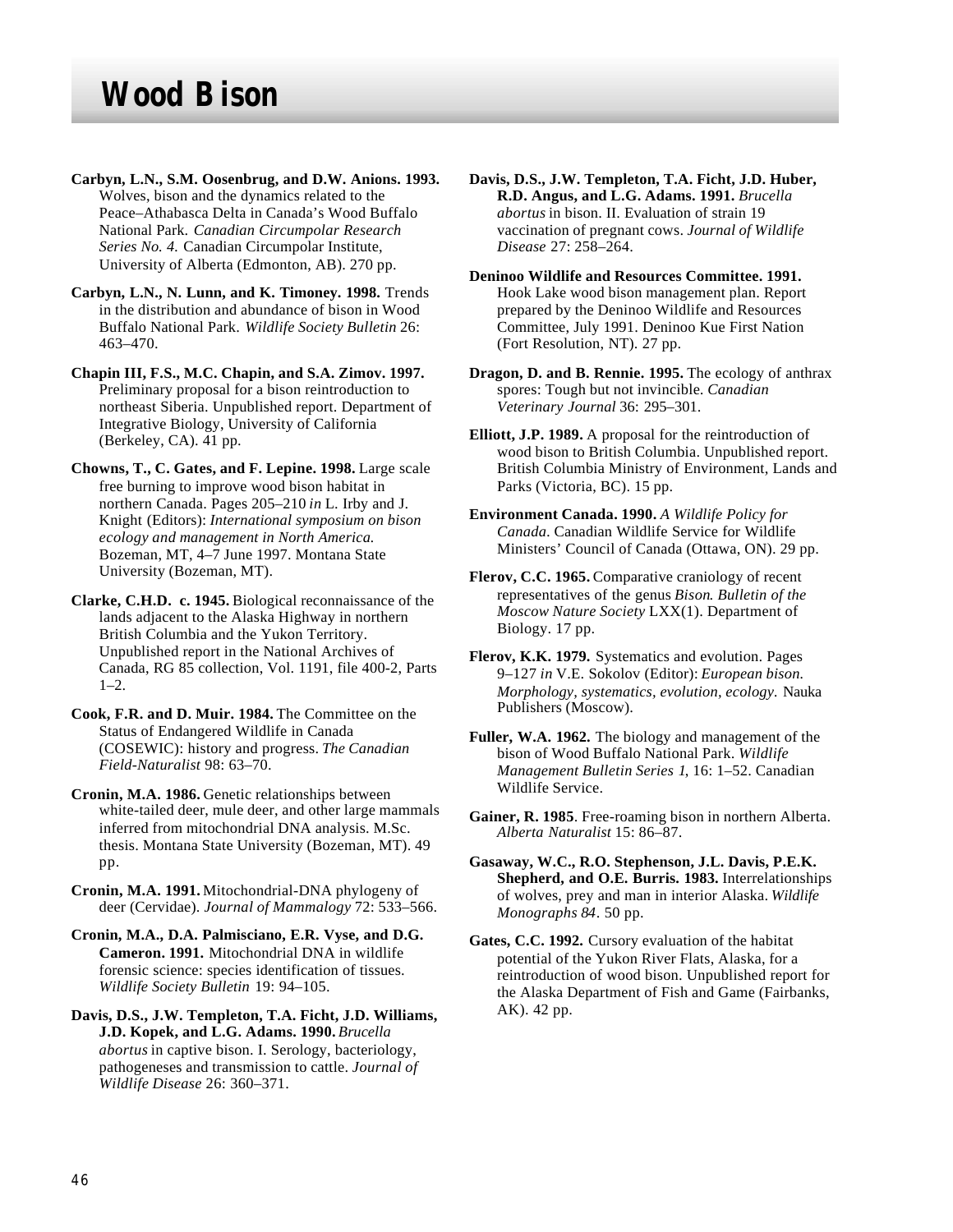# Wood Bison

**Carbyn, L.N., S.M. Oosenbrug, and D.W. Anions. 1993.** Wolves, bison and the dynamics related to the Peace–Athabasca Delta in Canada's Wood Buffalo National Park. *Canadian Circumpolar Research Series No. 4.* Canadian Circumpolar Institute, University of Alberta (Edmonton, AB). 270 pp.

**Carbyn, L.N., N. Lunn, and K. Timoney. 1998.** Trends in the distribution and abundance of bison in Wood Buffalo National Park. *Wildlife Society Bulletin* 26: 463–470.

**Chapin III, F.S., M.C. Chapin, and S.A. Zimov. 1997.** Preliminary proposal for a bison reintroduction to northeast Siberia. Unpublished report. Department of Integrative Biology, University of California (Berkeley, CA). 41 pp.

**Chowns, T., C. Gates, and F. Lepine. 1998.** Large scale free burning to improve wood bison habitat in northern Canada. Pages 205–210 *in* L. Irby and J. Knight (Editors): *International symposium on bison ecology and management in North America.* Bozeman, MT, 4–7 June 1997. Montana State University (Bozeman, MT).

**Clarke, C.H.D. c. 1945.** Biological reconnaissance of the lands adjacent to the Alaska Highway in northern British Columbia and the Yukon Territory. Unpublished report in the National Archives of Canada, RG 85 collection, Vol. 1191, file 400-2, Parts 1–2.

**Cook, F.R. and D. Muir. 1984.** The Committee on the Status of Endangered Wildlife in Canada (COSEWIC): history and progress. *The Canadian Field-Naturalist* 98: 63–70.

**Cronin, M.A. 1986.** Genetic relationships between white-tailed deer, mule deer, and other large mammals inferred from mitochondrial DNA analysis. M.Sc. thesis. Montana State University (Bozeman, MT). 49 pp.

**Cronin, M.A. 1991.** Mitochondrial-DNA phylogeny of deer (Cervidae). *Journal of Mammalogy* 72: 533–566.

**Cronin, M.A., D.A. Palmisciano, E.R. Vyse, and D.G. Cameron. 1991.** Mitochondrial DNA in wildlife forensic science: species identification of tissues. *Wildlife Society Bulletin* 19: 94–105.

**Davis, D.S., J.W. Templeton, T.A. Ficht, J.D. Williams, J.D. Kopek, and L.G. Adams. 1990.** *Brucella abortus* in captive bison. I. Serology, bacteriology, pathogeneses and transmission to cattle. *Journal of Wildlife Disease* 26: 360–371.

**Davis, D.S., J.W. Templeton, T.A. Ficht, J.D. Huber, R.D. Angus, and L.G. Adams. 1991.** *Brucella abortus* in bison. II. Evaluation of strain 19 vaccination of pregnant cows. *Journal of Wildlife Disease* 27: 258–264.

**Deninoo Wildlife and Resources Committee. 1991.** Hook Lake wood bison management plan. Report prepared by the Deninoo Wildlife and Resources Committee, July 1991. Deninoo Kue First Nation (Fort Resolution, NT). 27 pp.

**Dragon, D. and B. Rennie. 1995.** The ecology of anthrax spores: Tough but not invincible. *Canadian Veterinary Journal* 36: 295–301.

**Elliott, J.P. 1989.** A proposal for the reintroduction of wood bison to British Columbia. Unpublished report. British Columbia Ministry of Environment, Lands and Parks (Victoria, BC). 15 pp.

**Environment Canada. 1990.** *A Wildlife Policy for Canada*. Canadian Wildlife Service for Wildlife Ministers' Council of Canada (Ottawa, ON). 29 pp.

**Flerov, C.C. 1965.** Comparative craniology of recent representatives of the genus *Bison*. *Bulletin of the Moscow Nature Society* LXX(1). Department of Biology. 17 pp.

**Flerov, K.K. 1979.** Systematics and evolution. Pages 9–127 *in* V.E. Sokolov (Editor): *European bison. Morphology, systematics, evolution, ecology.* Nauka Publishers (Moscow).

**Fuller, W.A. 1962.** The biology and management of the bison of Wood Buffalo National Park. *Wildlife Management Bulletin Series 1*, 16: 1–52. Canadian Wildlife Service.

**Gainer, R. 1985**. Free-roaming bison in northern Alberta. *Alberta Naturalist* 15: 86–87.

**Gasaway, W.C., R.O. Stephenson, J.L. Davis, P.E.K. Shepherd, and O.E. Burris. 1983.** Interrelationships of wolves, prey and man in interior Alaska. *Wildlife Monographs 84*. 50 pp.

**Gates, C.C. 1992.** Cursory evaluation of the habitat potential of the Yukon River Flats, Alaska, for a reintroduction of wood bison. Unpublished report for the Alaska Department of Fish and Game (Fairbanks, AK). 42 pp.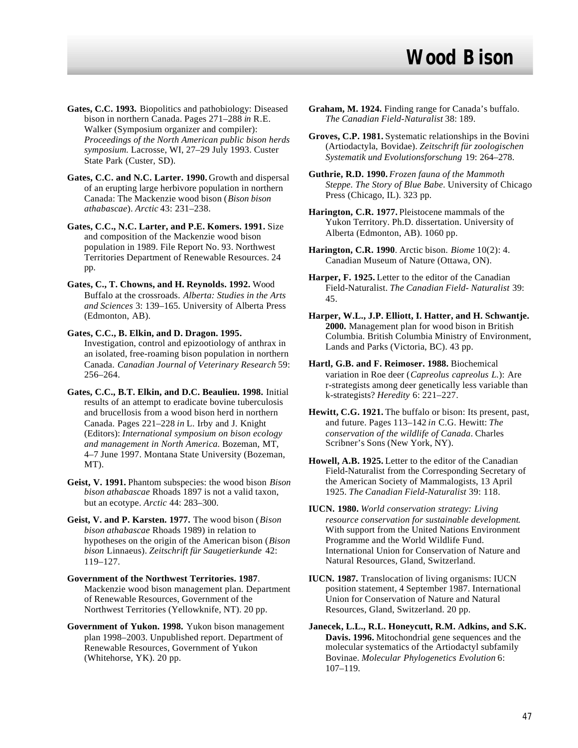**Gates, C.C. 1993.** Biopolitics and pathobiology: Diseased bison in northern Canada. Pages 271–288 *in* R.E. Walker (Symposium organizer and compiler): *Proceedings of the North American public bison herds symposium.* Lacrosse, WI, 27–29 July 1993. Custer State Park (Custer, SD).

**Gates, C.C. and N.C. Larter. 1990.** Growth and dispersal of an erupting large herbivore population in northern Canada: The Mackenzie wood bison (*Bison bison athabascae*). *Arctic* 43: 231–238.

**Gates, C.C., N.C. Larter, and P.E. Komers. 1991.** Size and composition of the Mackenzie wood bison population in 1989. File Report No. 93. Northwest Territories Department of Renewable Resources. 24 pp.

**Gates, C., T. Chowns, and H. Reynolds. 1992.** Wood Buffalo at the crossroads. *Alberta: Studies in the Arts and Sciences* 3: 139–165. University of Alberta Press (Edmonton, AB).

**Gates, C.C., B. Elkin, and D. Dragon. 1995.** Investigation, control and epizootiology of anthrax in an isolated, free-roaming bison population in northern Canada. *Canadian Journal of Veterinary Research* 59: 256–264.

**Gates, C.C., B.T. Elkin, and D.C. Beaulieu. 1998.** Initial results of an attempt to eradicate bovine tuberculosis and brucellosis from a wood bison herd in northern Canada. Pages 221–228 *in* L. Irby and J. Knight (Editors): *International symposium on bison ecology and management in North America.* Bozeman, MT, 4–7 June 1997. Montana State University (Bozeman, MT).

**Geist, V. 1991.** Phantom subspecies: the wood bison *Bison bison athabascae* Rhoads 1897 is not a valid taxon, but an ecotype. *Arctic* 44: 283–300.

**Geist, V. and P. Karsten. 1977.** The wood bison (*Bison bison athabascae* Rhoads 1989) in relation to hypotheses on the origin of the American bison (*Bison bison* Linnaeus). *Zeitschrift für Saugetierkunde* 42: 119–127.

**Government of the Northwest Territories. 1987**. Mackenzie wood bison management plan. Department of Renewable Resources, Government of the Northwest Territories (Yellowknife, NT). 20 pp.

**Government of Yukon. 1998.** Yukon bison management plan 1998–2003. Unpublished report. Department of Renewable Resources, Government of Yukon (Whitehorse, YK). 20 pp.

**Graham, M. 1924.** Finding range for Canada's buffalo. *The Canadian Field-Naturalist* 38: 189.

**Groves, C.P. 1981.** Systematic relationships in the Bovini (Artiodactyla, Bovidae). *Zeitschrift für zoologischen Systematik und Evolutionsforschung* 19: 264–278.

**Guthrie, R.D. 1990.** *Frozen fauna of the Mammoth Steppe. The Story of Blue Babe.* University of Chicago Press (Chicago, IL). 323 pp.

**Harington, C.R. 1977.** Pleistocene mammals of the Yukon Territory. Ph.D. dissertation. University of Alberta (Edmonton, AB). 1060 pp.

**Harington, C.R. 1990**. Arctic bison. *Biome* 10(2): 4. Canadian Museum of Nature (Ottawa, ON).

**Harper, F. 1925.** Letter to the editor of the Canadian Field-Naturalist. *The Canadian Field- Naturalist* 39: 45.

**Harper, W.L., J.P. Elliott, I. Hatter, and H. Schwantje. 2000.** Management plan for wood bison in British Columbia. British Columbia Ministry of Environment, Lands and Parks (Victoria, BC). 43 pp.

**Hartl, G.B. and F. Reimoser. 1988.** Biochemical variation in Roe deer (*Capreolus capreolus L.*): Are r-strategists among deer genetically less variable than k-strategists? *Heredity* 6: 221–227.

**Hewitt, C.G. 1921.** The buffalo or bison: Its present, past, and future. Pages 113–142 *in* C.G. Hewitt: *The conservation of the wildlife of Canada*. Charles Scribner's Sons (New York, NY).

**Howell, A.B. 1925.** Letter to the editor of the Canadian Field-Naturalist from the Corresponding Secretary of the American Society of Mammalogists, 13 April 1925. *The Canadian Field-Naturalist* 39: 118.

**IUCN. 1980.** *World conservation strategy: Living resource conservation for sustainable development.* With support from the United Nations Environment Programme and the World Wildlife Fund. International Union for Conservation of Nature and Natural Resources, Gland, Switzerland.

**IUCN. 1987.** Translocation of living organisms: IUCN position statement, 4 September 1987. International Union for Conservation of Nature and Natural Resources, Gland, Switzerland. 20 pp.

**Janecek, L.L., R.L. Honeycutt, R.M. Adkins, and S.K. Davis. 1996.** Mitochondrial gene sequences and the molecular systematics of the Artiodactyl subfamily Bovinae. *Molecular Phylogenetics Evolution* 6: 107–119.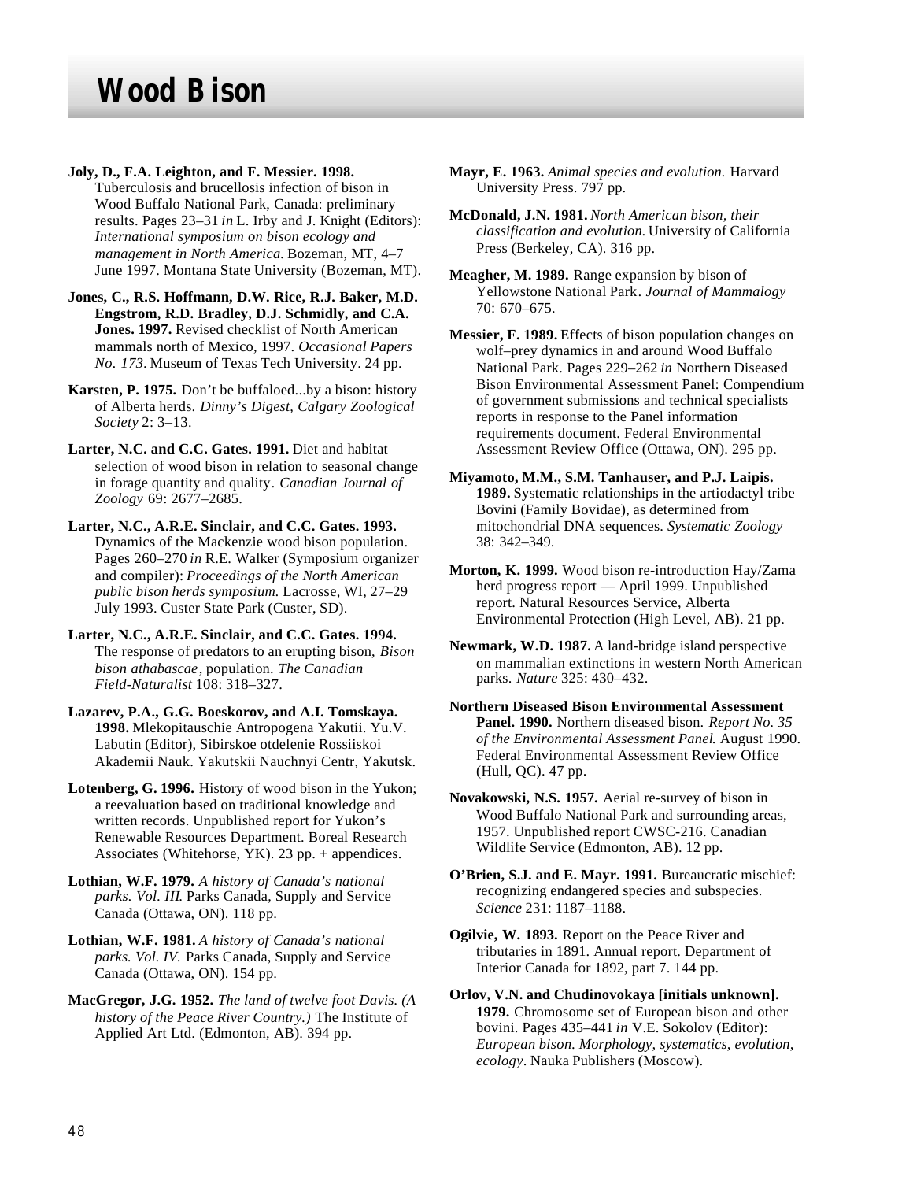# Wood Bison

**Joly, D., F.A. Leighton, and F. Messier. 1998.** Tuberculosis and brucellosis infection of bison in Wood Buffalo National Park, Canada: preliminary results. Pages 23–31 *in* L. Irby and J. Knight (Editors): *International symposium on bison ecology and management in North America.* Bozeman, MT, 4–7 June 1997. Montana State University (Bozeman, MT).

**Jones, C., R.S. Hoffmann, D.W. Rice, R.J. Baker, M.D. Engstrom, R.D. Bradley, D.J. Schmidly, and C.A. Jones. 1997.** Revised checklist of North American mammals north of Mexico, 1997. *Occasional Papers No. 173.* Museum of Texas Tech University. 24 pp.

**Karsten, P. 1975.** Don't be buffaloed...by a bison: history of Alberta herds. *Dinny's Digest, Calgary Zoological Society* 2: 3–13.

**Larter, N.C. and C.C. Gates. 1991.** Diet and habitat selection of wood bison in relation to seasonal change in forage quantity and quality. *Canadian Journal of Zoology* 69: 2677–2685.

**Larter, N.C., A.R.E. Sinclair, and C.C. Gates. 1993.** Dynamics of the Mackenzie wood bison population. Pages 260–270 *in* R.E. Walker (Symposium organizer and compiler): *Proceedings of the North American public bison herds symposium.* Lacrosse, WI, 27–29 July 1993. Custer State Park (Custer, SD).

**Larter, N.C., A.R.E. Sinclair, and C.C. Gates. 1994.** The response of predators to an erupting bison, *Bison bison athabascae*, population. *The Canadian Field-Naturalist* 108: 318–327.

**Lazarev, P.A., G.G. Boeskorov, and A.I. Tomskaya. 1998.** Mlekopitauschie Antropogena Yakutii. Yu.V. Labutin (Editor), Sibirskoe otdelenie Rossiiskoi Akademii Nauk. Yakutskii Nauchnyi Centr, Yakutsk.

**Lotenberg, G. 1996.** History of wood bison in the Yukon; a reevaluation based on traditional knowledge and written records. Unpublished report for Yukon's Renewable Resources Department. Boreal Research Associates (Whitehorse, YK). 23 pp. + appendices.

**Lothian, W.F. 1979.** *A history of Canada's national parks. Vol. III.* Parks Canada, Supply and Service Canada (Ottawa, ON). 118 pp.

**Lothian, W.F. 1981.** *A history of Canada's national parks. Vol. IV.* Parks Canada, Supply and Service Canada (Ottawa, ON). 154 pp.

**MacGregor, J.G. 1952.** *The land of twelve foot Davis. (A history of the Peace River Country.)* The Institute of Applied Art Ltd. (Edmonton, AB). 394 pp.

**Mayr, E. 1963.** *Animal species and evolution.* Harvard University Press. 797 pp.

**McDonald, J.N. 1981.** *North American bison, their classification and evolution.* University of California Press (Berkeley, CA). 316 pp.

**Meagher, M. 1989.** Range expansion by bison of Yellowstone National Park. *Journal of Mammalogy* 70: 670–675.

**Messier, F. 1989.** Effects of bison population changes on wolf–prey dynamics in and around Wood Buffalo National Park. Pages 229–262 *in* Northern Diseased Bison Environmental Assessment Panel: Compendium of government submissions and technical specialists reports in response to the Panel information requirements document. Federal Environmental Assessment Review Office (Ottawa, ON). 295 pp.

**Miyamoto, M.M., S.M. Tanhauser, and P.J. Laipis. 1989.** Systematic relationships in the artiodactyl tribe Bovini (Family Bovidae), as determined from mitochondrial DNA sequences. *Systematic Zoology* 38: 342–349.

**Morton, K. 1999.** Wood bison re-introduction Hay/Zama herd progress report — April 1999. Unpublished report. Natural Resources Service, Alberta Environmental Protection (High Level, AB). 21 pp.

**Newmark, W.D. 1987.** A land-bridge island perspective on mammalian extinctions in western North American parks. *Nature* 325: 430–432.

**Northern Diseased Bison Environmental Assessment Panel. 1990.** Northern diseased bison. *Report No. 35 of the Environmental Assessment Panel.* August 1990. Federal Environmental Assessment Review Office (Hull, QC). 47 pp.

**Novakowski, N.S. 1957.** Aerial re-survey of bison in Wood Buffalo National Park and surrounding areas, 1957. Unpublished report CWSC-216. Canadian Wildlife Service (Edmonton, AB). 12 pp.

**O'Brien, S.J. and E. Mayr. 1991.** Bureaucratic mischief: recognizing endangered species and subspecies. *Science* 231: 1187–1188.

**Ogilvie, W. 1893.** Report on the Peace River and tributaries in 1891. Annual report. Department of Interior Canada for 1892, part 7. 144 pp.

**Orlov, V.N. and Chudinovokaya [initials unknown]. 1979.** Chromosome set of European bison and other bovini. Pages 435–441 *in* V.E. Sokolov (Editor): *European bison. Morphology, systematics, evolution, ecology*. Nauka Publishers (Moscow).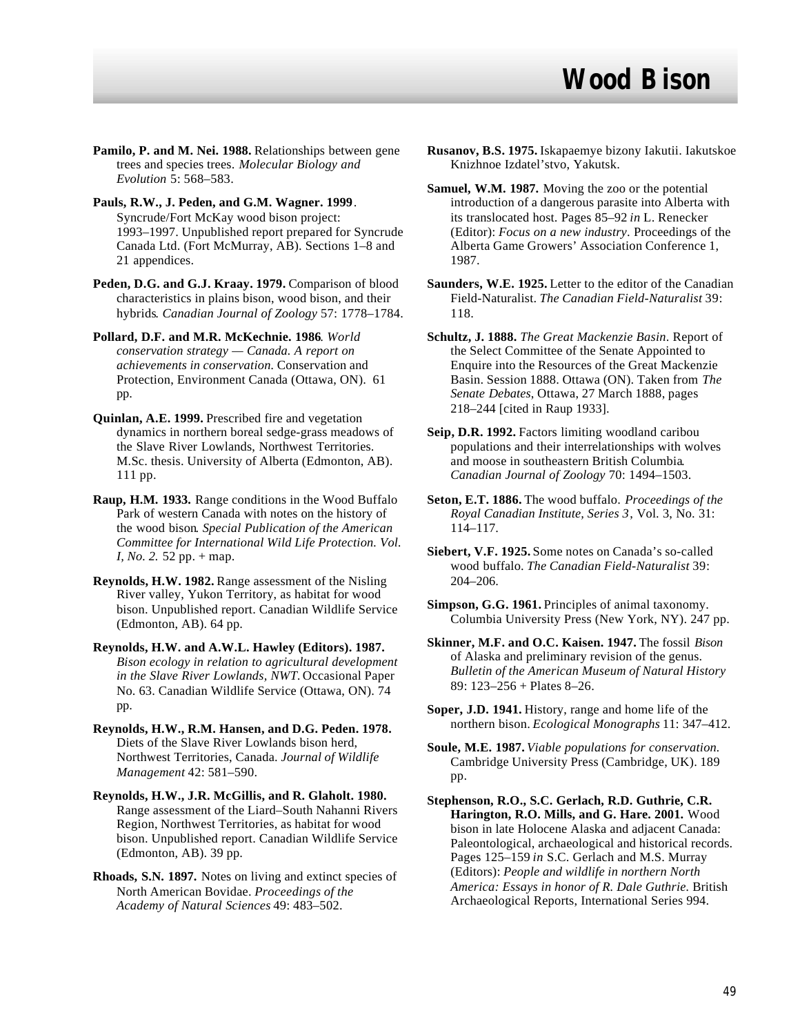**Pamilo, P. and M. Nei. 1988.** Relationships between gene trees and species trees. *Molecular Biology and Evolution* 5: 568–583.

**Pauls, R.W., J. Peden, and G.M. Wagner. 1999**. Syncrude/Fort McKay wood bison project: 1993–1997. Unpublished report prepared for Syncrude Canada Ltd. (Fort McMurray, AB). Sections 1–8 and 21 appendices.

**Peden, D.G. and G.J. Kraay. 1979.** Comparison of blood characteristics in plains bison, wood bison, and their hybrids. *Canadian Journal of Zoology* 57: 1778–1784.

**Pollard, D.F. and M.R. McKechnie. 1986**. *World conservation strategy — Canada. A report on achievements in conservation.* Conservation and Protection, Environment Canada (Ottawa, ON). 61 pp.

**Quinlan, A.E. 1999.** Prescribed fire and vegetation dynamics in northern boreal sedge-grass meadows of the Slave River Lowlands, Northwest Territories. M.Sc. thesis. University of Alberta (Edmonton, AB). 111 pp.

**Raup, H.M. 1933.** Range conditions in the Wood Buffalo Park of western Canada with notes on the history of the wood bison. *Special Publication of the American Committee for International Wild Life Protection. Vol. I, No. 2.* 52 pp. + map.

**Reynolds, H.W. 1982.** Range assessment of the Nisling River valley, Yukon Territory, as habitat for wood bison. Unpublished report. Canadian Wildlife Service (Edmonton, AB). 64 pp.

**Reynolds, H.W. and A.W.L. Hawley (Editors). 1987.** *Bison ecology in relation to agricultural development in the Slave River Lowlands, NWT.* Occasional Paper No. 63. Canadian Wildlife Service (Ottawa, ON). 74 pp.

**Reynolds, H.W., R.M. Hansen, and D.G. Peden. 1978.** Diets of the Slave River Lowlands bison herd, Northwest Territories, Canada. *Journal of Wildlife Management* 42: 581–590.

**Reynolds, H.W., J.R. McGillis, and R. Glaholt. 1980.** Range assessment of the Liard–South Nahanni Rivers Region, Northwest Territories, as habitat for wood bison. Unpublished report. Canadian Wildlife Service (Edmonton, AB). 39 pp.

**Rhoads, S.N. 1897.** Notes on living and extinct species of North American Bovidae. *Proceedings of the Academy of Natural Sciences* 49: 483–502.

**Rusanov, B.S. 1975.** Iskapaemye bizony Iakutii. Iakutskoe Knizhnoe Izdatel'stvo, Yakutsk.

**Samuel, W.M. 1987.** Moving the zoo or the potential introduction of a dangerous parasite into Alberta with its translocated host. Pages 85–92 *in* L. Renecker (Editor): *Focus on a new industry*. Proceedings of the Alberta Game Growers' Association Conference 1, 1987.

**Saunders, W.E. 1925.** Letter to the editor of the Canadian Field-Naturalist. *The Canadian Field-Naturalist* 39: 118.

**Schultz, J. 1888.** *The Great Mackenzie Basin*. Report of the Select Committee of the Senate Appointed to Enquire into the Resources of the Great Mackenzie Basin. Session 1888. Ottawa (ON). Taken from *The Senate Debates*, Ottawa, 27 March 1888, pages 218–244 [cited in Raup 1933].

**Seip, D.R. 1992.** Factors limiting woodland caribou populations and their interrelationships with wolves and moose in southeastern British Columbia. *Canadian Journal of Zoology* 70: 1494–1503.

**Seton, E.T. 1886.** The wood buffalo. *Proceedings of the Royal Canadian Institute, Series 3*, Vol. 3, No. 31: 114–117.

**Siebert, V.F. 1925.** Some notes on Canada's so-called wood buffalo. *The Canadian Field-Naturalist* 39: 204–206.

**Simpson, G.G. 1961.** Principles of animal taxonomy. Columbia University Press (New York, NY). 247 pp.

**Skinner, M.F. and O.C. Kaisen. 1947.** The fossil *Bison* of Alaska and preliminary revision of the genus. *Bulletin of the American Museum of Natural History* 89: 123–256 + Plates 8–26.

**Soper, J.D. 1941.** History, range and home life of the northern bison. *Ecological Monographs* 11: 347–412.

**Soule, M.E. 1987.** *Viable populations for conservation.* Cambridge University Press (Cambridge, UK). 189 pp.

**Stephenson, R.O., S.C. Gerlach, R.D. Guthrie, C.R. Harington, R.O. Mills, and G. Hare. 2001.** Wood bison in late Holocene Alaska and adjacent Canada: Paleontological, archaeological and historical records. Pages 125–159 *in* S.C. Gerlach and M.S. Murray (Editors): *People and wildlife in northern North America: Essays in honor of R. Dale Guthrie.* British Archaeological Reports, International Series 994.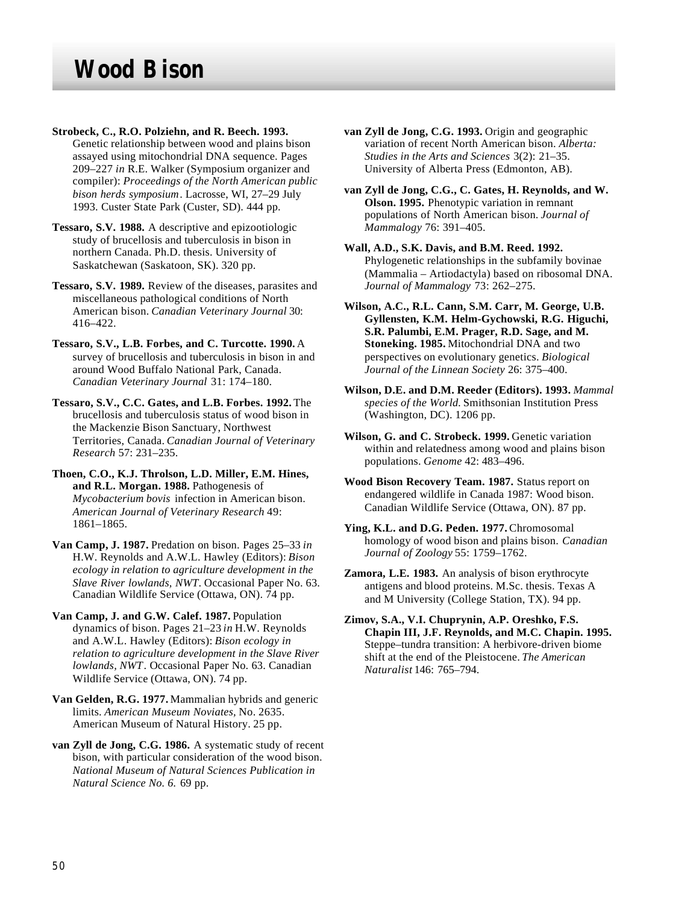# Wood Bison

**Strobeck, C., R.O. Polziehn, and R. Beech. 1993.** Genetic relationship between wood and plains bison assayed using mitochondrial DNA sequence. Pages 209–227 *in* R.E. Walker (Symposium organizer and compiler): *Proceedings of the North American public bison herds symposium*. Lacrosse, WI, 27–29 July 1993. Custer State Park (Custer, SD). 444 pp.

**Tessaro, S.V. 1988.** A descriptive and epizootiologic study of brucellosis and tuberculosis in bison in northern Canada. Ph.D. thesis. University of Saskatchewan (Saskatoon, SK). 320 pp.

**Tessaro, S.V. 1989.** Review of the diseases, parasites and miscellaneous pathological conditions of North American bison. *Canadian Veterinary Journal* 30: 416–422.

**Tessaro, S.V., L.B. Forbes, and C. Turcotte. 1990.** A survey of brucellosis and tuberculosis in bison in and around Wood Buffalo National Park, Canada. *Canadian Veterinary Journal* 31: 174–180.

**Tessaro, S.V., C.C. Gates, and L.B. Forbes. 1992.** The brucellosis and tuberculosis status of wood bison in the Mackenzie Bison Sanctuary, Northwest Territories, Canada. *Canadian Journal of Veterinary Research* 57: 231–235.

**Thoen, C.O., K.J. Throlson, L.D. Miller, E.M. Hines, and R.L. Morgan. 1988.** Pathogenesis of *Mycobacterium bovis* infection in American bison. *American Journal of Veterinary Research* 49: 1861–1865.

**Van Camp, J. 1987.** Predation on bison. Pages 25–33 *in* H.W. Reynolds and A.W.L. Hawley (Editors): *Bison ecology in relation to agriculture development in the Slave River lowlands, NWT*. Occasional Paper No. 63. Canadian Wildlife Service (Ottawa, ON). 74 pp.

**Van Camp, J. and G.W. Calef. 1987.** Population dynamics of bison. Pages 21–23 *in* H.W. Reynolds and A.W.L. Hawley (Editors): *Bison ecology in relation to agriculture development in the Slave River lowlands, NWT*. Occasional Paper No. 63. Canadian Wildlife Service (Ottawa, ON). 74 pp.

**Van Gelden, R.G. 1977.** Mammalian hybrids and generic limits. *American Museum Noviates*, No. 2635. American Museum of Natural History. 25 pp.

**van Zyll de Jong, C.G. 1986.** A systematic study of recent bison, with particular consideration of the wood bison. *National Museum of Natural Sciences Publication in Natural Science No. 6.* 69 pp.

**van Zyll de Jong, C.G. 1993.** Origin and geographic variation of recent North American bison. *Alberta: Studies in the Arts and Sciences* 3(2): 21–35. University of Alberta Press (Edmonton, AB).

**van Zyll de Jong, C.G., C. Gates, H. Reynolds, and W. Olson. 1995.** Phenotypic variation in remnant populations of North American bison. *Journal of Mammalogy* 76: 391–405.

**Wall, A.D., S.K. Davis, and B.M. Reed. 1992.** Phylogenetic relationships in the subfamily bovinae (Mammalia – Artiodactyla) based on ribosomal DNA. *Journal of Mammalogy* 73: 262–275.

**Wilson, A.C., R.L. Cann, S.M. Carr, M. George, U.B. Gyllensten, K.M. Helm-Gychowski, R.G. Higuchi, S.R. Palumbi, E.M. Prager, R.D. Sage, and M. Stoneking. 1985.** Mitochondrial DNA and two perspectives on evolutionary genetics. *Biological Journal of the Linnean Society* 26: 375–400.

**Wilson, D.E. and D.M. Reeder (Editors). 1993.** *Mammal species of the World.* Smithsonian Institution Press (Washington, DC). 1206 pp.

**Wilson, G. and C. Strobeck. 1999.** Genetic variation within and relatedness among wood and plains bison populations. *Genome* 42: 483–496.

**Wood Bison Recovery Team. 1987.** Status report on endangered wildlife in Canada 1987: Wood bison. Canadian Wildlife Service (Ottawa, ON). 87 pp.

**Ying, K.L. and D.G. Peden. 1977.** Chromosomal homology of wood bison and plains bison. *Canadian Journal of Zoology* 55: 1759–1762.

**Zamora, L.E. 1983.** An analysis of bison erythrocyte antigens and blood proteins. M.Sc. thesis. Texas A and M University (College Station, TX). 94 pp.

**Zimov, S.A., V.I. Chuprynin, A.P. Oreshko, F.S. Chapin III, J.F. Reynolds, and M.C. Chapin. 1995.** Steppe–tundra transition: A herbivore-driven biome shift at the end of the Pleistocene. *The American Naturalist* 146: 765–794.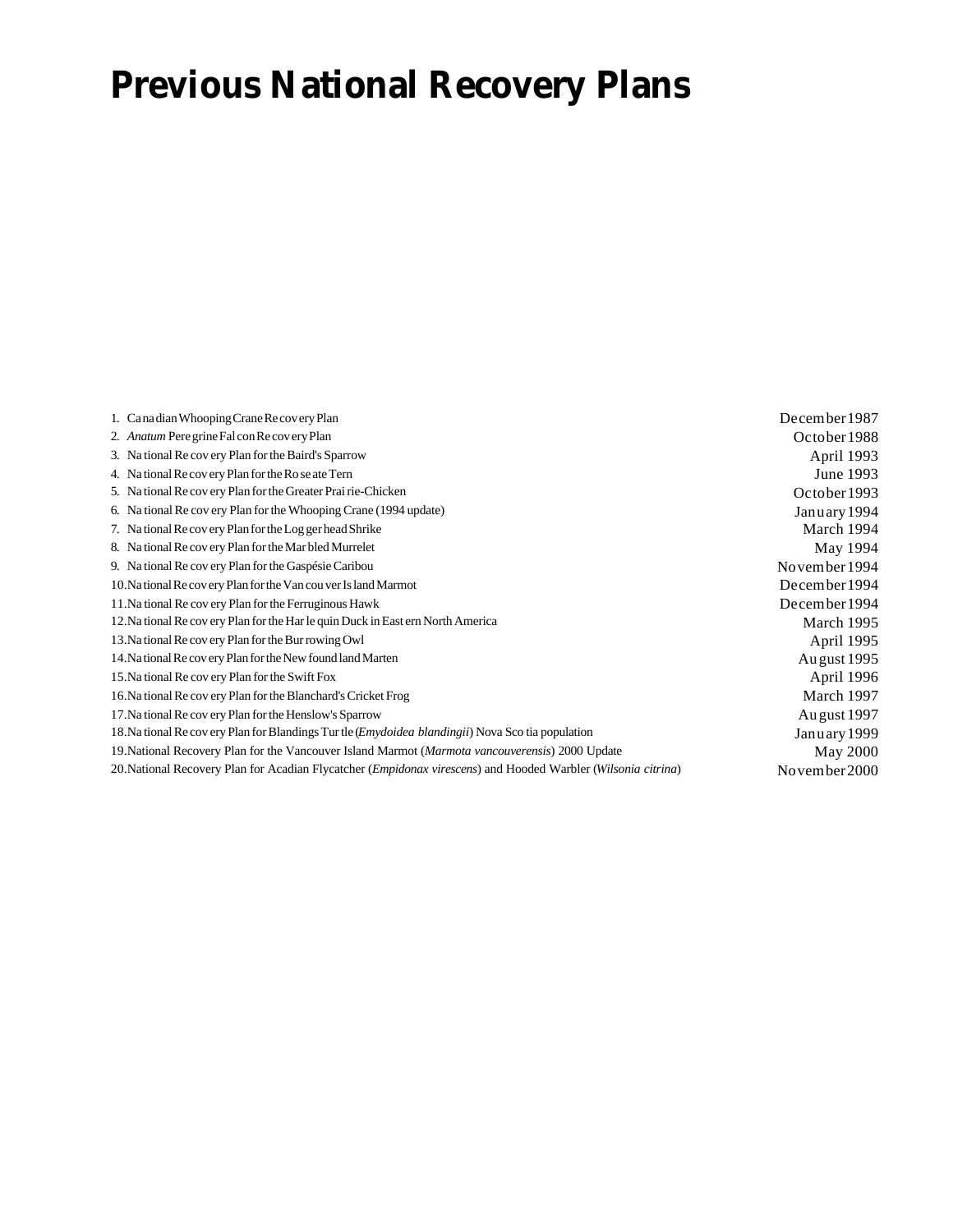# Previous National Recovery Plans

| | |
|---|---|
| 1. Canadian Whooping Crane Recovery Plan | December 1987 |
| 2. *Anatum* Peregrine Falcon Recovery Plan | October 1988 |
| 3. National Recovery Plan for the Baird's Sparrow | April 1993 |
| 4. National Recovery Plan for the Roseate Tern | June 1993 |
| 5. National Recovery Plan for the Greater Prairie-Chicken | October 1993 |
| 6. National Recovery Plan for the Whooping Crane (1994 update) | January 1994 |
| 7. National Recovery Plan for the Loggerhead Shrike | March 1994 |
| 8. National Recovery Plan for the Marbled Murrelet | May 1994 |
| 9. National Recovery Plan for the Gaspésie Caribou | November 1994 |
| 10. National Recovery Plan for the Vancouver Island Marmot | December 1994 |
| 11. National Recovery Plan for the Ferruginous Hawk | December 1994 |
| 12. National Recovery Plan for the Harlequin Duck in Eastern North America | March 1995 |
| 13. National Recovery Plan for the Burrowing Owl | April 1995 |
| 14. National Recovery Plan for the Newfoundland Marten | August 1995 |
| 15. National Recovery Plan for the Swift Fox | April 1996 |
| 16. National Recovery Plan for the Blanchard's Cricket Frog | March 1997 |
| 17. National Recovery Plan for the Henslow's Sparrow | August 1997 |
| 18. National Recovery Plan for Blandings Turtle (*Emydoidea blandingii*) Nova Scotia population | January 1999 |
| 19. National Recovery Plan for the Vancouver Island Marmot (*Marmota vancouverensis*) 2000 Update | May 2000 |
| 20. National Recovery Plan for Acadian Flycatcher (*Empidonax virescens*) and Hooded Warbler (*Wilsonia citrina*) | November 2000 |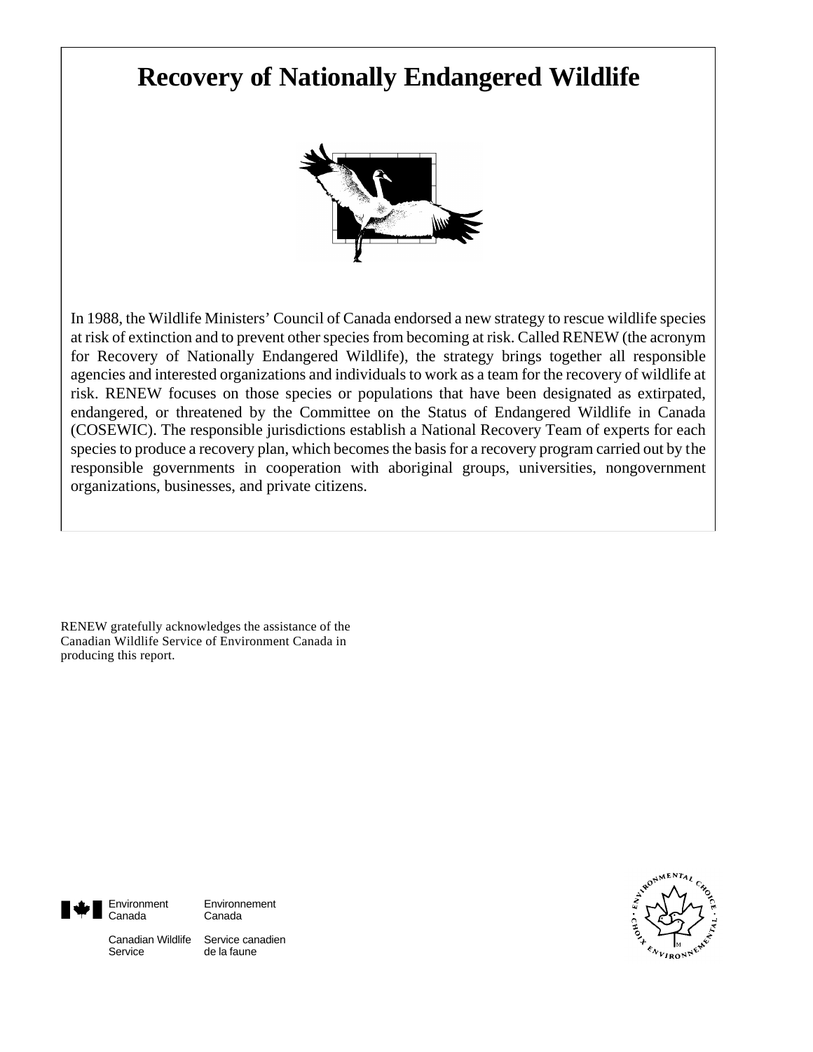# Recovery of Nationally Endangered Wildlife

In 1988, the Wildlife Ministers' Council of Canada endorsed a new strategy to rescue wildlife species at risk of extinction and to prevent other species from becoming at risk. Called RENEW (the acronym for Recovery of Nationally Endangered Wildlife), the strategy brings together all responsible agencies and interested organizations and individuals to work as a team for the recovery of wildlife at risk. RENEW focuses on those species or populations that have been designated as extirpated, endangered, or threatened by the Committee on the Status of Endangered Wildlife in Canada (COSEWIC). The responsible jurisdictions establish a National Recovery Team of experts for each species to produce a recovery plan, which becomes the basis for a recovery program carried out by the responsible governments in cooperation with aboriginal groups, universities, nongovernment organizations, businesses, and private citizens.

RENEW gratefully acknowledges the assistance of the Canadian Wildlife Service of Environment Canada in producing this report.

Environment Canada — Environnement Canada

Canadian Wildlife Service — Service canadien de la faune

ENVIRONMENTAL CHOICE · CHOIX ENVIRONNEMENTAL